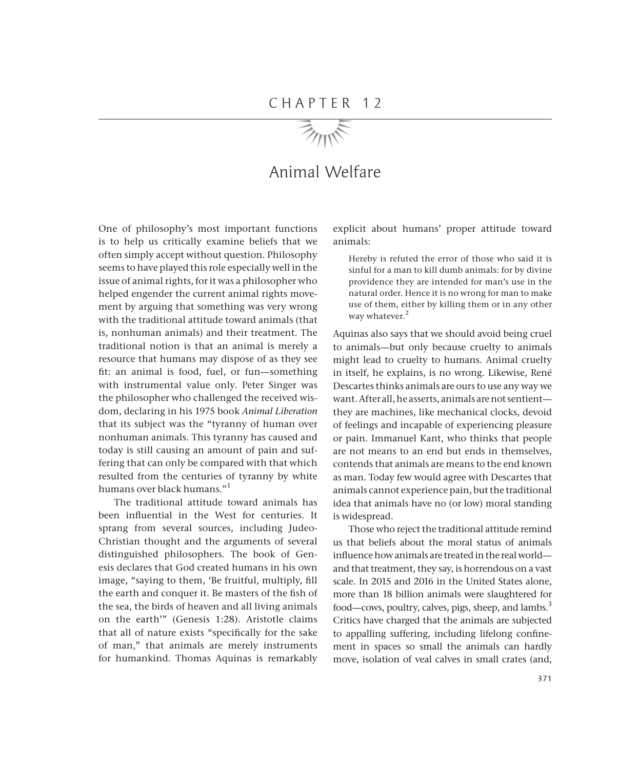# CHAPTER 12

## Animal Welfare

One of philosophy's most important functions is to help us critically examine beliefs that we often simply accept without question. Philosophy seems to have played this role especially well in the issue of animal rights, for it was a philosopher who helped engender the current animal rights movement by arguing that something was very wrong with the traditional attitude toward animals (that is, nonhuman animals) and their treatment. The traditional notion is that an animal is merely a resource that humans may dispose of as they see fit: an animal is food, fuel, or fun—something with instrumental value only. Peter Singer was the philosopher who challenged the received wisdom, declaring in his 1975 book *Animal Liberation* that its subject was the "tyranny of human over nonhuman animals. This tyranny has caused and today is still causing an amount of pain and suffering that can only be compared with that which resulted from the centuries of tyranny by white humans over black humans."[1]

The traditional attitude toward animals has been influential in the West for centuries. It sprang from several sources, including Judeo-Christian thought and the arguments of several distinguished philosophers. The book of Genesis declares that God created humans in his own image, "saying to them, 'Be fruitful, multiply, fill the earth and conquer it. Be masters of the fish of the sea, the birds of heaven and all living animals on the earth'" (Genesis 1:28). Aristotle claims that all of nature exists "specifically for the sake of man," that animals are merely instruments for humankind. Thomas Aquinas is remarkably explicit about humans' proper attitude toward animals:

> Hereby is refuted the error of those who said it is sinful for a man to kill dumb animals: for by divine providence they are intended for man's use in the natural order. Hence it is no wrong for man to make use of them, either by killing them or in any other way whatever.[2]

Aquinas also says that we should avoid being cruel to animals—but only because cruelty to animals might lead to cruelty to humans. Animal cruelty in itself, he explains, is no wrong. Likewise, René Descartes thinks animals are ours to use any way we want. After all, he asserts, animals are not sentient—they are machines, like mechanical clocks, devoid of feelings and incapable of experiencing pleasure or pain. Immanuel Kant, who thinks that people are not means to an end but ends in themselves, contends that animals are means to the end known as man. Today few would agree with Descartes that animals cannot experience pain, but the traditional idea that animals have no (or low) moral standing is widespread.

Those who reject the traditional attitude remind us that beliefs about the moral status of animals influence how animals are treated in the real world—and that treatment, they say, is horrendous on a vast scale. In 2015 and 2016 in the United States alone, more than 18 billion animals were slaughtered for food—cows, poultry, calves, pigs, sheep, and lambs.[3] Critics have charged that the animals are subjected to appalling suffering, including lifelong confinement in spaces so small the animals can hardly move, isolation of veal calves in small crates (and,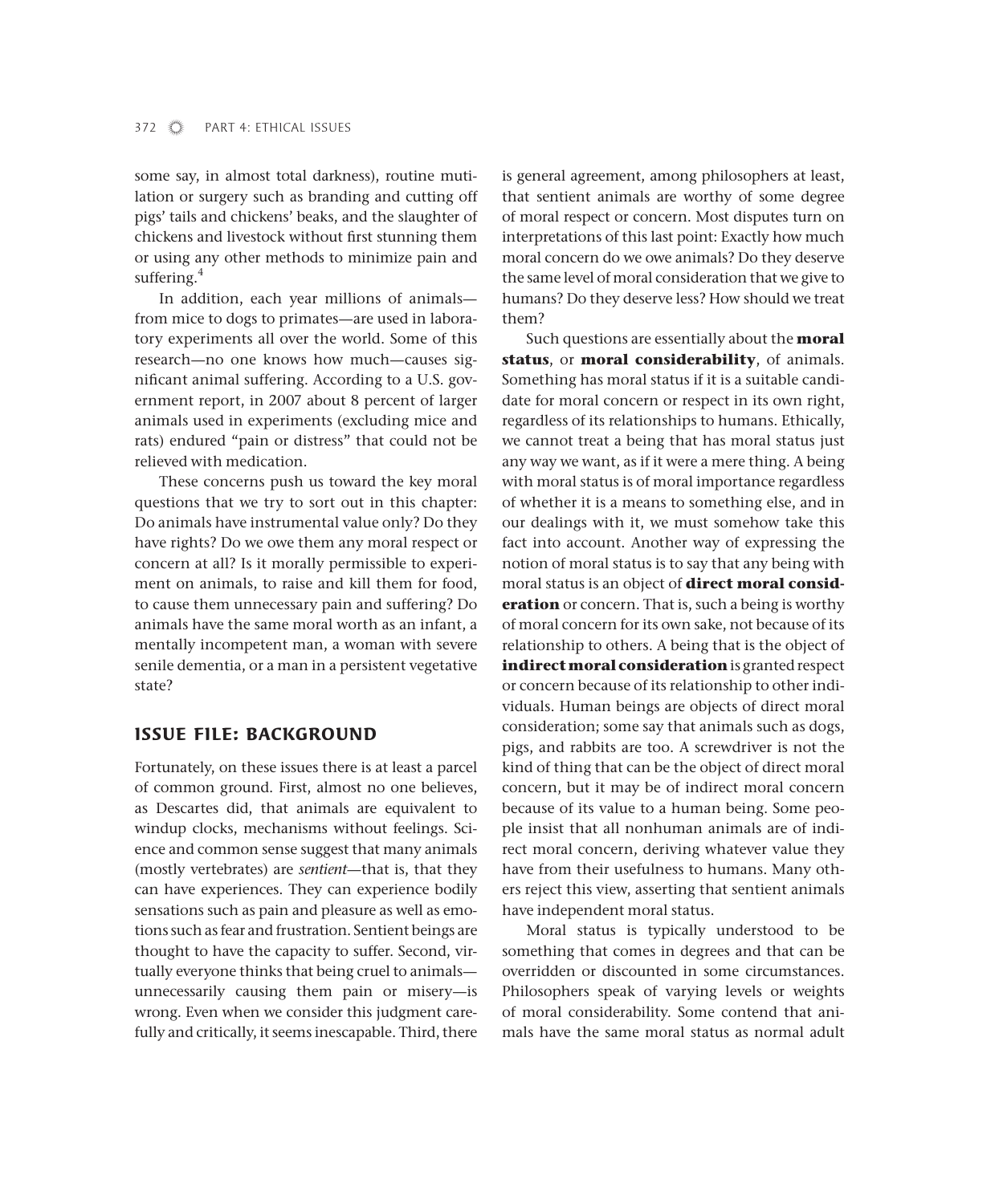some say, in almost total darkness), routine mutilation or surgery such as branding and cutting off pigs' tails and chickens' beaks, and the slaughter of chickens and livestock without first stunning them or using any other methods to minimize pain and suffering.[4]

In addition, each year millions of animals—from mice to dogs to primates—are used in laboratory experiments all over the world. Some of this research—no one knows how much—causes significant animal suffering. According to a U.S. government report, in 2007 about 8 percent of larger animals used in experiments (excluding mice and rats) endured "pain or distress" that could not be relieved with medication.

These concerns push us toward the key moral questions that we try to sort out in this chapter: Do animals have instrumental value only? Do they have rights? Do we owe them any moral respect or concern at all? Is it morally permissible to experiment on animals, to raise and kill them for food, to cause them unnecessary pain and suffering? Do animals have the same moral worth as an infant, a mentally incompetent man, a woman with severe senile dementia, or a man in a persistent vegetative state?

## ISSUE FILE: BACKGROUND

Fortunately, on these issues there is at least a parcel of common ground. First, almost no one believes, as Descartes did, that animals are equivalent to windup clocks, mechanisms without feelings. Science and common sense suggest that many animals (mostly vertebrates) are *sentient*—that is, that they can have experiences. They can experience bodily sensations such as pain and pleasure as well as emotions such as fear and frustration. Sentient beings are thought to have the capacity to suffer. Second, virtually everyone thinks that being cruel to animals—unnecessarily causing them pain or misery—is wrong. Even when we consider this judgment carefully and critically, it seems inescapable. Third, there is general agreement, among philosophers at least, that sentient animals are worthy of some degree of moral respect or concern. Most disputes turn on interpretations of this last point: Exactly how much moral concern do we owe animals? Do they deserve the same level of moral consideration that we give to humans? Do they deserve less? How should we treat them?

Such questions are essentially about the **moral status**, or **moral considerability**, of animals. Something has moral status if it is a suitable candidate for moral concern or respect in its own right, regardless of its relationships to humans. Ethically, we cannot treat a being that has moral status just any way we want, as if it were a mere thing. A being with moral status is of moral importance regardless of whether it is a means to something else, and in our dealings with it, we must somehow take this fact into account. Another way of expressing the notion of moral status is to say that any being with moral status is an object of **direct moral consideration** or concern. That is, such a being is worthy of moral concern for its own sake, not because of its relationship to others. A being that is the object of **indirect moral consideration** is granted respect or concern because of its relationship to other individuals. Human beings are objects of direct moral consideration; some say that animals such as dogs, pigs, and rabbits are too. A screwdriver is not the kind of thing that can be the object of direct moral concern, but it may be of indirect moral concern because of its value to a human being. Some people insist that all nonhuman animals are of indirect moral concern, deriving whatever value they have from their usefulness to humans. Many others reject this view, asserting that sentient animals have independent moral status.

Moral status is typically understood to be something that comes in degrees and that can be overridden or discounted in some circumstances. Philosophers speak of varying levels or weights of moral considerability. Some contend that animals have the same moral status as normal adult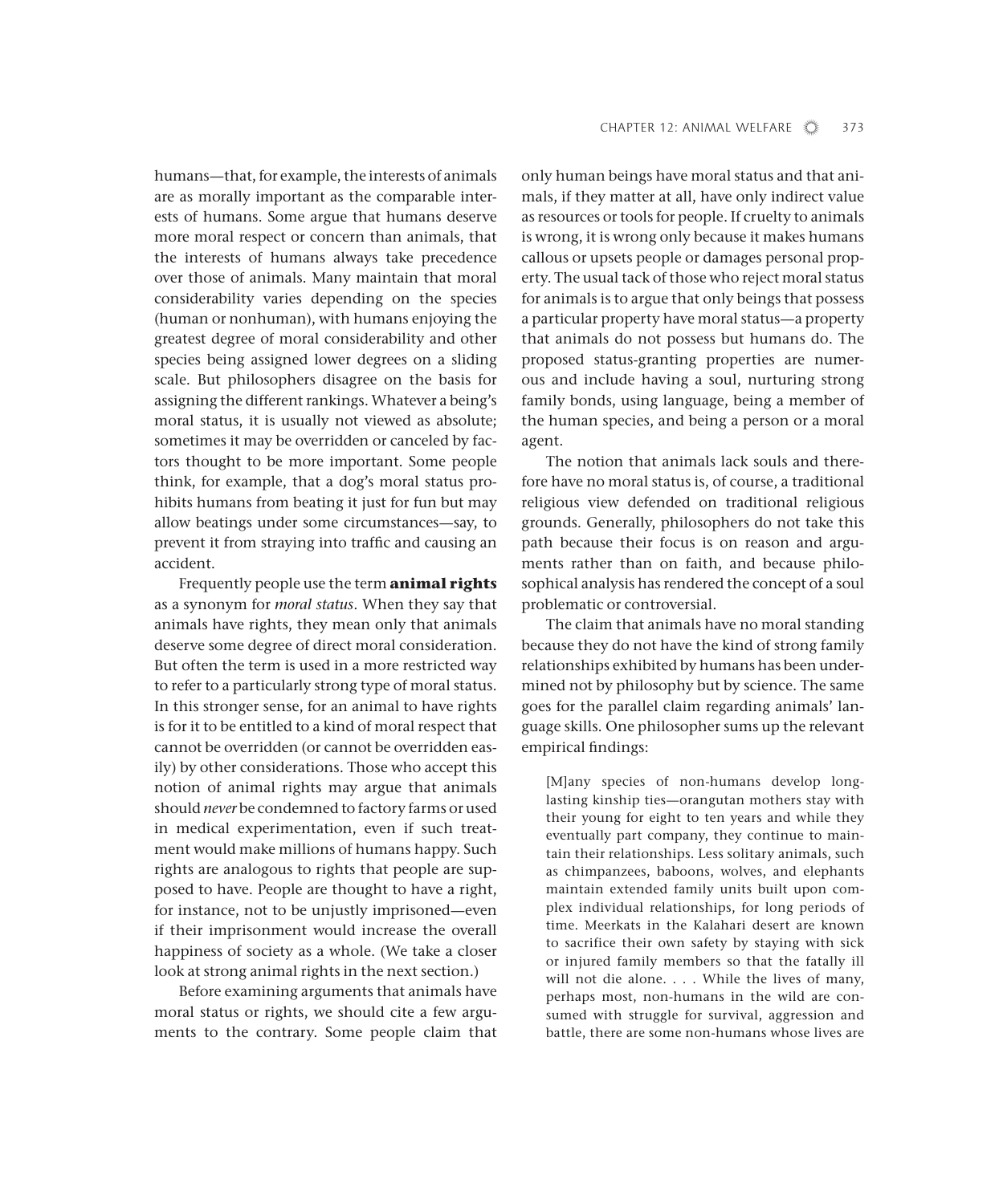humans—that, for example, the interests of animals are as morally important as the comparable interests of humans. Some argue that humans deserve more moral respect or concern than animals, that the interests of humans always take precedence over those of animals. Many maintain that moral considerability varies depending on the species (human or nonhuman), with humans enjoying the greatest degree of moral considerability and other species being assigned lower degrees on a sliding scale. But philosophers disagree on the basis for assigning the different rankings. Whatever a being's moral status, it is usually not viewed as absolute; sometimes it may be overridden or canceled by factors thought to be more important. Some people think, for example, that a dog's moral status prohibits humans from beating it just for fun but may allow beatings under some circumstances—say, to prevent it from straying into traffic and causing an accident.

Frequently people use the term **animal rights** as a synonym for *moral status*. When they say that animals have rights, they mean only that animals deserve some degree of direct moral consideration. But often the term is used in a more restricted way to refer to a particularly strong type of moral status. In this stronger sense, for an animal to have rights is for it to be entitled to a kind of moral respect that cannot be overridden (or cannot be overridden easily) by other considerations. Those who accept this notion of animal rights may argue that animals should *never* be condemned to factory farms or used in medical experimentation, even if such treatment would make millions of humans happy. Such rights are analogous to rights that people are supposed to have. People are thought to have a right, for instance, not to be unjustly imprisoned—even if their imprisonment would increase the overall happiness of society as a whole. (We take a closer look at strong animal rights in the next section.)

Before examining arguments that animals have moral status or rights, we should cite a few arguments to the contrary. Some people claim that only human beings have moral status and that animals, if they matter at all, have only indirect value as resources or tools for people. If cruelty to animals is wrong, it is wrong only because it makes humans callous or upsets people or damages personal property. The usual tack of those who reject moral status for animals is to argue that only beings that possess a particular property have moral status—a property that animals do not possess but humans do. The proposed status-granting properties are numerous and include having a soul, nurturing strong family bonds, using language, being a member of the human species, and being a person or a moral agent.

The notion that animals lack souls and therefore have no moral status is, of course, a traditional religious view defended on traditional religious grounds. Generally, philosophers do not take this path because their focus is on reason and arguments rather than on faith, and because philosophical analysis has rendered the concept of a soul problematic or controversial.

The claim that animals have no moral standing because they do not have the kind of strong family relationships exhibited by humans has been undermined not by philosophy but by science. The same goes for the parallel claim regarding animals' language skills. One philosopher sums up the relevant empirical findings:

> [M]any species of non-humans develop long-lasting kinship ties—orangutan mothers stay with their young for eight to ten years and while they eventually part company, they continue to maintain their relationships. Less solitary animals, such as chimpanzees, baboons, wolves, and elephants maintain extended family units built upon complex individual relationships, for long periods of time. Meerkats in the Kalahari desert are known to sacrifice their own safety by staying with sick or injured family members so that the fatally ill will not die alone. . . . While the lives of many, perhaps most, non-humans in the wild are consumed with struggle for survival, aggression and battle, there are some non-humans whose lives are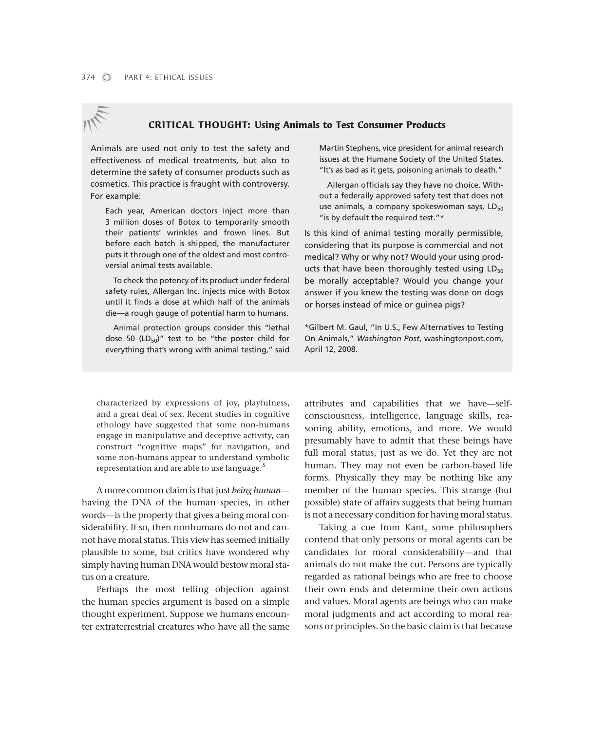### CRITICAL THOUGHT: Using Animals to Test Consumer Products

Animals are used not only to test the safety and effectiveness of medical treatments, but also to determine the safety of consumer products such as cosmetics. This practice is fraught with controversy. For example:

> Each year, American doctors inject more than 3 million doses of Botox to temporarily smooth their patients' wrinkles and frown lines. But before each batch is shipped, the manufacturer puts it through one of the oldest and most controversial animal tests available.
>
> To check the potency of its product under federal safety rules, Allergan Inc. injects mice with Botox until it finds a dose at which half of the animals die—a rough gauge of potential harm to humans.
>
> Animal protection groups consider this "lethal dose 50 ($LD_{50}$)" test to be "the poster child for everything that's wrong with animal testing," said Martin Stephens, vice president for animal research issues at the Humane Society of the United States. "It's as bad as it gets, poisoning animals to death."
>
> Allergan officials say they have no choice. Without a federally approved safety test that does not use animals, a company spokeswoman says, $LD_{50}$ "is by default the required test."*

Is this kind of animal testing morally permissible, considering that its purpose is commercial and not medical? Why or why not? Would your using products that have been thoroughly tested using $LD_{50}$ be morally acceptable? Would you change your answer if you knew the testing was done on dogs or horses instead of mice or guinea pigs?

*Gilbert M. Gaul, "In U.S., Few Alternatives to Testing On Animals," *Washington Post*, washingtonpost.com, April 12, 2008.

---

> characterized by expressions of joy, playfulness, and a great deal of sex. Recent studies in cognitive ethology have suggested that some non-humans engage in manipulative and deceptive activity, can construct "cognitive maps" for navigation, and some non-humans appear to understand symbolic representation and are able to use language.[5]

A more common claim is that just *being human*—having the DNA of the human species, in other words—is the property that gives a being moral considerability. If so, then nonhumans do not and cannot have moral status. This view has seemed initially plausible to some, but critics have wondered why simply having human DNA would bestow moral status on a creature.

Perhaps the most telling objection against the human species argument is based on a simple thought experiment. Suppose we humans encounter extraterrestrial creatures who have all the same attributes and capabilities that we have—self-consciousness, intelligence, language skills, reasoning ability, emotions, and more. We would presumably have to admit that these beings have full moral status, just as we do. Yet they are not human. They may not even be carbon-based life forms. Physically they may be nothing like any member of the human species. This strange (but possible) state of affairs suggests that being human is not a necessary condition for having moral status.

Taking a cue from Kant, some philosophers contend that only persons or moral agents can be candidates for moral considerability—and that animals do not make the cut. Persons are typically regarded as rational beings who are free to choose their own ends and determine their own actions and values. Moral agents are beings who can make moral judgments and act according to moral reasons or principles. So the basic claim is that because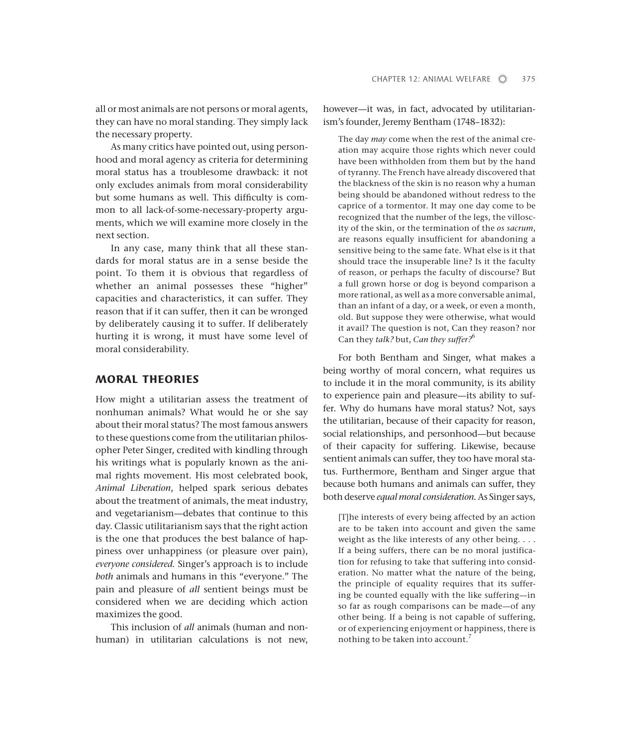all or most animals are not persons or moral agents, they can have no moral standing. They simply lack the necessary property.

As many critics have pointed out, using personhood and moral agency as criteria for determining moral status has a troublesome drawback: it not only excludes animals from moral considerability but some humans as well. This difficulty is common to all lack-of-some-necessary-property arguments, which we will examine more closely in the next section.

In any case, many think that all these standards for moral status are in a sense beside the point. To them it is obvious that regardless of whether an animal possesses these "higher" capacities and characteristics, it can suffer. They reason that if it can suffer, then it can be wronged by deliberately causing it to suffer. If deliberately hurting it is wrong, it must have some level of moral considerability.

## MORAL THEORIES

How might a utilitarian assess the treatment of nonhuman animals? What would he or she say about their moral status? The most famous answers to these questions come from the utilitarian philosopher Peter Singer, credited with kindling through his writings what is popularly known as the animal rights movement. His most celebrated book, *Animal Liberation*, helped spark serious debates about the treatment of animals, the meat industry, and vegetarianism—debates that continue to this day. Classic utilitarianism says that the right action is the one that produces the best balance of happiness over unhappiness (or pleasure over pain), *everyone considered.* Singer's approach is to include *both* animals and humans in this "everyone." The pain and pleasure of *all* sentient beings must be considered when we are deciding which action maximizes the good.

This inclusion of *all* animals (human and nonhuman) in utilitarian calculations is not new, however—it was, in fact, advocated by utilitarianism's founder, Jeremy Bentham (1748–1832):

> The day *may* come when the rest of the animal creation may acquire those rights which never could have been withholden from them but by the hand of tyranny. The French have already discovered that the blackness of the skin is no reason why a human being should be abandoned without redress to the caprice of a tormentor. It may one day come to be recognized that the number of the legs, the villosity of the skin, or the termination of the *os sacrum*, are reasons equally insufficient for abandoning a sensitive being to the same fate. What else is it that should trace the insuperable line? Is it the faculty of reason, or perhaps the faculty of discourse? But a full grown horse or dog is beyond comparison a more rational, as well as a more conversable animal, than an infant of a day, or a week, or even a month, old. But suppose they were otherwise, what would it avail? The question is not, Can they reason? nor Can they *talk?* but, *Can they suffer?*[6]

For both Bentham and Singer, what makes a being worthy of moral concern, what requires us to include it in the moral community, is its ability to experience pain and pleasure—its ability to suffer. Why do humans have moral status? Not, says the utilitarian, because of their capacity for reason, social relationships, and personhood—but because of their capacity for suffering. Likewise, because sentient animals can suffer, they too have moral status. Furthermore, Bentham and Singer argue that because both humans and animals can suffer, they both deserve *equal moral consideration.* As Singer says,

> [T]he interests of every being affected by an action are to be taken into account and given the same weight as the like interests of any other being. . . . If a being suffers, there can be no moral justification for refusing to take that suffering into consideration. No matter what the nature of the being, the principle of equality requires that its suffering be counted equally with the like suffering—in so far as rough comparisons can be made—of any other being. If a being is not capable of suffering, or of experiencing enjoyment or happiness, there is nothing to be taken into account.[7]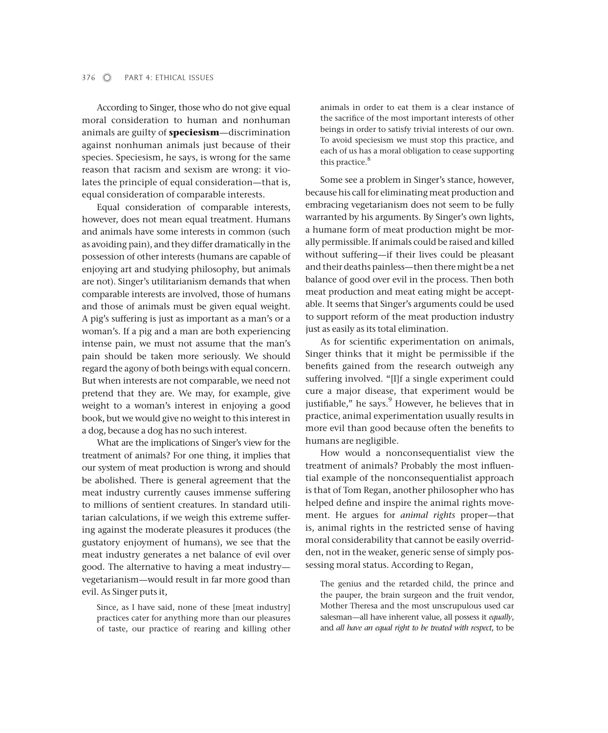According to Singer, those who do not give equal moral consideration to human and nonhuman animals are guilty of **speciesism**—discrimination against nonhuman animals just because of their species. Speciesism, he says, is wrong for the same reason that racism and sexism are wrong: it violates the principle of equal consideration—that is, equal consideration of comparable interests.

Equal consideration of comparable interests, however, does not mean equal treatment. Humans and animals have some interests in common (such as avoiding pain), and they differ dramatically in the possession of other interests (humans are capable of enjoying art and studying philosophy, but animals are not). Singer's utilitarianism demands that when comparable interests are involved, those of humans and those of animals must be given equal weight. A pig's suffering is just as important as a man's or a woman's. If a pig and a man are both experiencing intense pain, we must not assume that the man's pain should be taken more seriously. We should regard the agony of both beings with equal concern. But when interests are not comparable, we need not pretend that they are. We may, for example, give weight to a woman's interest in enjoying a good book, but we would give no weight to this interest in a dog, because a dog has no such interest.

What are the implications of Singer's view for the treatment of animals? For one thing, it implies that our system of meat production is wrong and should be abolished. There is general agreement that the meat industry currently causes immense suffering to millions of sentient creatures. In standard utilitarian calculations, if we weigh this extreme suffering against the moderate pleasures it produces (the gustatory enjoyment of humans), we see that the meat industry generates a net balance of evil over good. The alternative to having a meat industry—vegetarianism—would result in far more good than evil. As Singer puts it,

> Since, as I have said, none of these [meat industry] practices cater for anything more than our pleasures of taste, our practice of rearing and killing other animals in order to eat them is a clear instance of the sacrifice of the most important interests of other beings in order to satisfy trivial interests of our own. To avoid speciesism we must stop this practice, and each of us has a moral obligation to cease supporting this practice.[8]

Some see a problem in Singer's stance, however, because his call for eliminating meat production and embracing vegetarianism does not seem to be fully warranted by his arguments. By Singer's own lights, a humane form of meat production might be morally permissible. If animals could be raised and killed without suffering—if their lives could be pleasant and their deaths painless—then there might be a net balance of good over evil in the process. Then both meat production and meat eating might be acceptable. It seems that Singer's arguments could be used to support reform of the meat production industry just as easily as its total elimination.

As for scientific experimentation on animals, Singer thinks that it might be permissible if the benefits gained from the research outweigh any suffering involved. "[I]f a single experiment could cure a major disease, that experiment would be justifiable," he says.[9] However, he believes that in practice, animal experimentation usually results in more evil than good because often the benefits to humans are negligible.

How would a nonconsequentialist view the treatment of animals? Probably the most influential example of the nonconsequentialist approach is that of Tom Regan, another philosopher who has helped define and inspire the animal rights movement. He argues for *animal rights* proper—that is, animal rights in the restricted sense of having moral considerability that cannot be easily overridden, not in the weaker, generic sense of simply possessing moral status. According to Regan,

> The genius and the retarded child, the prince and the pauper, the brain surgeon and the fruit vendor, Mother Theresa and the most unscrupulous used car salesman—all have inherent value, all possess it *equally*, and *all have an equal right to be treated with respect*, to be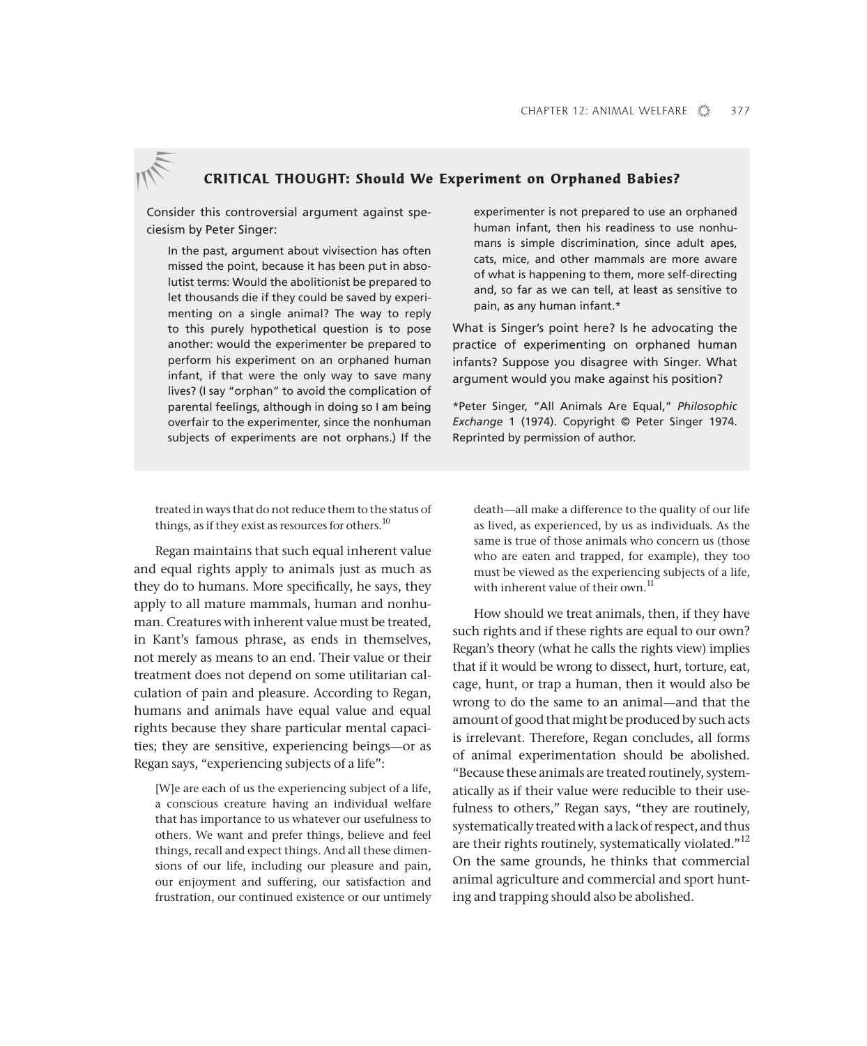### CRITICAL THOUGHT: Should We Experiment on Orphaned Babies?

Consider this controversial argument against speciesism by Peter Singer:

> In the past, argument about vivisection has often missed the point, because it has been put in absolutist terms: Would the abolitionist be prepared to let thousands die if they could be saved by experimenting on a single animal? The way to reply to this purely hypothetical question is to pose another: would the experimenter be prepared to perform his experiment on an orphaned human infant, if that were the only way to save many lives? (I say "orphan" to avoid the complication of parental feelings, although in doing so I am being overfair to the experimenter, since the nonhuman subjects of experiments are not orphans.) If the experimenter is not prepared to use an orphaned human infant, then his readiness to use nonhumans is simple discrimination, since adult apes, cats, mice, and other mammals are more aware of what is happening to them, more self-directing and, so far as we can tell, at least as sensitive to pain, as any human infant.*

What is Singer's point here? Is he advocating the practice of experimenting on orphaned human infants? Suppose you disagree with Singer. What argument would you make against his position?

*Peter Singer, "All Animals Are Equal," *Philosophic Exchange* 1 (1974). Copyright © Peter Singer 1974. Reprinted by permission of author.

---

treated in ways that do not reduce them to the status of things, as if they exist as resources for others.[10]

Regan maintains that such equal inherent value and equal rights apply to animals just as much as they do to humans. More specifically, he says, they apply to all mature mammals, human and nonhuman. Creatures with inherent value must be treated, in Kant's famous phrase, as ends in themselves, not merely as means to an end. Their value or their treatment does not depend on some utilitarian calculation of pain and pleasure. According to Regan, humans and animals have equal value and equal rights because they share particular mental capacities; they are sensitive, experiencing beings—or as Regan says, "experiencing subjects of a life":

> [W]e are each of us the experiencing subject of a life, a conscious creature having an individual welfare that has importance to us whatever our usefulness to others. We want and prefer things, believe and feel things, recall and expect things. And all these dimensions of our life, including our pleasure and pain, our enjoyment and suffering, our satisfaction and frustration, our continued existence or our untimely death—all make a difference to the quality of our life as lived, as experienced, by us as individuals. As the same is true of those animals who concern us (those who are eaten and trapped, for example), they too must be viewed as the experiencing subjects of a life, with inherent value of their own.[11]

How should we treat animals, then, if they have such rights and if these rights are equal to our own? Regan's theory (what he calls the rights view) implies that if it would be wrong to dissect, hurt, torture, eat, cage, hunt, or trap a human, then it would also be wrong to do the same to an animal—and that the amount of good that might be produced by such acts is irrelevant. Therefore, Regan concludes, all forms of animal experimentation should be abolished. "Because these animals are treated routinely, systematically as if their value were reducible to their usefulness to others," Regan says, "they are routinely, systematically treated with a lack of respect, and thus are their rights routinely, systematically violated."[12] On the same grounds, he thinks that commercial animal agriculture and commercial and sport hunting and trapping should also be abolished.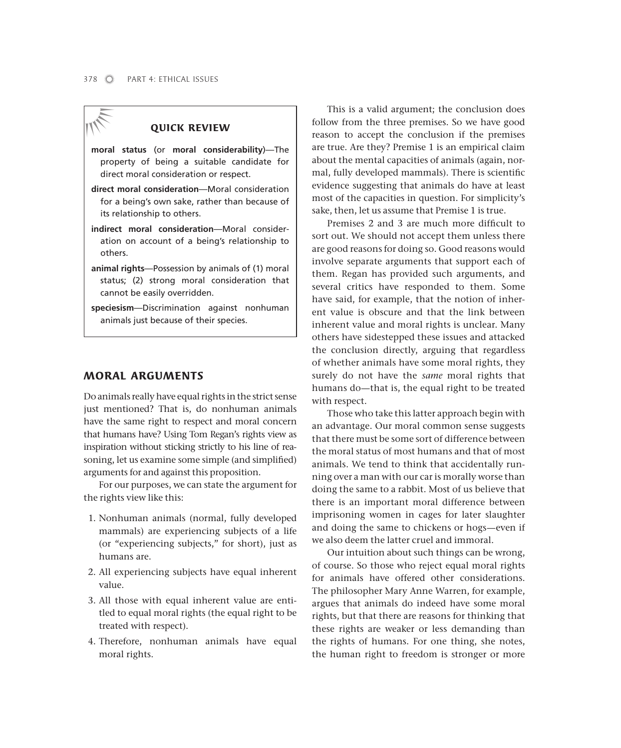### QUICK REVIEW

**moral status** (or **moral considerability**)—The property of being a suitable candidate for direct moral consideration or respect.

**direct moral consideration**—Moral consideration for a being's own sake, rather than because of its relationship to others.

**indirect moral consideration**—Moral consideration on account of a being's relationship to others.

**animal rights**—Possession by animals of (1) moral status; (2) strong moral consideration that cannot be easily overridden.

**speciesism**—Discrimination against nonhuman animals just because of their species.

## MORAL ARGUMENTS

Do animals really have equal rights in the strict sense just mentioned? That is, do nonhuman animals have the same right to respect and moral concern that humans have? Using Tom Regan's rights view as inspiration without sticking strictly to his line of reasoning, let us examine some simple (and simplified) arguments for and against this proposition.

For our purposes, we can state the argument for the rights view like this:

1. Nonhuman animals (normal, fully developed mammals) are experiencing subjects of a life (or "experiencing subjects," for short), just as humans are.
2. All experiencing subjects have equal inherent value.
3. All those with equal inherent value are entitled to equal moral rights (the equal right to be treated with respect).
4. Therefore, nonhuman animals have equal moral rights.

This is a valid argument; the conclusion does follow from the three premises. So we have good reason to accept the conclusion if the premises are true. Are they? Premise 1 is an empirical claim about the mental capacities of animals (again, normal, fully developed mammals). There is scientific evidence suggesting that animals do have at least most of the capacities in question. For simplicity's sake, then, let us assume that Premise 1 is true.

Premises 2 and 3 are much more difficult to sort out. We should not accept them unless there are good reasons for doing so. Good reasons would involve separate arguments that support each of them. Regan has provided such arguments, and several critics have responded to them. Some have said, for example, that the notion of inherent value is obscure and that the link between inherent value and moral rights is unclear. Many others have sidestepped these issues and attacked the conclusion directly, arguing that regardless of whether animals have some moral rights, they surely do not have the *same* moral rights that humans do—that is, the equal right to be treated with respect.

Those who take this latter approach begin with an advantage. Our moral common sense suggests that there must be some sort of difference between the moral status of most humans and that of most animals. We tend to think that accidentally running over a man with our car is morally worse than doing the same to a rabbit. Most of us believe that there is an important moral difference between imprisoning women in cages for later slaughter and doing the same to chickens or hogs—even if we also deem the latter cruel and immoral.

Our intuition about such things can be wrong, of course. So those who reject equal moral rights for animals have offered other considerations. The philosopher Mary Anne Warren, for example, argues that animals do indeed have some moral rights, but that there are reasons for thinking that these rights are weaker or less demanding than the rights of humans. For one thing, she notes, the human right to freedom is stronger or more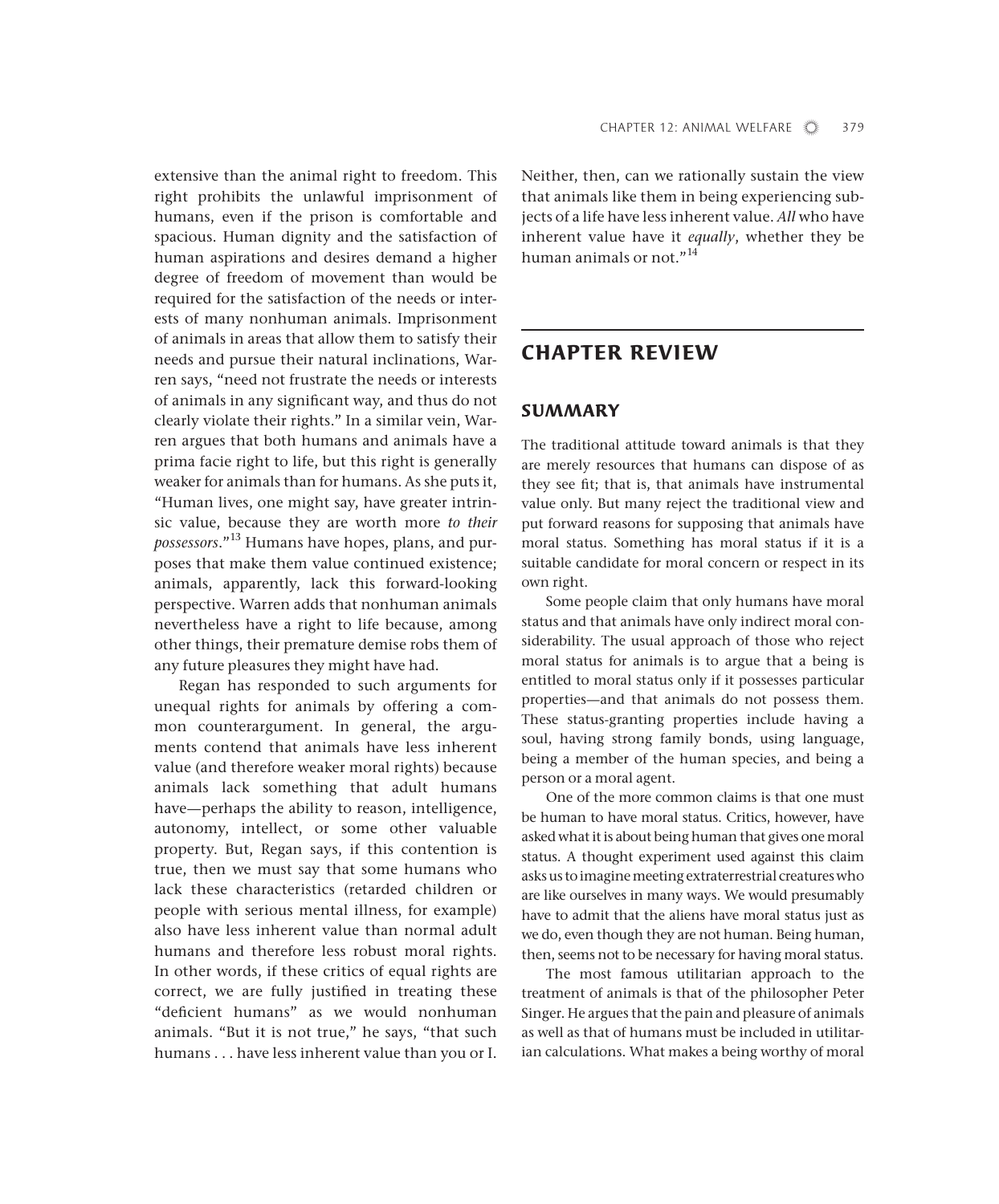extensive than the animal right to freedom. This right prohibits the unlawful imprisonment of humans, even if the prison is comfortable and spacious. Human dignity and the satisfaction of human aspirations and desires demand a higher degree of freedom of movement than would be required for the satisfaction of the needs or interests of many nonhuman animals. Imprisonment of animals in areas that allow them to satisfy their needs and pursue their natural inclinations, Warren says, "need not frustrate the needs or interests of animals in any significant way, and thus do not clearly violate their rights." In a similar vein, Warren argues that both humans and animals have a prima facie right to life, but this right is generally weaker for animals than for humans. As she puts it, "Human lives, one might say, have greater intrinsic value, because they are worth more *to their possessors*."[13] Humans have hopes, plans, and purposes that make them value continued existence; animals, apparently, lack this forward-looking perspective. Warren adds that nonhuman animals nevertheless have a right to life because, among other things, their premature demise robs them of any future pleasures they might have had.

Regan has responded to such arguments for unequal rights for animals by offering a common counterargument. In general, the arguments contend that animals have less inherent value (and therefore weaker moral rights) because animals lack something that adult humans have—perhaps the ability to reason, intelligence, autonomy, intellect, or some other valuable property. But, Regan says, if this contention is true, then we must say that some humans who lack these characteristics (retarded children or people with serious mental illness, for example) also have less inherent value than normal adult humans and therefore less robust moral rights. In other words, if these critics of equal rights are correct, we are fully justified in treating these "deficient humans" as we would nonhuman animals. "But it is not true," he says, "that such humans . . . have less inherent value than you or I. Neither, then, can we rationally sustain the view that animals like them in being experiencing subjects of a life have less inherent value. *All* who have inherent value have it *equally*, whether they be human animals or not."[14]

## CHAPTER REVIEW

### SUMMARY

The traditional attitude toward animals is that they are merely resources that humans can dispose of as they see fit; that is, that animals have instrumental value only. But many reject the traditional view and put forward reasons for supposing that animals have moral status. Something has moral status if it is a suitable candidate for moral concern or respect in its own right.

Some people claim that only humans have moral status and that animals have only indirect moral considerability. The usual approach of those who reject moral status for animals is to argue that a being is entitled to moral status only if it possesses particular properties—and that animals do not possess them. These status-granting properties include having a soul, having strong family bonds, using language, being a member of the human species, and being a person or a moral agent.

One of the more common claims is that one must be human to have moral status. Critics, however, have asked what it is about being human that gives one moral status. A thought experiment used against this claim asks us to imagine meeting extraterrestrial creatures who are like ourselves in many ways. We would presumably have to admit that the aliens have moral status just as we do, even though they are not human. Being human, then, seems not to be necessary for having moral status.

The most famous utilitarian approach to the treatment of animals is that of the philosopher Peter Singer. He argues that the pain and pleasure of animals as well as that of humans must be included in utilitarian calculations. What makes a being worthy of moral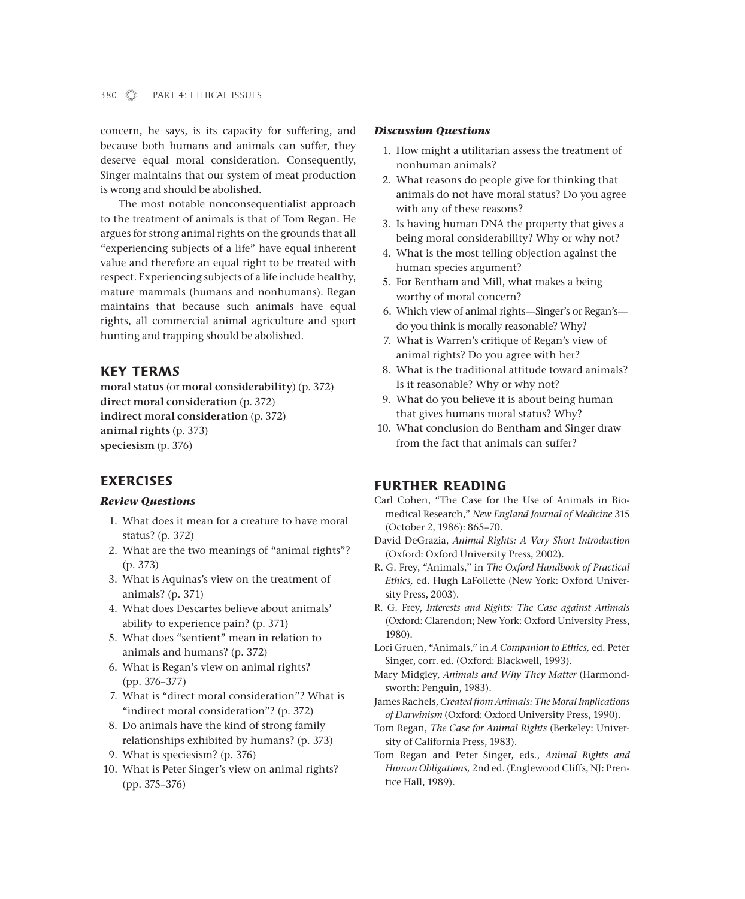concern, he says, is its capacity for suffering, and because both humans and animals can suffer, they deserve equal moral consideration. Consequently, Singer maintains that our system of meat production is wrong and should be abolished.

The most notable nonconsequentialist approach to the treatment of animals is that of Tom Regan. He argues for strong animal rights on the grounds that all "experiencing subjects of a life" have equal inherent value and therefore an equal right to be treated with respect. Experiencing subjects of a life include healthy, mature mammals (humans and nonhumans). Regan maintains that because such animals have equal rights, all commercial animal agriculture and sport hunting and trapping should be abolished.

## KEY TERMS

**moral status** (or **moral considerability**) (p. 372)
**direct moral consideration** (p. 372)
**indirect moral consideration** (p. 372)
**animal rights** (p. 373)
**speciesism** (p. 376)

## EXERCISES

### *Review Questions*

1. What does it mean for a creature to have moral status? (p. 372)
2. What are the two meanings of "animal rights"? (p. 373)
3. What is Aquinas's view on the treatment of animals? (p. 371)
4. What does Descartes believe about animals' ability to experience pain? (p. 371)
5. What does "sentient" mean in relation to animals and humans? (p. 372)
6. What is Regan's view on animal rights? (pp. 376–377)
7. What is "direct moral consideration"? What is "indirect moral consideration"? (p. 372)
8. Do animals have the kind of strong family relationships exhibited by humans? (p. 373)
9. What is speciesism? (p. 376)
10. What is Peter Singer's view on animal rights? (pp. 375–376)

### *Discussion Questions*

1. How might a utilitarian assess the treatment of nonhuman animals?
2. What reasons do people give for thinking that animals do not have moral status? Do you agree with any of these reasons?
3. Is having human DNA the property that gives a being moral considerability? Why or why not?
4. What is the most telling objection against the human species argument?
5. For Bentham and Mill, what makes a being worthy of moral concern?
6. Which view of animal rights—Singer's or Regan's—do you think is morally reasonable? Why?
7. What is Warren's critique of Regan's view of animal rights? Do you agree with her?
8. What is the traditional attitude toward animals? Is it reasonable? Why or why not?
9. What do you believe it is about being human that gives humans moral status? Why?
10. What conclusion do Bentham and Singer draw from the fact that animals can suffer?

## FURTHER READING

Carl Cohen, "The Case for the Use of Animals in Biomedical Research," *New England Journal of Medicine* 315 (October 2, 1986): 865–70.

David DeGrazia, *Animal Rights: A Very Short Introduction* (Oxford: Oxford University Press, 2002).

R. G. Frey, "Animals," in *The Oxford Handbook of Practical Ethics,* ed. Hugh LaFollette (New York: Oxford University Press, 2003).

R. G. Frey, *Interests and Rights: The Case against Animals* (Oxford: Clarendon; New York: Oxford University Press, 1980).

Lori Gruen, "Animals," in *A Companion to Ethics,* ed. Peter Singer, corr. ed. (Oxford: Blackwell, 1993).

Mary Midgley, *Animals and Why They Matter* (Harmondsworth: Penguin, 1983).

James Rachels, *Created from Animals: The Moral Implications of Darwinism* (Oxford: Oxford University Press, 1990).

Tom Regan, *The Case for Animal Rights* (Berkeley: University of California Press, 1983).

Tom Regan and Peter Singer, eds., *Animal Rights and Human Obligations,* 2nd ed. (Englewood Cliffs, NJ: Prentice Hall, 1989).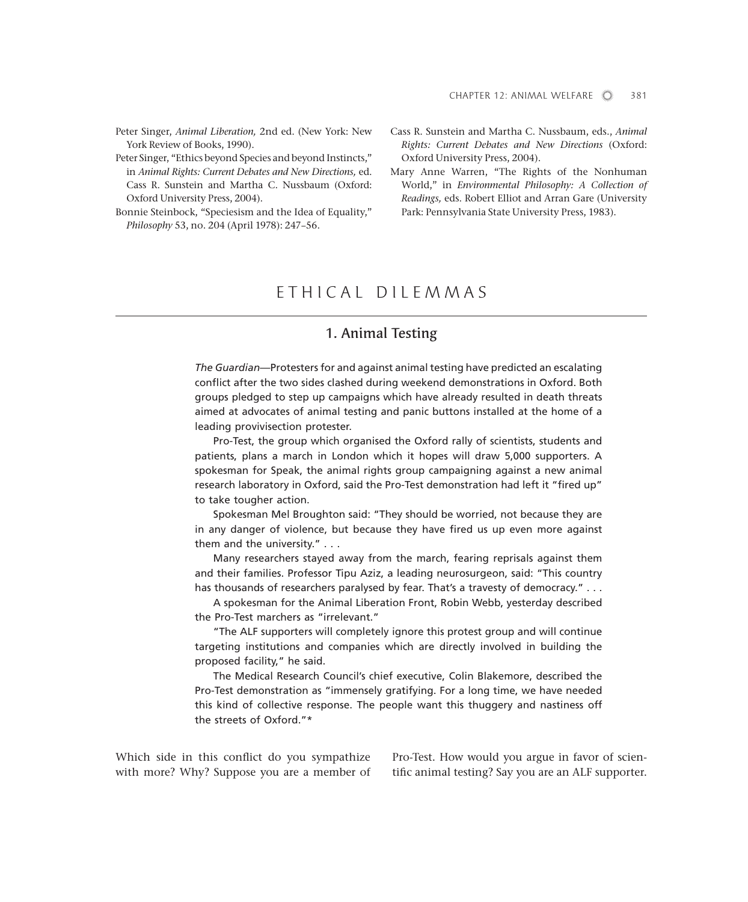Peter Singer, *Animal Liberation,* 2nd ed. (New York: New York Review of Books, 1990).

Peter Singer, "Ethics beyond Species and beyond Instincts," in *Animal Rights: Current Debates and New Directions,* ed. Cass R. Sunstein and Martha C. Nussbaum (Oxford: Oxford University Press, 2004).

Bonnie Steinbock, "Speciesism and the Idea of Equality," *Philosophy* 53, no. 204 (April 1978): 247–56.

Cass R. Sunstein and Martha C. Nussbaum, eds., *Animal Rights: Current Debates and New Directions* (Oxford: Oxford University Press, 2004).

Mary Anne Warren, "The Rights of the Nonhuman World," in *Environmental Philosophy: A Collection of Readings,* eds. Robert Elliot and Arran Gare (University Park: Pennsylvania State University Press, 1983).

# ETHICAL DILEMMAS

## 1. Animal Testing

*The Guardian*—Protesters for and against animal testing have predicted an escalating conflict after the two sides clashed during weekend demonstrations in Oxford. Both groups pledged to step up campaigns which have already resulted in death threats aimed at advocates of animal testing and panic buttons installed at the home of a leading provivisection protester.

Pro-Test, the group which organised the Oxford rally of scientists, students and patients, plans a march in London which it hopes will draw 5,000 supporters. A spokesman for Speak, the animal rights group campaigning against a new animal research laboratory in Oxford, said the Pro-Test demonstration had left it "fired up" to take tougher action.

Spokesman Mel Broughton said: "They should be worried, not because they are in any danger of violence, but because they have fired us up even more against them and the university." . . .

Many researchers stayed away from the march, fearing reprisals against them and their families. Professor Tipu Aziz, a leading neurosurgeon, said: "This country has thousands of researchers paralysed by fear. That's a travesty of democracy." . . .

A spokesman for the Animal Liberation Front, Robin Webb, yesterday described the Pro-Test marchers as "irrelevant."

"The ALF supporters will completely ignore this protest group and will continue targeting institutions and companies which are directly involved in building the proposed facility," he said.

The Medical Research Council's chief executive, Colin Blakemore, described the Pro-Test demonstration as "immensely gratifying. For a long time, we have needed this kind of collective response. The people want this thuggery and nastiness off the streets of Oxford."*

Which side in this conflict do you sympathize with more? Why? Suppose you are a member of Pro-Test. How would you argue in favor of scientific animal testing? Say you are an ALF supporter.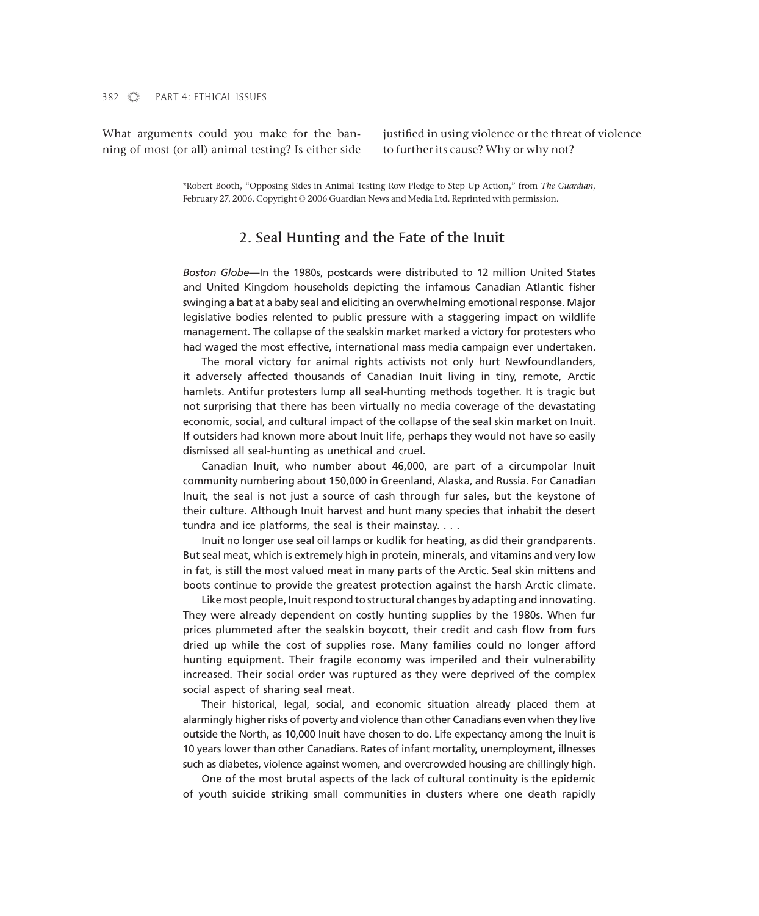What arguments could you make for the banning of most (or all) animal testing? Is either side justified in using violence or the threat of violence to further its cause? Why or why not?

*Robert Booth, "Opposing Sides in Animal Testing Row Pledge to Step Up Action," from *The Guardian*, February 27, 2006. Copyright © 2006 Guardian News and Media Ltd. Reprinted with permission.

---

## 2. Seal Hunting and the Fate of the Inuit

*Boston Globe*—In the 1980s, postcards were distributed to 12 million United States and United Kingdom households depicting the infamous Canadian Atlantic fisher swinging a bat at a baby seal and eliciting an overwhelming emotional response. Major legislative bodies relented to public pressure with a staggering impact on wildlife management. The collapse of the sealskin market marked a victory for protesters who had waged the most effective, international mass media campaign ever undertaken.

The moral victory for animal rights activists not only hurt Newfoundlanders, it adversely affected thousands of Canadian Inuit living in tiny, remote, Arctic hamlets. Antifur protesters lump all seal-hunting methods together. It is tragic but not surprising that there has been virtually no media coverage of the devastating economic, social, and cultural impact of the collapse of the seal skin market on Inuit. If outsiders had known more about Inuit life, perhaps they would not have so easily dismissed all seal-hunting as unethical and cruel.

Canadian Inuit, who number about 46,000, are part of a circumpolar Inuit community numbering about 150,000 in Greenland, Alaska, and Russia. For Canadian Inuit, the seal is not just a source of cash through fur sales, but the keystone of their culture. Although Inuit harvest and hunt many species that inhabit the desert tundra and ice platforms, the seal is their mainstay. . . .

Inuit no longer use seal oil lamps or kudlik for heating, as did their grandparents. But seal meat, which is extremely high in protein, minerals, and vitamins and very low in fat, is still the most valued meat in many parts of the Arctic. Seal skin mittens and boots continue to provide the greatest protection against the harsh Arctic climate.

Like most people, Inuit respond to structural changes by adapting and innovating. They were already dependent on costly hunting supplies by the 1980s. When fur prices plummeted after the sealskin boycott, their credit and cash flow from furs dried up while the cost of supplies rose. Many families could no longer afford hunting equipment. Their fragile economy was imperiled and their vulnerability increased. Their social order was ruptured as they were deprived of the complex social aspect of sharing seal meat.

Their historical, legal, social, and economic situation already placed them at alarmingly higher risks of poverty and violence than other Canadians even when they live outside the North, as 10,000 Inuit have chosen to do. Life expectancy among the Inuit is 10 years lower than other Canadians. Rates of infant mortality, unemployment, illnesses such as diabetes, violence against women, and overcrowded housing are chillingly high.

One of the most brutal aspects of the lack of cultural continuity is the epidemic of youth suicide striking small communities in clusters where one death rapidly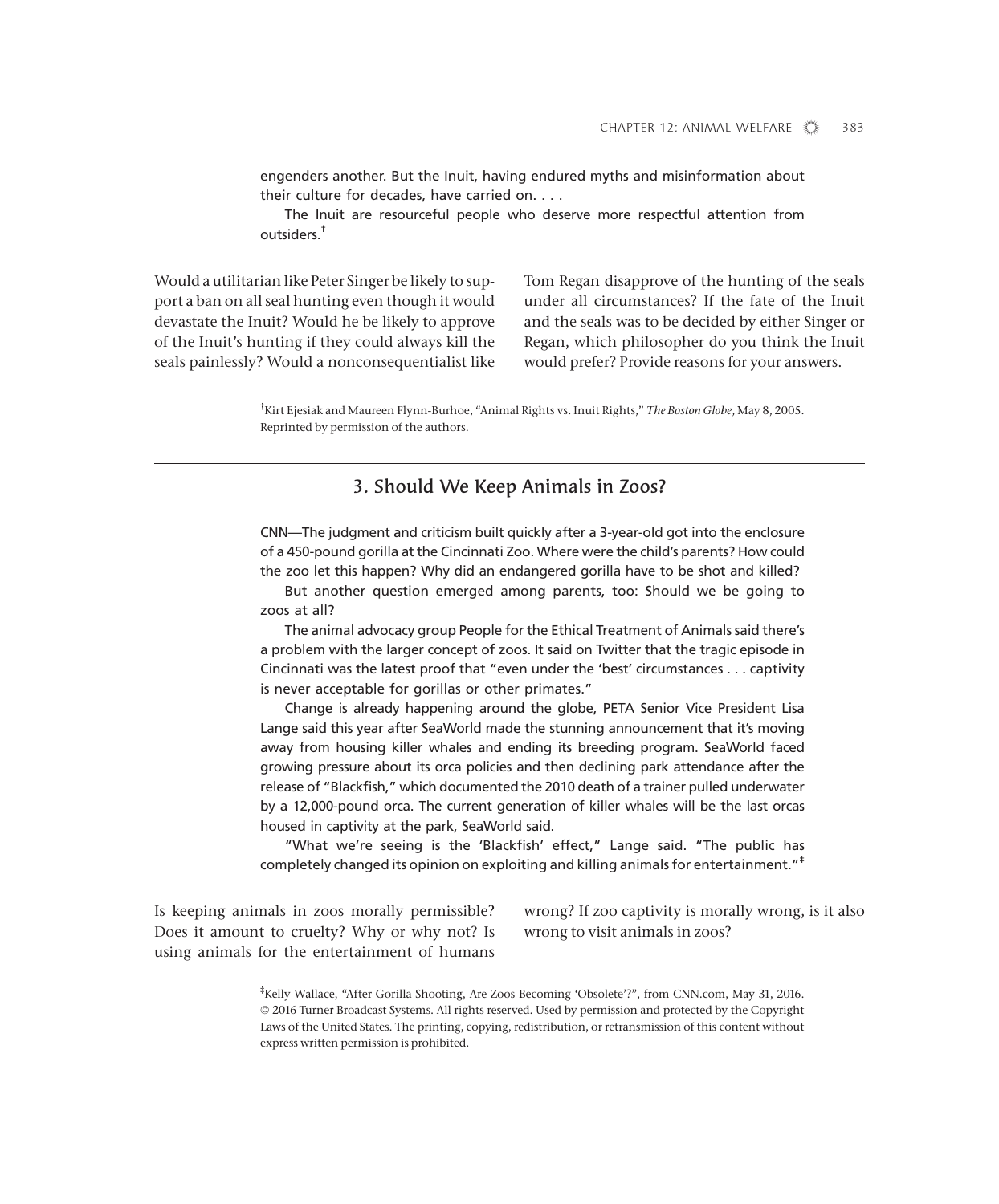engenders another. But the Inuit, having endured myths and misinformation about their culture for decades, have carried on. . . .

The Inuit are resourceful people who deserve more respectful attention from outsiders.[†]

Would a utilitarian like Peter Singer be likely to support a ban on all seal hunting even though it would devastate the Inuit? Would he be likely to approve of the Inuit's hunting if they could always kill the seals painlessly? Would a nonconsequentialist like Tom Regan disapprove of the hunting of the seals under all circumstances? If the fate of the Inuit and the seals was to be decided by either Singer or Regan, which philosopher do you think the Inuit would prefer? Provide reasons for your answers.

[†]Kirt Ejesiak and Maureen Flynn-Burhoe, "Animal Rights vs. Inuit Rights," *The Boston Globe*, May 8, 2005. Reprinted by permission of the authors.

---

## 3. Should We Keep Animals in Zoos?

CNN—The judgment and criticism built quickly after a 3-year-old got into the enclosure of a 450-pound gorilla at the Cincinnati Zoo. Where were the child's parents? How could the zoo let this happen? Why did an endangered gorilla have to be shot and killed?

But another question emerged among parents, too: Should we be going to zoos at all?

The animal advocacy group People for the Ethical Treatment of Animals said there's a problem with the larger concept of zoos. It said on Twitter that the tragic episode in Cincinnati was the latest proof that "even under the 'best' circumstances . . . captivity is never acceptable for gorillas or other primates."

Change is already happening around the globe, PETA Senior Vice President Lisa Lange said this year after SeaWorld made the stunning announcement that it's moving away from housing killer whales and ending its breeding program. SeaWorld faced growing pressure about its orca policies and then declining park attendance after the release of "Blackfish," which documented the 2010 death of a trainer pulled underwater by a 12,000-pound orca. The current generation of killer whales will be the last orcas housed in captivity at the park, SeaWorld said.

"What we're seeing is the 'Blackfish' effect," Lange said. "The public has completely changed its opinion on exploiting and killing animals for entertainment."[‡]

Is keeping animals in zoos morally permissible? Does it amount to cruelty? Why or why not? Is using animals for the entertainment of humans wrong? If zoo captivity is morally wrong, is it also wrong to visit animals in zoos?

[‡]Kelly Wallace, "After Gorilla Shooting, Are Zoos Becoming 'Obsolete'?", from CNN.com, May 31, 2016. © 2016 Turner Broadcast Systems. All rights reserved. Used by permission and protected by the Copyright Laws of the United States. The printing, copying, redistribution, or retransmission of this content without express written permission is prohibited.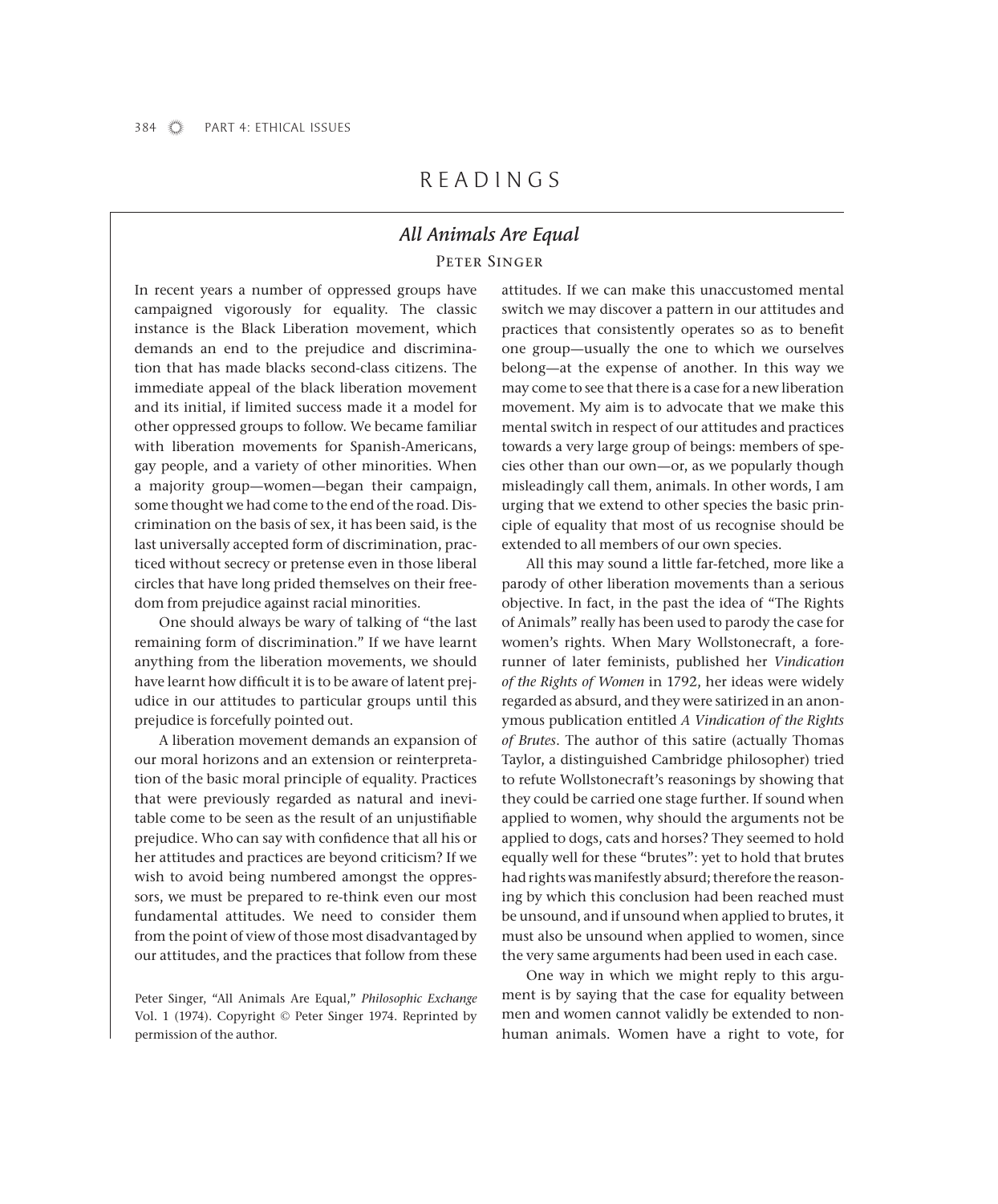# READINGS

## *All Animals Are Equal*

### Peter Singer

In recent years a number of oppressed groups have campaigned vigorously for equality. The classic instance is the Black Liberation movement, which demands an end to the prejudice and discrimination that has made blacks second-class citizens. The immediate appeal of the black liberation movement and its initial, if limited success made it a model for other oppressed groups to follow. We became familiar with liberation movements for Spanish-Americans, gay people, and a variety of other minorities. When a majority group—women—began their campaign, some thought we had come to the end of the road. Discrimination on the basis of sex, it has been said, is the last universally accepted form of discrimination, practiced without secrecy or pretense even in those liberal circles that have long prided themselves on their freedom from prejudice against racial minorities.

One should always be wary of talking of "the last remaining form of discrimination." If we have learnt anything from the liberation movements, we should have learnt how difficult it is to be aware of latent prejudice in our attitudes to particular groups until this prejudice is forcefully pointed out.

A liberation movement demands an expansion of our moral horizons and an extension or reinterpretation of the basic moral principle of equality. Practices that were previously regarded as natural and inevitable come to be seen as the result of an unjustifiable prejudice. Who can say with confidence that all his or her attitudes and practices are beyond criticism? If we wish to avoid being numbered amongst the oppressors, we must be prepared to re-think even our most fundamental attitudes. We need to consider them from the point of view of those most disadvantaged by our attitudes, and the practices that follow from these attitudes. If we can make this unaccustomed mental switch we may discover a pattern in our attitudes and practices that consistently operates so as to benefit one group—usually the one to which we ourselves belong—at the expense of another. In this way we may come to see that there is a case for a new liberation movement. My aim is to advocate that we make this mental switch in respect of our attitudes and practices towards a very large group of beings: members of species other than our own—or, as we popularly though misleadingly call them, animals. In other words, I am urging that we extend to other species the basic principle of equality that most of us recognise should be extended to all members of our own species.

All this may sound a little far-fetched, more like a parody of other liberation movements than a serious objective. In fact, in the past the idea of "The Rights of Animals" really has been used to parody the case for women's rights. When Mary Wollstonecraft, a forerunner of later feminists, published her *Vindication of the Rights of Women* in 1792, her ideas were widely regarded as absurd, and they were satirized in an anonymous publication entitled *A Vindication of the Rights of Brutes*. The author of this satire (actually Thomas Taylor, a distinguished Cambridge philosopher) tried to refute Wollstonecraft's reasonings by showing that they could be carried one stage further. If sound when applied to women, why should the arguments not be applied to dogs, cats and horses? They seemed to hold equally well for these "brutes": yet to hold that brutes had rights was manifestly absurd; therefore the reasoning by which this conclusion had been reached must be unsound, and if unsound when applied to brutes, it must also be unsound when applied to women, since the very same arguments had been used in each case.

One way in which we might reply to this argument is by saying that the case for equality between men and women cannot validly be extended to nonhuman animals. Women have a right to vote, for

Peter Singer, "All Animals Are Equal," *Philosophic Exchange* Vol. 1 (1974). Copyright © Peter Singer 1974. Reprinted by permission of the author.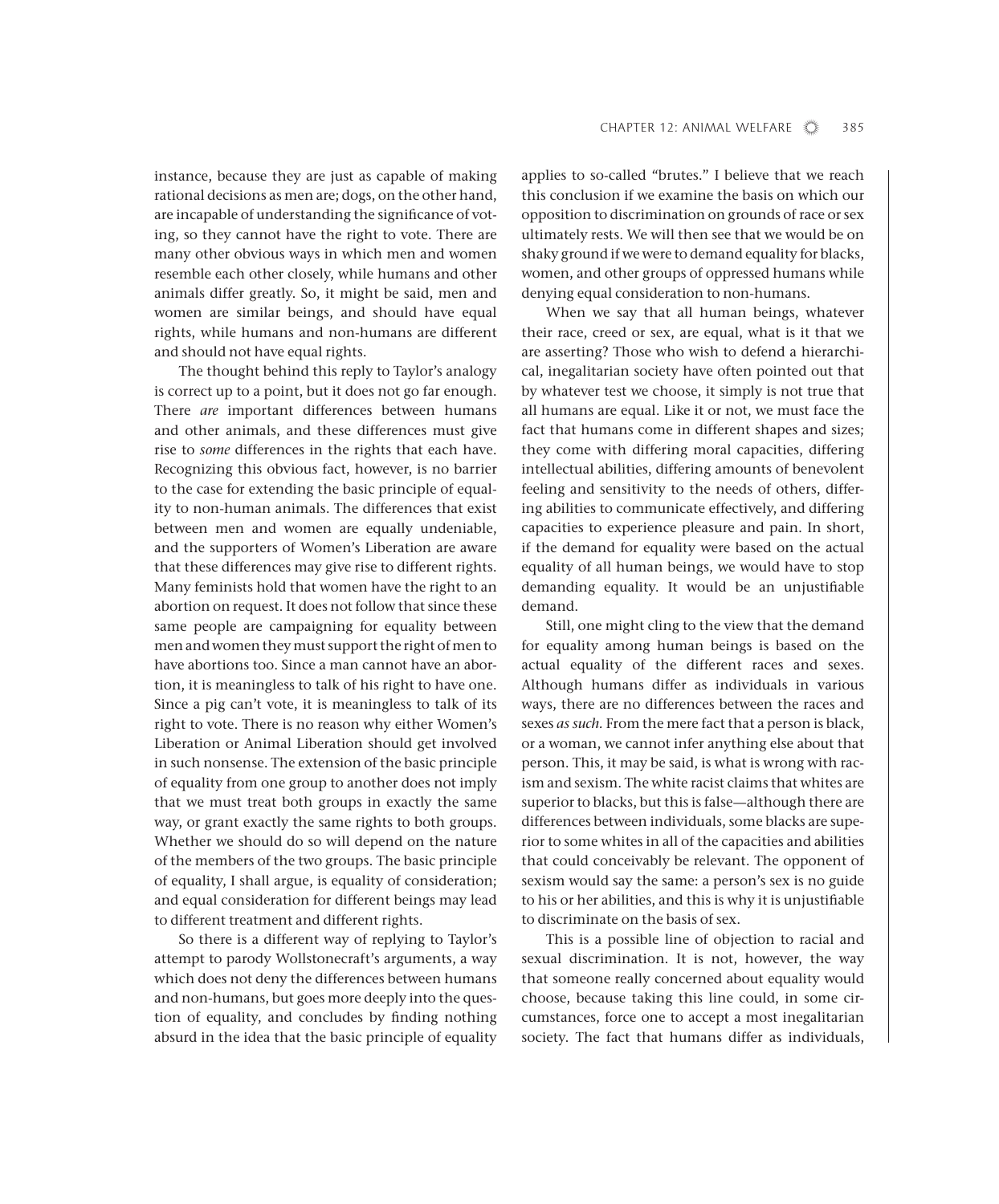instance, because they are just as capable of making rational decisions as men are; dogs, on the other hand, are incapable of understanding the significance of voting, so they cannot have the right to vote. There are many other obvious ways in which men and women resemble each other closely, while humans and other animals differ greatly. So, it might be said, men and women are similar beings, and should have equal rights, while humans and non-humans are different and should not have equal rights.

The thought behind this reply to Taylor's analogy is correct up to a point, but it does not go far enough. There *are* important differences between humans and other animals, and these differences must give rise to *some* differences in the rights that each have. Recognizing this obvious fact, however, is no barrier to the case for extending the basic principle of equality to non-human animals. The differences that exist between men and women are equally undeniable, and the supporters of Women's Liberation are aware that these differences may give rise to different rights. Many feminists hold that women have the right to an abortion on request. It does not follow that since these same people are campaigning for equality between men and women they must support the right of men to have abortions too. Since a man cannot have an abortion, it is meaningless to talk of his right to have one. Since a pig can't vote, it is meaningless to talk of its right to vote. There is no reason why either Women's Liberation or Animal Liberation should get involved in such nonsense. The extension of the basic principle of equality from one group to another does not imply that we must treat both groups in exactly the same way, or grant exactly the same rights to both groups. Whether we should do so will depend on the nature of the members of the two groups. The basic principle of equality, I shall argue, is equality of consideration; and equal consideration for different beings may lead to different treatment and different rights.

So there is a different way of replying to Taylor's attempt to parody Wollstonecraft's arguments, a way which does not deny the differences between humans and non-humans, but goes more deeply into the question of equality, and concludes by finding nothing absurd in the idea that the basic principle of equality applies to so-called "brutes." I believe that we reach this conclusion if we examine the basis on which our opposition to discrimination on grounds of race or sex ultimately rests. We will then see that we would be on shaky ground if we were to demand equality for blacks, women, and other groups of oppressed humans while denying equal consideration to non-humans.

When we say that all human beings, whatever their race, creed or sex, are equal, what is it that we are asserting? Those who wish to defend a hierarchical, inegalitarian society have often pointed out that by whatever test we choose, it simply is not true that all humans are equal. Like it or not, we must face the fact that humans come in different shapes and sizes; they come with differing moral capacities, differing intellectual abilities, differing amounts of benevolent feeling and sensitivity to the needs of others, differing abilities to communicate effectively, and differing capacities to experience pleasure and pain. In short, if the demand for equality were based on the actual equality of all human beings, we would have to stop demanding equality. It would be an unjustifiable demand.

Still, one might cling to the view that the demand for equality among human beings is based on the actual equality of the different races and sexes. Although humans differ as individuals in various ways, there are no differences between the races and sexes *as such.* From the mere fact that a person is black, or a woman, we cannot infer anything else about that person. This, it may be said, is what is wrong with racism and sexism. The white racist claims that whites are superior to blacks, but this is false—although there are differences between individuals, some blacks are superior to some whites in all of the capacities and abilities that could conceivably be relevant. The opponent of sexism would say the same: a person's sex is no guide to his or her abilities, and this is why it is unjustifiable to discriminate on the basis of sex.

This is a possible line of objection to racial and sexual discrimination. It is not, however, the way that someone really concerned about equality would choose, because taking this line could, in some circumstances, force one to accept a most inegalitarian society. The fact that humans differ as individuals,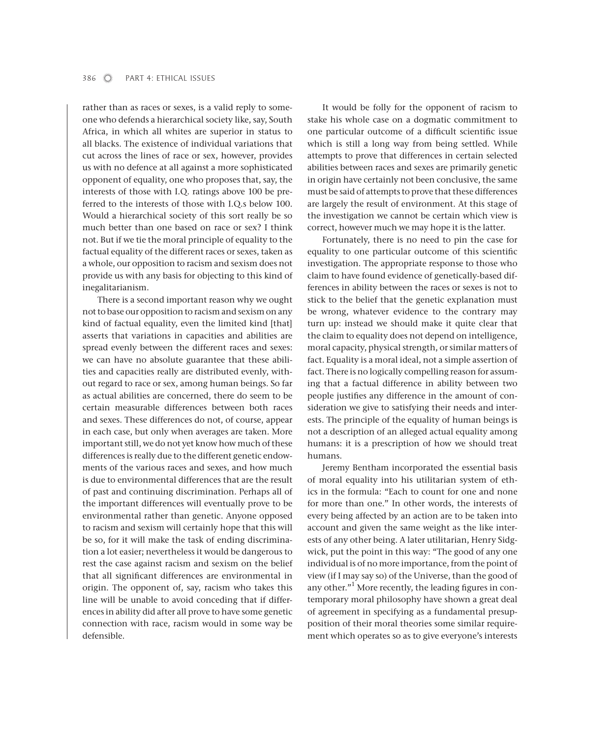rather than as races or sexes, is a valid reply to someone who defends a hierarchical society like, say, South Africa, in which all whites are superior in status to all blacks. The existence of individual variations that cut across the lines of race or sex, however, provides us with no defence at all against a more sophisticated opponent of equality, one who proposes that, say, the interests of those with I.Q. ratings above 100 be preferred to the interests of those with I.Q.s below 100. Would a hierarchical society of this sort really be so much better than one based on race or sex? I think not. But if we tie the moral principle of equality to the factual equality of the different races or sexes, taken as a whole, our opposition to racism and sexism does not provide us with any basis for objecting to this kind of inegalitarianism.

There is a second important reason why we ought not to base our opposition to racism and sexism on any kind of factual equality, even the limited kind [that] asserts that variations in capacities and abilities are spread evenly between the different races and sexes: we can have no absolute guarantee that these abilities and capacities really are distributed evenly, without regard to race or sex, among human beings. So far as actual abilities are concerned, there do seem to be certain measurable differences between both races and sexes. These differences do not, of course, appear in each case, but only when averages are taken. More important still, we do not yet know how much of these differences is really due to the different genetic endowments of the various races and sexes, and how much is due to environmental differences that are the result of past and continuing discrimination. Perhaps all of the important differences will eventually prove to be environmental rather than genetic. Anyone opposed to racism and sexism will certainly hope that this will be so, for it will make the task of ending discrimination a lot easier; nevertheless it would be dangerous to rest the case against racism and sexism on the belief that all significant differences are environmental in origin. The opponent of, say, racism who takes this line will be unable to avoid conceding that if differences in ability did after all prove to have some genetic connection with race, racism would in some way be defensible.

It would be folly for the opponent of racism to stake his whole case on a dogmatic commitment to one particular outcome of a difficult scientific issue which is still a long way from being settled. While attempts to prove that differences in certain selected abilities between races and sexes are primarily genetic in origin have certainly not been conclusive, the same must be said of attempts to prove that these differences are largely the result of environment. At this stage of the investigation we cannot be certain which view is correct, however much we may hope it is the latter.

Fortunately, there is no need to pin the case for equality to one particular outcome of this scientific investigation. The appropriate response to those who claim to have found evidence of genetically-based differences in ability between the races or sexes is not to stick to the belief that the genetic explanation must be wrong, whatever evidence to the contrary may turn up: instead we should make it quite clear that the claim to equality does not depend on intelligence, moral capacity, physical strength, or similar matters of fact. Equality is a moral ideal, not a simple assertion of fact. There is no logically compelling reason for assuming that a factual difference in ability between two people justifies any difference in the amount of consideration we give to satisfying their needs and interests. The principle of the equality of human beings is not a description of an alleged actual equality among humans: it is a prescription of how we should treat humans.

Jeremy Bentham incorporated the essential basis of moral equality into his utilitarian system of ethics in the formula: "Each to count for one and none for more than one." In other words, the interests of every being affected by an action are to be taken into account and given the same weight as the like interests of any other being. A later utilitarian, Henry Sidgwick, put the point in this way: "The good of any one individual is of no more importance, from the point of view (if I may say so) of the Universe, than the good of any other."[1] More recently, the leading figures in contemporary moral philosophy have shown a great deal of agreement in specifying as a fundamental presupposition of their moral theories some similar requirement which operates so as to give everyone's interests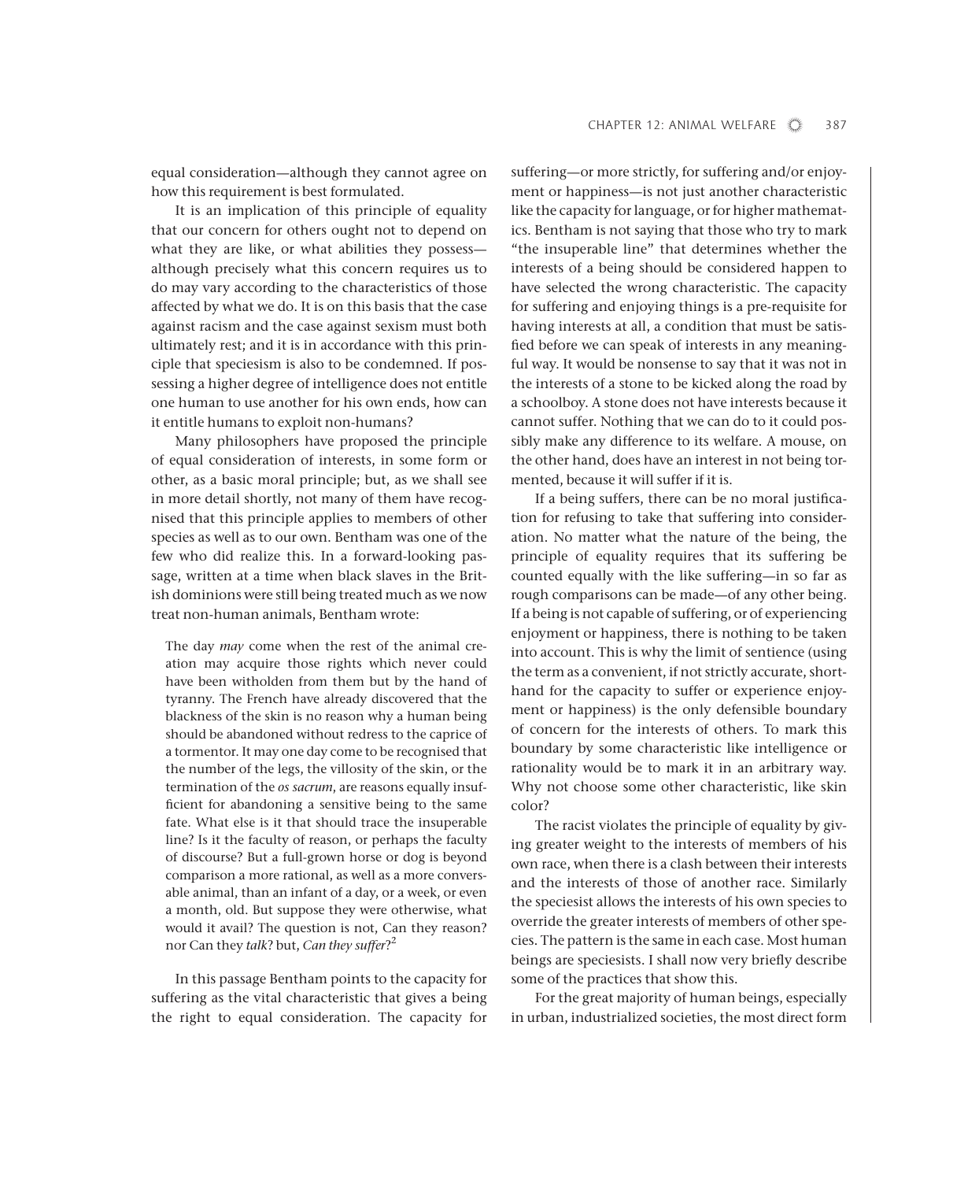equal consideration—although they cannot agree on how this requirement is best formulated.

It is an implication of this principle of equality that our concern for others ought not to depend on what they are like, or what abilities they possess—although precisely what this concern requires us to do may vary according to the characteristics of those affected by what we do. It is on this basis that the case against racism and the case against sexism must both ultimately rest; and it is in accordance with this principle that speciesism is also to be condemned. If possessing a higher degree of intelligence does not entitle one human to use another for his own ends, how can it entitle humans to exploit non-humans?

Many philosophers have proposed the principle of equal consideration of interests, in some form or other, as a basic moral principle; but, as we shall see in more detail shortly, not many of them have recognised that this principle applies to members of other species as well as to our own. Bentham was one of the few who did realize this. In a forward-looking passage, written at a time when black slaves in the British dominions were still being treated much as we now treat non-human animals, Bentham wrote:

> The day *may* come when the rest of the animal creation may acquire those rights which never could have been witholden from them but by the hand of tyranny. The French have already discovered that the blackness of the skin is no reason why a human being should be abandoned without redress to the caprice of a tormentor. It may one day come to be recognised that the number of the legs, the villosity of the skin, or the termination of the *os sacrum*, are reasons equally insufficient for abandoning a sensitive being to the same fate. What else is it that should trace the insuperable line? Is it the faculty of reason, or perhaps the faculty of discourse? But a full-grown horse or dog is beyond comparison a more rational, as well as a more conversable animal, than an infant of a day, or a week, or even a month, old. But suppose they were otherwise, what would it avail? The question is not, Can they reason? nor Can they *talk*? but, *Can they suffer*?[2]

In this passage Bentham points to the capacity for suffering as the vital characteristic that gives a being the right to equal consideration. The capacity for suffering—or more strictly, for suffering and/or enjoyment or happiness—is not just another characteristic like the capacity for language, or for higher mathematics. Bentham is not saying that those who try to mark "the insuperable line" that determines whether the interests of a being should be considered happen to have selected the wrong characteristic. The capacity for suffering and enjoying things is a pre-requisite for having interests at all, a condition that must be satisfied before we can speak of interests in any meaningful way. It would be nonsense to say that it was not in the interests of a stone to be kicked along the road by a schoolboy. A stone does not have interests because it cannot suffer. Nothing that we can do to it could possibly make any difference to its welfare. A mouse, on the other hand, does have an interest in not being tormented, because it will suffer if it is.

If a being suffers, there can be no moral justification for refusing to take that suffering into consideration. No matter what the nature of the being, the principle of equality requires that its suffering be counted equally with the like suffering—in so far as rough comparisons can be made—of any other being. If a being is not capable of suffering, or of experiencing enjoyment or happiness, there is nothing to be taken into account. This is why the limit of sentience (using the term as a convenient, if not strictly accurate, shorthand for the capacity to suffer or experience enjoyment or happiness) is the only defensible boundary of concern for the interests of others. To mark this boundary by some characteristic like intelligence or rationality would be to mark it in an arbitrary way. Why not choose some other characteristic, like skin color?

The racist violates the principle of equality by giving greater weight to the interests of members of his own race, when there is a clash between their interests and the interests of those of another race. Similarly the speciesist allows the interests of his own species to override the greater interests of members of other species. The pattern is the same in each case. Most human beings are speciesists. I shall now very briefly describe some of the practices that show this.

For the great majority of human beings, especially in urban, industrialized societies, the most direct form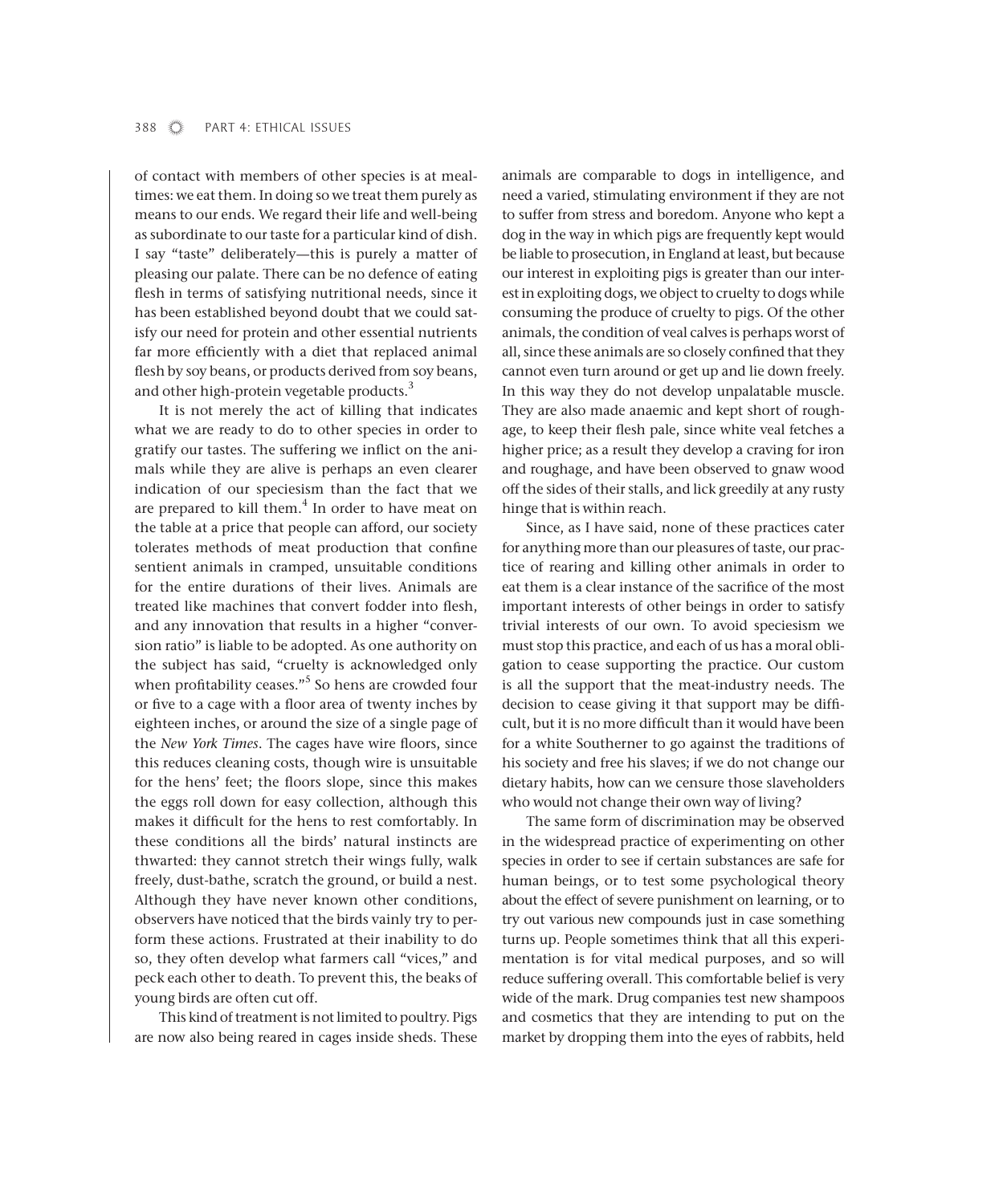of contact with members of other species is at mealtimes: we eat them. In doing so we treat them purely as means to our ends. We regard their life and well-being as subordinate to our taste for a particular kind of dish. I say "taste" deliberately—this is purely a matter of pleasing our palate. There can be no defence of eating flesh in terms of satisfying nutritional needs, since it has been established beyond doubt that we could satisfy our need for protein and other essential nutrients far more efficiently with a diet that replaced animal flesh by soy beans, or products derived from soy beans, and other high-protein vegetable products.[3]

It is not merely the act of killing that indicates what we are ready to do to other species in order to gratify our tastes. The suffering we inflict on the animals while they are alive is perhaps an even clearer indication of our speciesism than the fact that we are prepared to kill them.[4] In order to have meat on the table at a price that people can afford, our society tolerates methods of meat production that confine sentient animals in cramped, unsuitable conditions for the entire durations of their lives. Animals are treated like machines that convert fodder into flesh, and any innovation that results in a higher "conversion ratio" is liable to be adopted. As one authority on the subject has said, "cruelty is acknowledged only when profitability ceases."[5] So hens are crowded four or five to a cage with a floor area of twenty inches by eighteen inches, or around the size of a single page of the *New York Times*. The cages have wire floors, since this reduces cleaning costs, though wire is unsuitable for the hens' feet; the floors slope, since this makes the eggs roll down for easy collection, although this makes it difficult for the hens to rest comfortably. In these conditions all the birds' natural instincts are thwarted: they cannot stretch their wings fully, walk freely, dust-bathe, scratch the ground, or build a nest. Although they have never known other conditions, observers have noticed that the birds vainly try to perform these actions. Frustrated at their inability to do so, they often develop what farmers call "vices," and peck each other to death. To prevent this, the beaks of young birds are often cut off.

This kind of treatment is not limited to poultry. Pigs are now also being reared in cages inside sheds. These animals are comparable to dogs in intelligence, and need a varied, stimulating environment if they are not to suffer from stress and boredom. Anyone who kept a dog in the way in which pigs are frequently kept would be liable to prosecution, in England at least, but because our interest in exploiting pigs is greater than our interest in exploiting dogs, we object to cruelty to dogs while consuming the produce of cruelty to pigs. Of the other animals, the condition of veal calves is perhaps worst of all, since these animals are so closely confined that they cannot even turn around or get up and lie down freely. In this way they do not develop unpalatable muscle. They are also made anaemic and kept short of roughage, to keep their flesh pale, since white veal fetches a higher price; as a result they develop a craving for iron and roughage, and have been observed to gnaw wood off the sides of their stalls, and lick greedily at any rusty hinge that is within reach.

Since, as I have said, none of these practices cater for anything more than our pleasures of taste, our practice of rearing and killing other animals in order to eat them is a clear instance of the sacrifice of the most important interests of other beings in order to satisfy trivial interests of our own. To avoid speciesism we must stop this practice, and each of us has a moral obligation to cease supporting the practice. Our custom is all the support that the meat-industry needs. The decision to cease giving it that support may be difficult, but it is no more difficult than it would have been for a white Southerner to go against the traditions of his society and free his slaves; if we do not change our dietary habits, how can we censure those slaveholders who would not change their own way of living?

The same form of discrimination may be observed in the widespread practice of experimenting on other species in order to see if certain substances are safe for human beings, or to test some psychological theory about the effect of severe punishment on learning, or to try out various new compounds just in case something turns up. People sometimes think that all this experimentation is for vital medical purposes, and so will reduce suffering overall. This comfortable belief is very wide of the mark. Drug companies test new shampoos and cosmetics that they are intending to put on the market by dropping them into the eyes of rabbits, held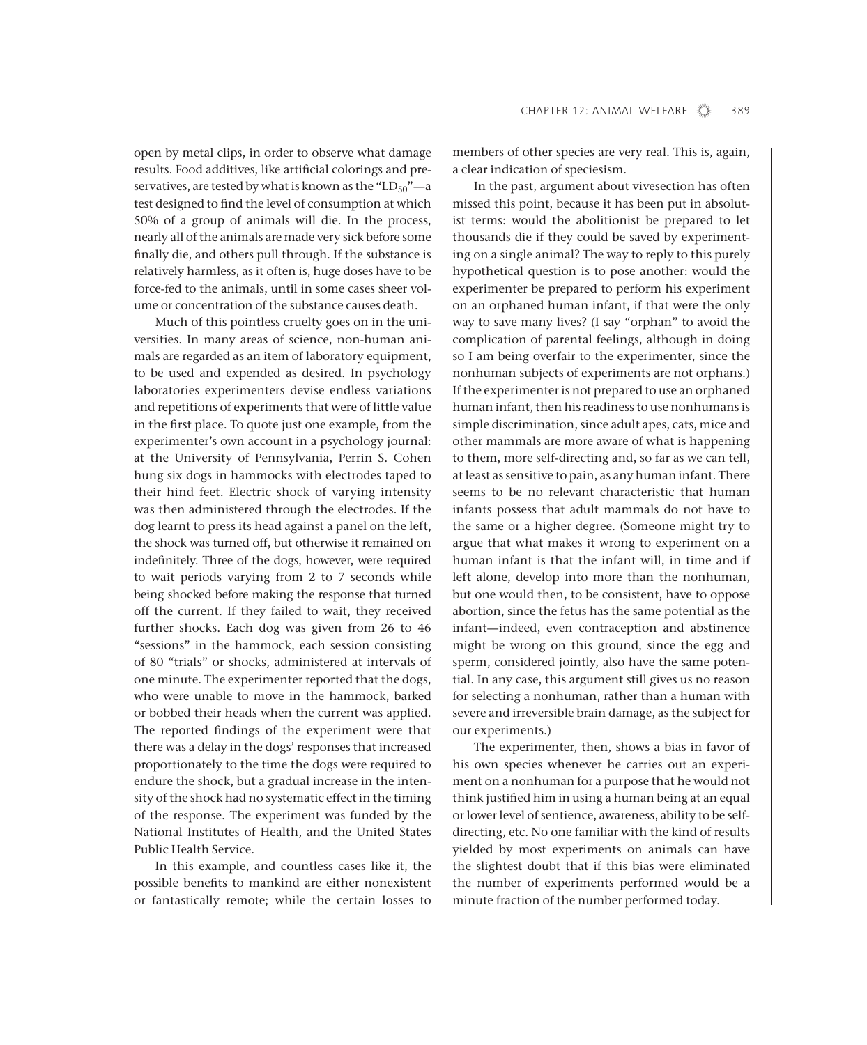open by metal clips, in order to observe what damage results. Food additives, like artificial colorings and preservatives, are tested by what is known as the "$LD_{50}$"—a test designed to find the level of consumption at which 50% of a group of animals will die. In the process, nearly all of the animals are made very sick before some finally die, and others pull through. If the substance is relatively harmless, as it often is, huge doses have to be force-fed to the animals, until in some cases sheer volume or concentration of the substance causes death.

Much of this pointless cruelty goes on in the universities. In many areas of science, non-human animals are regarded as an item of laboratory equipment, to be used and expended as desired. In psychology laboratories experimenters devise endless variations and repetitions of experiments that were of little value in the first place. To quote just one example, from the experimenter's own account in a psychology journal: at the University of Pennsylvania, Perrin S. Cohen hung six dogs in hammocks with electrodes taped to their hind feet. Electric shock of varying intensity was then administered through the electrodes. If the dog learnt to press its head against a panel on the left, the shock was turned off, but otherwise it remained on indefinitely. Three of the dogs, however, were required to wait periods varying from 2 to 7 seconds while being shocked before making the response that turned off the current. If they failed to wait, they received further shocks. Each dog was given from 26 to 46 "sessions" in the hammock, each session consisting of 80 "trials" or shocks, administered at intervals of one minute. The experimenter reported that the dogs, who were unable to move in the hammock, barked or bobbed their heads when the current was applied. The reported findings of the experiment were that there was a delay in the dogs' responses that increased proportionately to the time the dogs were required to endure the shock, but a gradual increase in the intensity of the shock had no systematic effect in the timing of the response. The experiment was funded by the National Institutes of Health, and the United States Public Health Service.

In this example, and countless cases like it, the possible benefits to mankind are either nonexistent or fantastically remote; while the certain losses to members of other species are very real. This is, again, a clear indication of speciesism.

In the past, argument about vivesection has often missed this point, because it has been put in absolutist terms: would the abolitionist be prepared to let thousands die if they could be saved by experimenting on a single animal? The way to reply to this purely hypothetical question is to pose another: would the experimenter be prepared to perform his experiment on an orphaned human infant, if that were the only way to save many lives? (I say "orphan" to avoid the complication of parental feelings, although in doing so I am being overfair to the experimenter, since the nonhuman subjects of experiments are not orphans.) If the experimenter is not prepared to use an orphaned human infant, then his readiness to use nonhumans is simple discrimination, since adult apes, cats, mice and other mammals are more aware of what is happening to them, more self-directing and, so far as we can tell, at least as sensitive to pain, as any human infant. There seems to be no relevant characteristic that human infants possess that adult mammals do not have to the same or a higher degree. (Someone might try to argue that what makes it wrong to experiment on a human infant is that the infant will, in time and if left alone, develop into more than the nonhuman, but one would then, to be consistent, have to oppose abortion, since the fetus has the same potential as the infant—indeed, even contraception and abstinence might be wrong on this ground, since the egg and sperm, considered jointly, also have the same potential. In any case, this argument still gives us no reason for selecting a nonhuman, rather than a human with severe and irreversible brain damage, as the subject for our experiments.)

The experimenter, then, shows a bias in favor of his own species whenever he carries out an experiment on a nonhuman for a purpose that he would not think justified him in using a human being at an equal or lower level of sentience, awareness, ability to be self-directing, etc. No one familiar with the kind of results yielded by most experiments on animals can have the slightest doubt that if this bias were eliminated the number of experiments performed would be a minute fraction of the number performed today.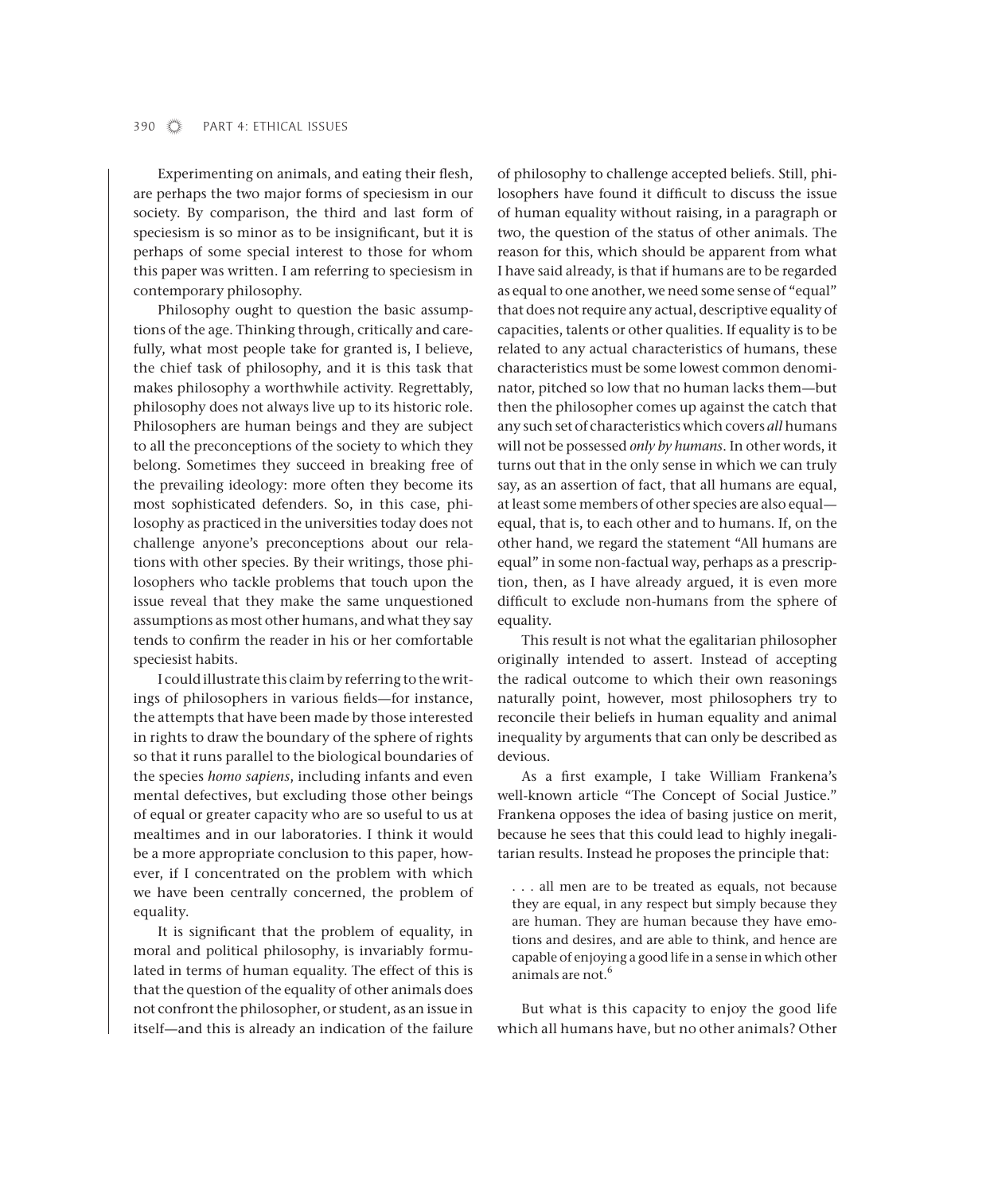Experimenting on animals, and eating their flesh, are perhaps the two major forms of speciesism in our society. By comparison, the third and last form of speciesism is so minor as to be insignificant, but it is perhaps of some special interest to those for whom this paper was written. I am referring to speciesism in contemporary philosophy.

Philosophy ought to question the basic assumptions of the age. Thinking through, critically and carefully, what most people take for granted is, I believe, the chief task of philosophy, and it is this task that makes philosophy a worthwhile activity. Regrettably, philosophy does not always live up to its historic role. Philosophers are human beings and they are subject to all the preconceptions of the society to which they belong. Sometimes they succeed in breaking free of the prevailing ideology: more often they become its most sophisticated defenders. So, in this case, philosophy as practiced in the universities today does not challenge anyone's preconceptions about our relations with other species. By their writings, those philosophers who tackle problems that touch upon the issue reveal that they make the same unquestioned assumptions as most other humans, and what they say tends to confirm the reader in his or her comfortable speciesist habits.

I could illustrate this claim by referring to the writings of philosophers in various fields—for instance, the attempts that have been made by those interested in rights to draw the boundary of the sphere of rights so that it runs parallel to the biological boundaries of the species *homo sapiens*, including infants and even mental defectives, but excluding those other beings of equal or greater capacity who are so useful to us at mealtimes and in our laboratories. I think it would be a more appropriate conclusion to this paper, however, if I concentrated on the problem with which we have been centrally concerned, the problem of equality.

It is significant that the problem of equality, in moral and political philosophy, is invariably formulated in terms of human equality. The effect of this is that the question of the equality of other animals does not confront the philosopher, or student, as an issue in itself—and this is already an indication of the failure of philosophy to challenge accepted beliefs. Still, philosophers have found it difficult to discuss the issue of human equality without raising, in a paragraph or two, the question of the status of other animals. The reason for this, which should be apparent from what I have said already, is that if humans are to be regarded as equal to one another, we need some sense of "equal" that does not require any actual, descriptive equality of capacities, talents or other qualities. If equality is to be related to any actual characteristics of humans, these characteristics must be some lowest common denominator, pitched so low that no human lacks them—but then the philosopher comes up against the catch that any such set of characteristics which covers *all* humans will not be possessed *only by humans*. In other words, it turns out that in the only sense in which we can truly say, as an assertion of fact, that all humans are equal, at least some members of other species are also equal—equal, that is, to each other and to humans. If, on the other hand, we regard the statement "All humans are equal" in some non-factual way, perhaps as a prescription, then, as I have already argued, it is even more difficult to exclude non-humans from the sphere of equality.

This result is not what the egalitarian philosopher originally intended to assert. Instead of accepting the radical outcome to which their own reasonings naturally point, however, most philosophers try to reconcile their beliefs in human equality and animal inequality by arguments that can only be described as devious.

As a first example, I take William Frankena's well-known article "The Concept of Social Justice." Frankena opposes the idea of basing justice on merit, because he sees that this could lead to highly inegalitarian results. Instead he proposes the principle that:

> . . . all men are to be treated as equals, not because they are equal, in any respect but simply because they are human. They are human because they have emotions and desires, and are able to think, and hence are capable of enjoying a good life in a sense in which other animals are not.[6]

But what is this capacity to enjoy the good life which all humans have, but no other animals? Other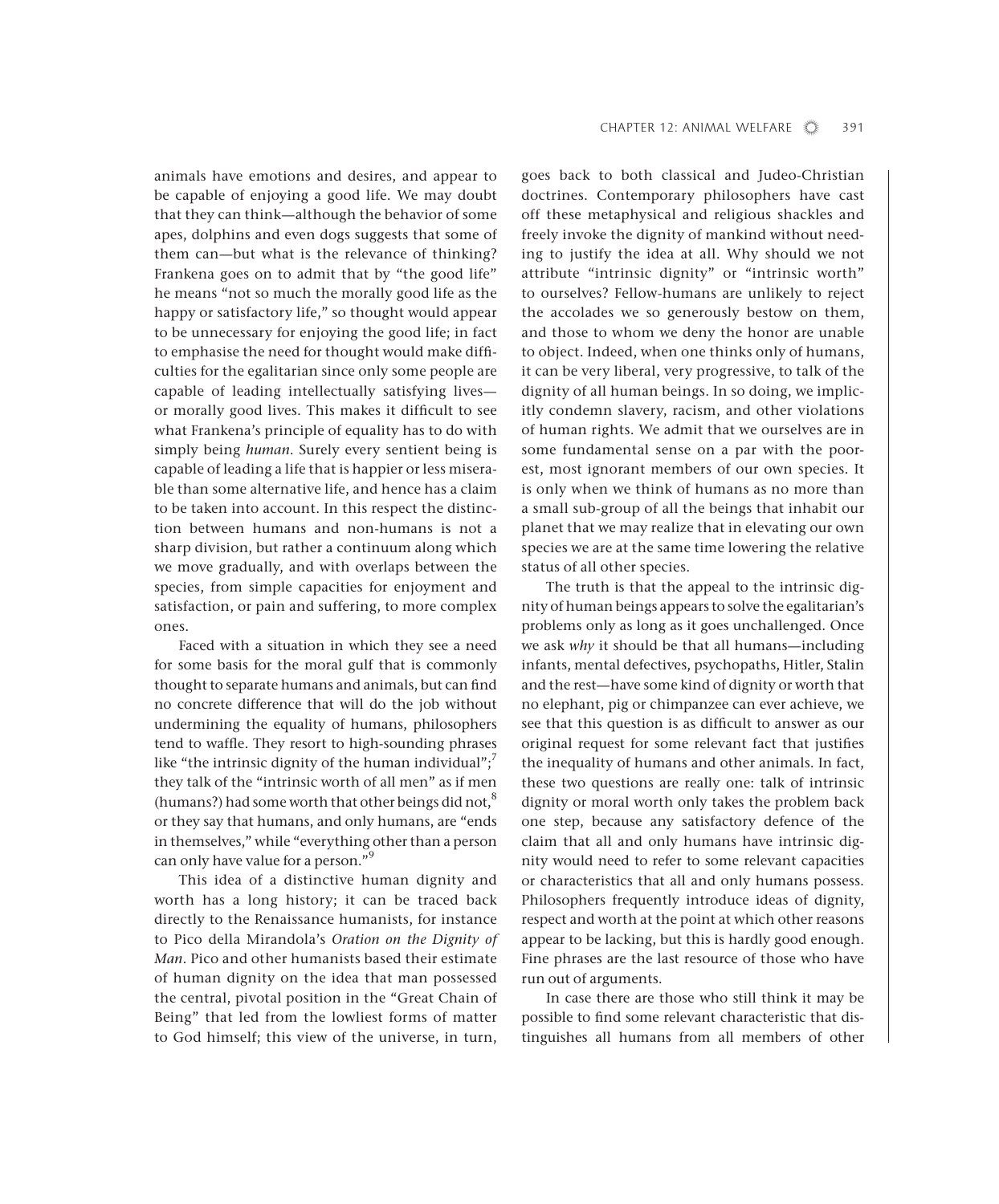animals have emotions and desires, and appear to be capable of enjoying a good life. We may doubt that they can think—although the behavior of some apes, dolphins and even dogs suggests that some of them can—but what is the relevance of thinking? Frankena goes on to admit that by "the good life" he means "not so much the morally good life as the happy or satisfactory life," so thought would appear to be unnecessary for enjoying the good life; in fact to emphasise the need for thought would make difficulties for the egalitarian since only some people are capable of leading intellectually satisfying lives—or morally good lives. This makes it difficult to see what Frankena's principle of equality has to do with simply being *human*. Surely every sentient being is capable of leading a life that is happier or less miserable than some alternative life, and hence has a claim to be taken into account. In this respect the distinction between humans and non-humans is not a sharp division, but rather a continuum along which we move gradually, and with overlaps between the species, from simple capacities for enjoyment and satisfaction, or pain and suffering, to more complex ones.

Faced with a situation in which they see a need for some basis for the moral gulf that is commonly thought to separate humans and animals, but can find no concrete difference that will do the job without undermining the equality of humans, philosophers tend to waffle. They resort to high-sounding phrases like "the intrinsic dignity of the human individual";[7] they talk of the "intrinsic worth of all men" as if men (humans?) had some worth that other beings did not,[8] or they say that humans, and only humans, are "ends in themselves," while "everything other than a person can only have value for a person."[9]

This idea of a distinctive human dignity and worth has a long history; it can be traced back directly to the Renaissance humanists, for instance to Pico della Mirandola's *Oration on the Dignity of Man*. Pico and other humanists based their estimate of human dignity on the idea that man possessed the central, pivotal position in the "Great Chain of Being" that led from the lowliest forms of matter to God himself; this view of the universe, in turn, goes back to both classical and Judeo-Christian doctrines. Contemporary philosophers have cast off these metaphysical and religious shackles and freely invoke the dignity of mankind without needing to justify the idea at all. Why should we not attribute "intrinsic dignity" or "intrinsic worth" to ourselves? Fellow-humans are unlikely to reject the accolades we so generously bestow on them, and those to whom we deny the honor are unable to object. Indeed, when one thinks only of humans, it can be very liberal, very progressive, to talk of the dignity of all human beings. In so doing, we implicitly condemn slavery, racism, and other violations of human rights. We admit that we ourselves are in some fundamental sense on a par with the poorest, most ignorant members of our own species. It is only when we think of humans as no more than a small sub-group of all the beings that inhabit our planet that we may realize that in elevating our own species we are at the same time lowering the relative status of all other species.

The truth is that the appeal to the intrinsic dignity of human beings appears to solve the egalitarian's problems only as long as it goes unchallenged. Once we ask *why* it should be that all humans—including infants, mental defectives, psychopaths, Hitler, Stalin and the rest—have some kind of dignity or worth that no elephant, pig or chimpanzee can ever achieve, we see that this question is as difficult to answer as our original request for some relevant fact that justifies the inequality of humans and other animals. In fact, these two questions are really one: talk of intrinsic dignity or moral worth only takes the problem back one step, because any satisfactory defence of the claim that all and only humans have intrinsic dignity would need to refer to some relevant capacities or characteristics that all and only humans possess. Philosophers frequently introduce ideas of dignity, respect and worth at the point at which other reasons appear to be lacking, but this is hardly good enough. Fine phrases are the last resource of those who have run out of arguments.

In case there are those who still think it may be possible to find some relevant characteristic that distinguishes all humans from all members of other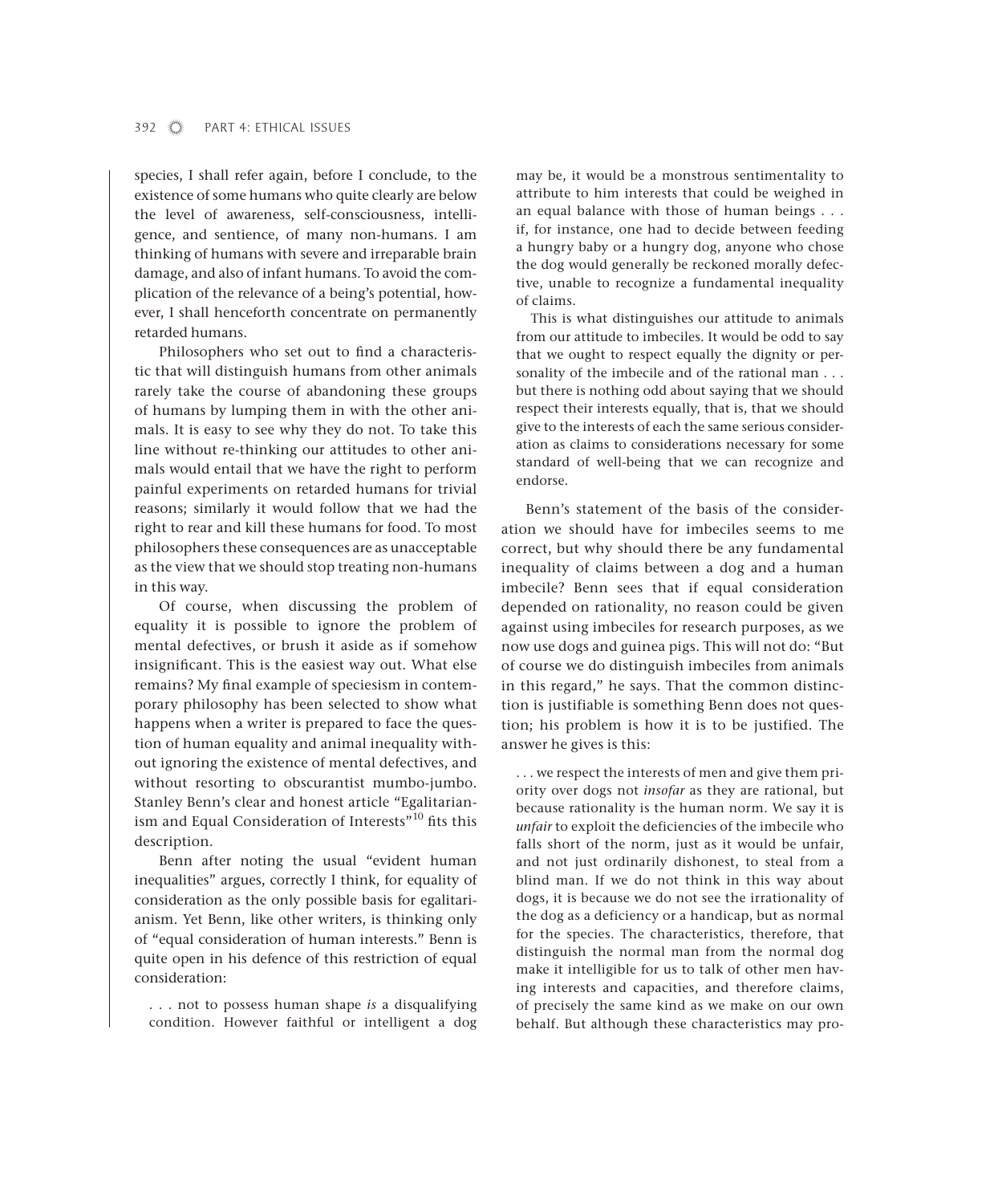species, I shall refer again, before I conclude, to the existence of some humans who quite clearly are below the level of awareness, self-consciousness, intelligence, and sentience, of many non-humans. I am thinking of humans with severe and irreparable brain damage, and also of infant humans. To avoid the complication of the relevance of a being's potential, however, I shall henceforth concentrate on permanently retarded humans.

Philosophers who set out to find a characteristic that will distinguish humans from other animals rarely take the course of abandoning these groups of humans by lumping them in with the other animals. It is easy to see why they do not. To take this line without re-thinking our attitudes to other animals would entail that we have the right to perform painful experiments on retarded humans for trivial reasons; similarly it would follow that we had the right to rear and kill these humans for food. To most philosophers these consequences are as unacceptable as the view that we should stop treating non-humans in this way.

Of course, when discussing the problem of equality it is possible to ignore the problem of mental defectives, or brush it aside as if somehow insignificant. This is the easiest way out. What else remains? My final example of speciesism in contemporary philosophy has been selected to show what happens when a writer is prepared to face the question of human equality and animal inequality without ignoring the existence of mental defectives, and without resorting to obscurantist mumbo-jumbo. Stanley Benn's clear and honest article "Egalitarianism and Equal Consideration of Interests"[10] fits this description.

Benn after noting the usual "evident human inequalities" argues, correctly I think, for equality of consideration as the only possible basis for egalitarianism. Yet Benn, like other writers, is thinking only of "equal consideration of human interests." Benn is quite open in his defence of this restriction of equal consideration:

> . . . not to possess human shape *is* a disqualifying condition. However faithful or intelligent a dog may be, it would be a monstrous sentimentality to attribute to him interests that could be weighed in an equal balance with those of human beings . . . if, for instance, one had to decide between feeding a hungry baby or a hungry dog, anyone who chose the dog would generally be reckoned morally defective, unable to recognize a fundamental inequality of claims.
>
> This is what distinguishes our attitude to animals from our attitude to imbeciles. It would be odd to say that we ought to respect equally the dignity or personality of the imbecile and of the rational man . . . but there is nothing odd about saying that we should respect their interests equally, that is, that we should give to the interests of each the same serious consideration as claims to considerations necessary for some standard of well-being that we can recognize and endorse.

Benn's statement of the basis of the consideration we should have for imbeciles seems to me correct, but why should there be any fundamental inequality of claims between a dog and a human imbecile? Benn sees that if equal consideration depended on rationality, no reason could be given against using imbeciles for research purposes, as we now use dogs and guinea pigs. This will not do: "But of course we do distinguish imbeciles from animals in this regard," he says. That the common distinction is justifiable is something Benn does not question; his problem is how it is to be justified. The answer he gives is this:

> . . . we respect the interests of men and give them priority over dogs not *insofar* as they are rational, but because rationality is the human norm. We say it is *unfair* to exploit the deficiencies of the imbecile who falls short of the norm, just as it would be unfair, and not just ordinarily dishonest, to steal from a blind man. If we do not think in this way about dogs, it is because we do not see the irrationality of the dog as a deficiency or a handicap, but as normal for the species. The characteristics, therefore, that distinguish the normal man from the normal dog make it intelligible for us to talk of other men having interests and capacities, and therefore claims, of precisely the same kind as we make on our own behalf. But although these characteristics may pro-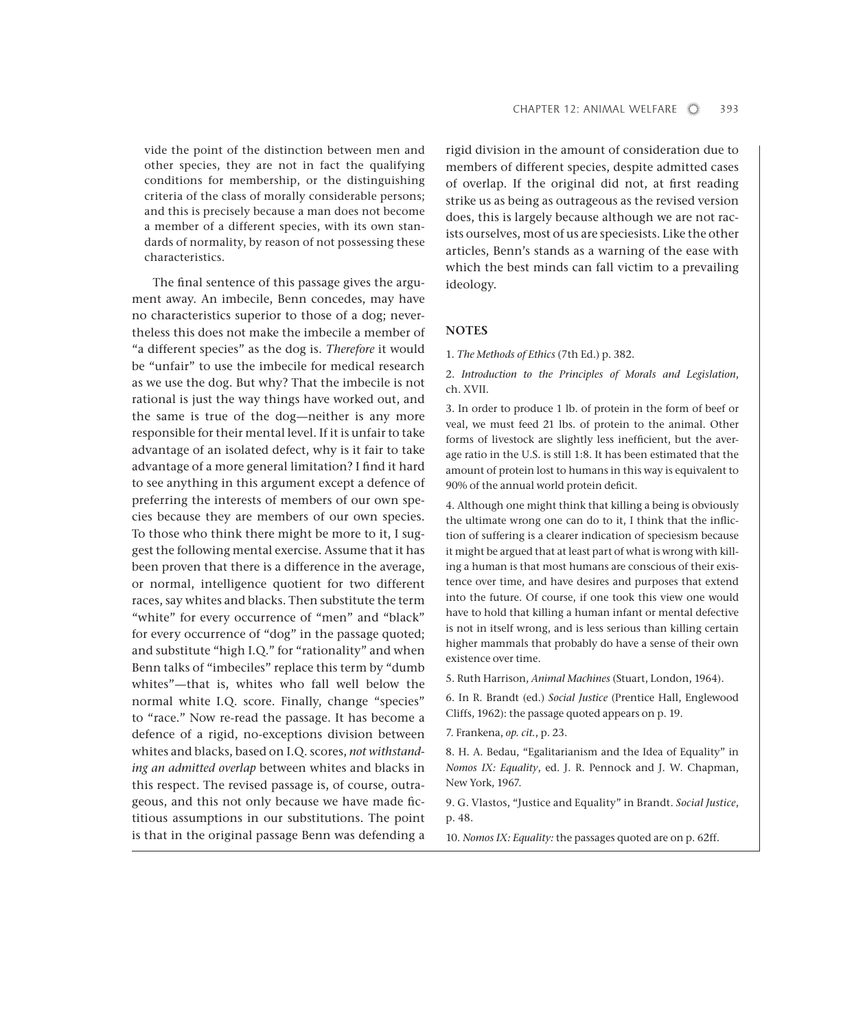vide the point of the distinction between men and other species, they are not in fact the qualifying conditions for membership, or the distinguishing criteria of the class of morally considerable persons; and this is precisely because a man does not become a member of a different species, with its own standards of normality, by reason of not possessing these characteristics.

The final sentence of this passage gives the argument away. An imbecile, Benn concedes, may have no characteristics superior to those of a dog; nevertheless this does not make the imbecile a member of "a different species" as the dog is. *Therefore* it would be "unfair" to use the imbecile for medical research as we use the dog. But why? That the imbecile is not rational is just the way things have worked out, and the same is true of the dog—neither is any more responsible for their mental level. If it is unfair to take advantage of an isolated defect, why is it fair to take advantage of a more general limitation? I find it hard to see anything in this argument except a defence of preferring the interests of members of our own species because they are members of our own species. To those who think there might be more to it, I suggest the following mental exercise. Assume that it has been proven that there is a difference in the average, or normal, intelligence quotient for two different races, say whites and blacks. Then substitute the term "white" for every occurrence of "men" and "black" for every occurrence of "dog" in the passage quoted; and substitute "high I.Q." for "rationality" and when Benn talks of "imbeciles" replace this term by "dumb whites"—that is, whites who fall well below the normal white I.Q. score. Finally, change "species" to "race." Now re-read the passage. It has become a defence of a rigid, no-exceptions division between whites and blacks, based on I.Q. scores, *not withstanding an admitted overlap* between whites and blacks in this respect. The revised passage is, of course, outrageous, and this not only because we have made fictitious assumptions in our substitutions. The point is that in the original passage Benn was defending a rigid division in the amount of consideration due to members of different species, despite admitted cases of overlap. If the original did not, at first reading strike us as being as outrageous as the revised version does, this is largely because although we are not racists ourselves, most of us are speciesists. Like the other articles, Benn's stands as a warning of the ease with which the best minds can fall victim to a prevailing ideology.

## NOTES

1. *The Methods of Ethics* (7th Ed.) p. 382.

2. *Introduction to the Principles of Morals and Legislation*, ch. XVII.

3. In order to produce 1 lb. of protein in the form of beef or veal, we must feed 21 lbs. of protein to the animal. Other forms of livestock are slightly less inefficient, but the average ratio in the U.S. is still 1:8. It has been estimated that the amount of protein lost to humans in this way is equivalent to 90% of the annual world protein deficit.

4. Although one might think that killing a being is obviously the ultimate wrong one can do to it, I think that the infliction of suffering is a clearer indication of speciesism because it might be argued that at least part of what is wrong with killing a human is that most humans are conscious of their existence over time, and have desires and purposes that extend into the future. Of course, if one took this view one would have to hold that killing a human infant or mental defective is not in itself wrong, and is less serious than killing certain higher mammals that probably do have a sense of their own existence over time.

5. Ruth Harrison, *Animal Machines* (Stuart, London, 1964).

6. In R. Brandt (ed.) *Social Justice* (Prentice Hall, Englewood Cliffs, 1962): the passage quoted appears on p. 19.

7. Frankena, *op. cit.*, p. 23.

8. H. A. Bedau, "Egalitarianism and the Idea of Equality" in *Nomos IX: Equality*, ed. J. R. Pennock and J. W. Chapman, New York, 1967.

9. G. Vlastos, "Justice and Equality" in Brandt. *Social Justice*, p. 48.

10. *Nomos IX: Equality:* the passages quoted are on p. 62ff.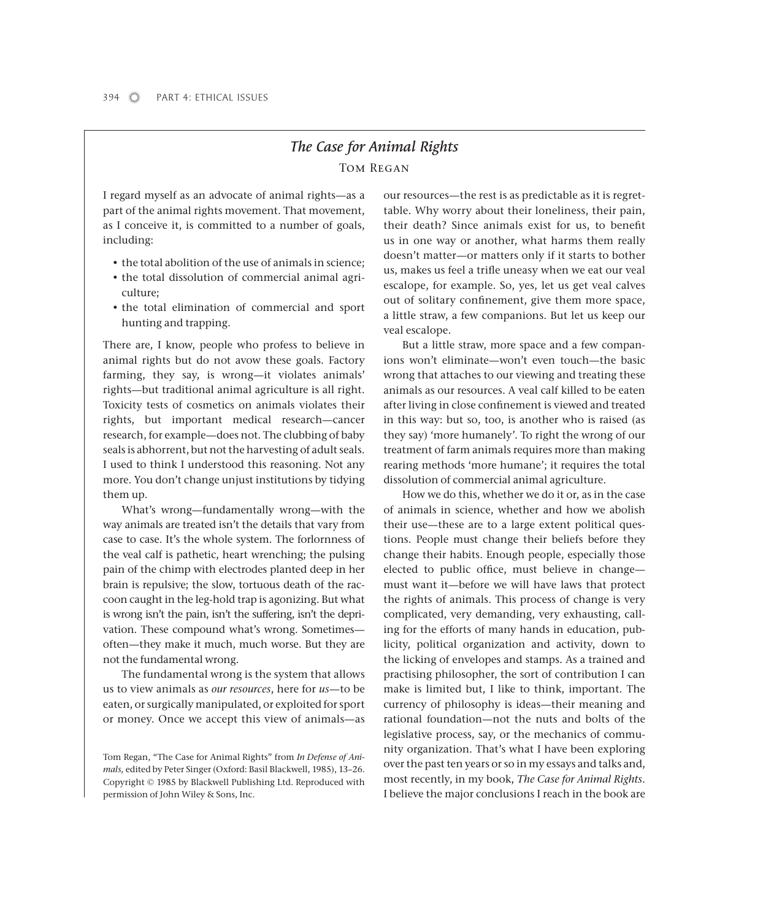## *The Case for Animal Rights*

Tom Regan

I regard myself as an advocate of animal rights—as a part of the animal rights movement. That movement, as I conceive it, is committed to a number of goals, including:

- the total abolition of the use of animals in science;
- the total dissolution of commercial animal agriculture;
- the total elimination of commercial and sport hunting and trapping.

There are, I know, people who profess to believe in animal rights but do not avow these goals. Factory farming, they say, is wrong—it violates animals' rights—but traditional animal agriculture is all right. Toxicity tests of cosmetics on animals violates their rights, but important medical research—cancer research, for example—does not. The clubbing of baby seals is abhorrent, but not the harvesting of adult seals. I used to think I understood this reasoning. Not any more. You don't change unjust institutions by tidying them up.

What's wrong—fundamentally wrong—with the way animals are treated isn't the details that vary from case to case. It's the whole system. The forlornness of the veal calf is pathetic, heart wrenching; the pulsing pain of the chimp with electrodes planted deep in her brain is repulsive; the slow, tortuous death of the raccoon caught in the leg-hold trap is agonizing. But what is wrong isn't the pain, isn't the suffering, isn't the deprivation. These compound what's wrong. Sometimes—often—they make it much, much worse. But they are not the fundamental wrong.

The fundamental wrong is the system that allows us to view animals as *our resources*, here for *us*—to be eaten, or surgically manipulated, or exploited for sport or money. Once we accept this view of animals—as our resources—the rest is as predictable as it is regrettable. Why worry about their loneliness, their pain, their death? Since animals exist for us, to benefit us in one way or another, what harms them really doesn't matter—or matters only if it starts to bother us, makes us feel a trifle uneasy when we eat our veal escalope, for example. So, yes, let us get veal calves out of solitary confinement, give them more space, a little straw, a few companions. But let us keep our veal escalope.

But a little straw, more space and a few companions won't eliminate—won't even touch—the basic wrong that attaches to our viewing and treating these animals as our resources. A veal calf killed to be eaten after living in close confinement is viewed and treated in this way: but so, too, is another who is raised (as they say) 'more humanely'. To right the wrong of our treatment of farm animals requires more than making rearing methods 'more humane'; it requires the total dissolution of commercial animal agriculture.

How we do this, whether we do it or, as in the case of animals in science, whether and how we abolish their use—these are to a large extent political questions. People must change their beliefs before they change their habits. Enough people, especially those elected to public office, must believe in change—must want it—before we will have laws that protect the rights of animals. This process of change is very complicated, very demanding, very exhausting, calling for the efforts of many hands in education, publicity, political organization and activity, down to the licking of envelopes and stamps. As a trained and practising philosopher, the sort of contribution I can make is limited but, I like to think, important. The currency of philosophy is ideas—their meaning and rational foundation—not the nuts and bolts of the legislative process, say, or the mechanics of community organization. That's what I have been exploring over the past ten years or so in my essays and talks and, most recently, in my book, *The Case for Animal Rights*. I believe the major conclusions I reach in the book are

Tom Regan, "The Case for Animal Rights" from *In Defense of Animals,* edited by Peter Singer (Oxford: Basil Blackwell, 1985), 13–26. Copyright © 1985 by Blackwell Publishing Ltd. Reproduced with permission of John Wiley & Sons, Inc.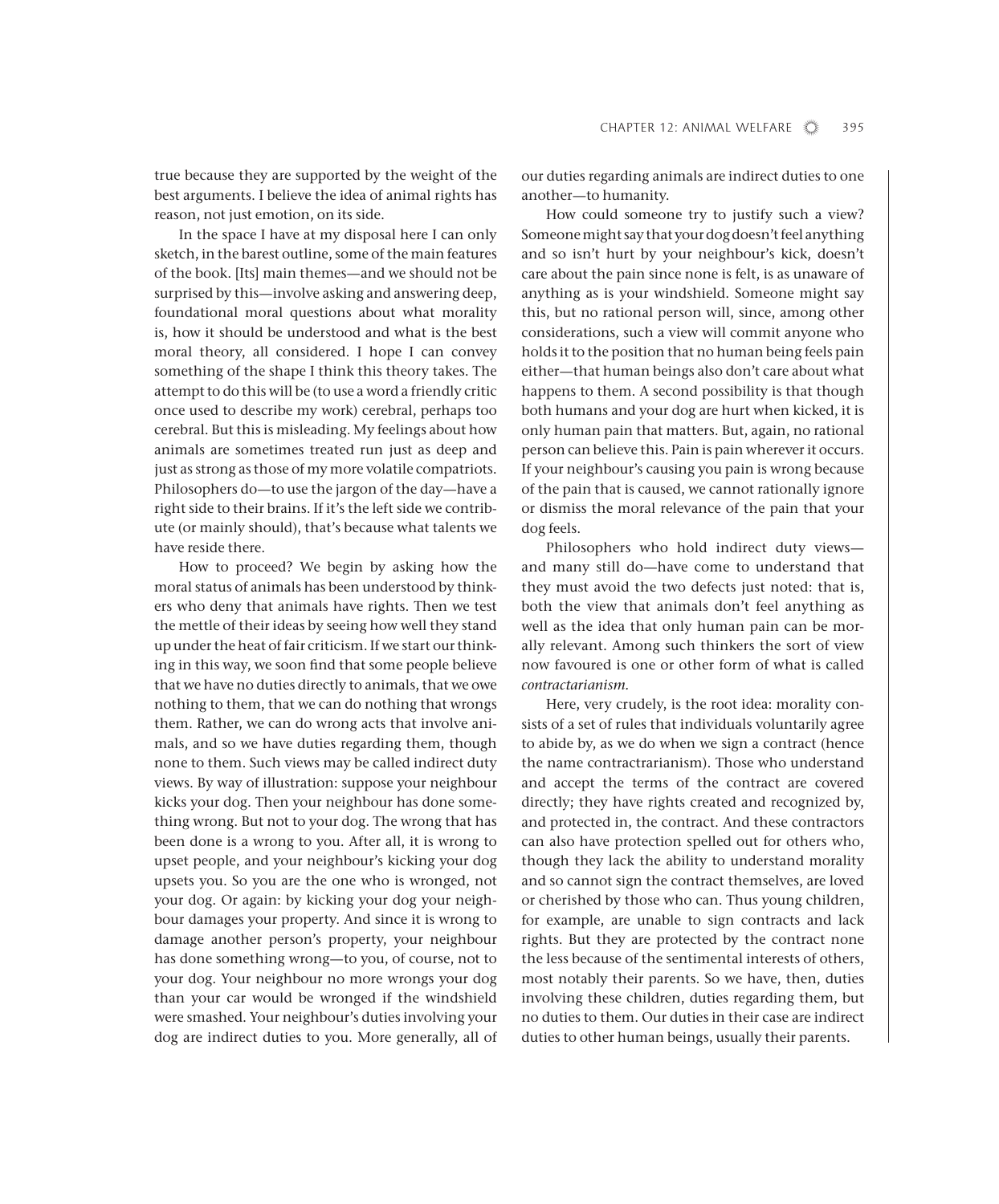true because they are supported by the weight of the best arguments. I believe the idea of animal rights has reason, not just emotion, on its side.

In the space I have at my disposal here I can only sketch, in the barest outline, some of the main features of the book. [Its] main themes—and we should not be surprised by this—involve asking and answering deep, foundational moral questions about what morality is, how it should be understood and what is the best moral theory, all considered. I hope I can convey something of the shape I think this theory takes. The attempt to do this will be (to use a word a friendly critic once used to describe my work) cerebral, perhaps too cerebral. But this is misleading. My feelings about how animals are sometimes treated run just as deep and just as strong as those of my more volatile compatriots. Philosophers do—to use the jargon of the day—have a right side to their brains. If it's the left side we contribute (or mainly should), that's because what talents we have reside there.

How to proceed? We begin by asking how the moral status of animals has been understood by thinkers who deny that animals have rights. Then we test the mettle of their ideas by seeing how well they stand up under the heat of fair criticism. If we start our thinking in this way, we soon find that some people believe that we have no duties directly to animals, that we owe nothing to them, that we can do nothing that wrongs them. Rather, we can do wrong acts that involve animals, and so we have duties regarding them, though none to them. Such views may be called indirect duty views. By way of illustration: suppose your neighbour kicks your dog. Then your neighbour has done something wrong. But not to your dog. The wrong that has been done is a wrong to you. After all, it is wrong to upset people, and your neighbour's kicking your dog upsets you. So you are the one who is wronged, not your dog. Or again: by kicking your dog your neighbour damages your property. And since it is wrong to damage another person's property, your neighbour has done something wrong—to you, of course, not to your dog. Your neighbour no more wrongs your dog than your car would be wronged if the windshield were smashed. Your neighbour's duties involving your dog are indirect duties to you. More generally, all of our duties regarding animals are indirect duties to one another—to humanity.

How could someone try to justify such a view? Someone might say that your dog doesn't feel anything and so isn't hurt by your neighbour's kick, doesn't care about the pain since none is felt, is as unaware of anything as is your windshield. Someone might say this, but no rational person will, since, among other considerations, such a view will commit anyone who holds it to the position that no human being feels pain either—that human beings also don't care about what happens to them. A second possibility is that though both humans and your dog are hurt when kicked, it is only human pain that matters. But, again, no rational person can believe this. Pain is pain wherever it occurs. If your neighbour's causing you pain is wrong because of the pain that is caused, we cannot rationally ignore or dismiss the moral relevance of the pain that your dog feels.

Philosophers who hold indirect duty views—and many still do—have come to understand that they must avoid the two defects just noted: that is, both the view that animals don't feel anything as well as the idea that only human pain can be morally relevant. Among such thinkers the sort of view now favoured is one or other form of what is called *contractarianism.*

Here, very crudely, is the root idea: morality consists of a set of rules that individuals voluntarily agree to abide by, as we do when we sign a contract (hence the name contractrarianism). Those who understand and accept the terms of the contract are covered directly; they have rights created and recognized by, and protected in, the contract. And these contractors can also have protection spelled out for others who, though they lack the ability to understand morality and so cannot sign the contract themselves, are loved or cherished by those who can. Thus young children, for example, are unable to sign contracts and lack rights. But they are protected by the contract none the less because of the sentimental interests of others, most notably their parents. So we have, then, duties involving these children, duties regarding them, but no duties to them. Our duties in their case are indirect duties to other human beings, usually their parents.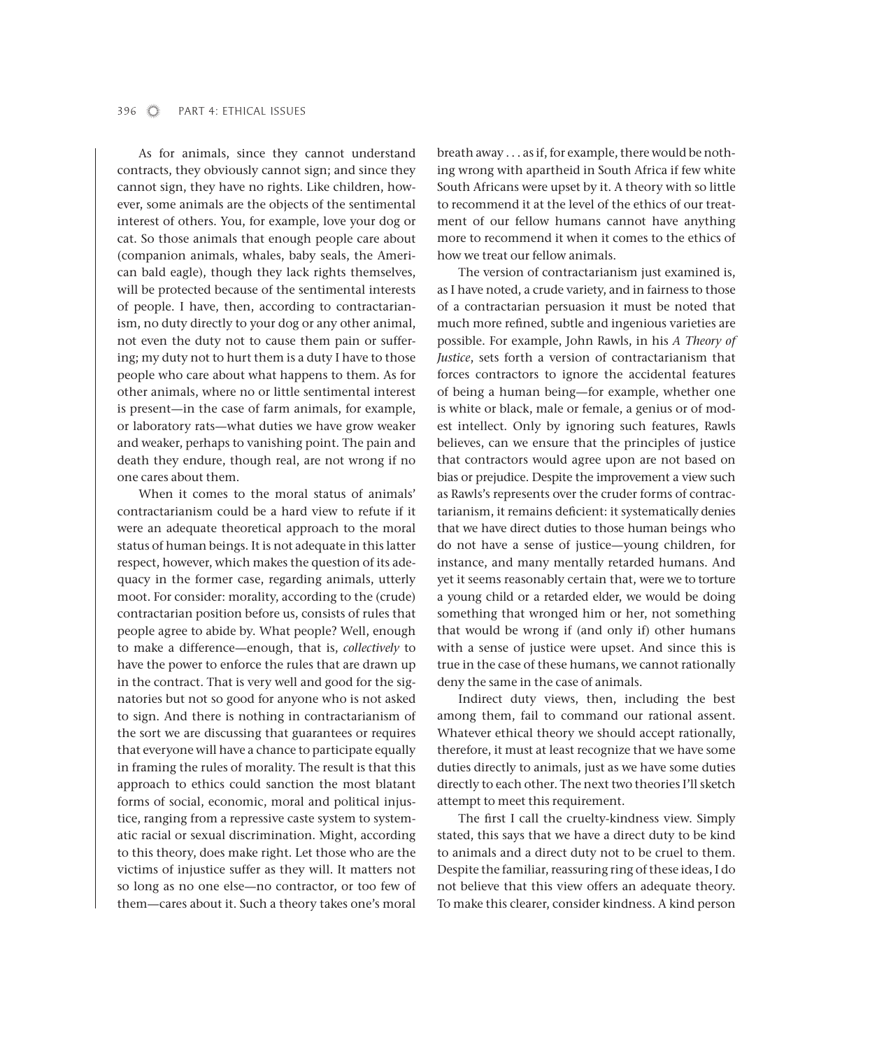As for animals, since they cannot understand contracts, they obviously cannot sign; and since they cannot sign, they have no rights. Like children, however, some animals are the objects of the sentimental interest of others. You, for example, love your dog or cat. So those animals that enough people care about (companion animals, whales, baby seals, the American bald eagle), though they lack rights themselves, will be protected because of the sentimental interests of people. I have, then, according to contractarianism, no duty directly to your dog or any other animal, not even the duty not to cause them pain or suffering; my duty not to hurt them is a duty I have to those people who care about what happens to them. As for other animals, where no or little sentimental interest is present—in the case of farm animals, for example, or laboratory rats—what duties we have grow weaker and weaker, perhaps to vanishing point. The pain and death they endure, though real, are not wrong if no one cares about them.

When it comes to the moral status of animals' contractarianism could be a hard view to refute if it were an adequate theoretical approach to the moral status of human beings. It is not adequate in this latter respect, however, which makes the question of its adequacy in the former case, regarding animals, utterly moot. For consider: morality, according to the (crude) contractarian position before us, consists of rules that people agree to abide by. What people? Well, enough to make a difference—enough, that is, *collectively* to have the power to enforce the rules that are drawn up in the contract. That is very well and good for the signatories but not so good for anyone who is not asked to sign. And there is nothing in contractarianism of the sort we are discussing that guarantees or requires that everyone will have a chance to participate equally in framing the rules of morality. The result is that this approach to ethics could sanction the most blatant forms of social, economic, moral and political injustice, ranging from a repressive caste system to systematic racial or sexual discrimination. Might, according to this theory, does make right. Let those who are the victims of injustice suffer as they will. It matters not so long as no one else—no contractor, or too few of them—cares about it. Such a theory takes one's moral breath away . . . as if, for example, there would be nothing wrong with apartheid in South Africa if few white South Africans were upset by it. A theory with so little to recommend it at the level of the ethics of our treatment of our fellow humans cannot have anything more to recommend it when it comes to the ethics of how we treat our fellow animals.

The version of contractarianism just examined is, as I have noted, a crude variety, and in fairness to those of a contractarian persuasion it must be noted that much more refined, subtle and ingenious varieties are possible. For example, John Rawls, in his *A Theory of Justice*, sets forth a version of contractarianism that forces contractors to ignore the accidental features of being a human being—for example, whether one is white or black, male or female, a genius or of modest intellect. Only by ignoring such features, Rawls believes, can we ensure that the principles of justice that contractors would agree upon are not based on bias or prejudice. Despite the improvement a view such as Rawls's represents over the cruder forms of contractarianism, it remains deficient: it systematically denies that we have direct duties to those human beings who do not have a sense of justice—young children, for instance, and many mentally retarded humans. And yet it seems reasonably certain that, were we to torture a young child or a retarded elder, we would be doing something that wronged him or her, not something that would be wrong if (and only if) other humans with a sense of justice were upset. And since this is true in the case of these humans, we cannot rationally deny the same in the case of animals.

Indirect duty views, then, including the best among them, fail to command our rational assent. Whatever ethical theory we should accept rationally, therefore, it must at least recognize that we have some duties directly to animals, just as we have some duties directly to each other. The next two theories I'll sketch attempt to meet this requirement.

The first I call the cruelty-kindness view. Simply stated, this says that we have a direct duty to be kind to animals and a direct duty not to be cruel to them. Despite the familiar, reassuring ring of these ideas, I do not believe that this view offers an adequate theory. To make this clearer, consider kindness. A kind person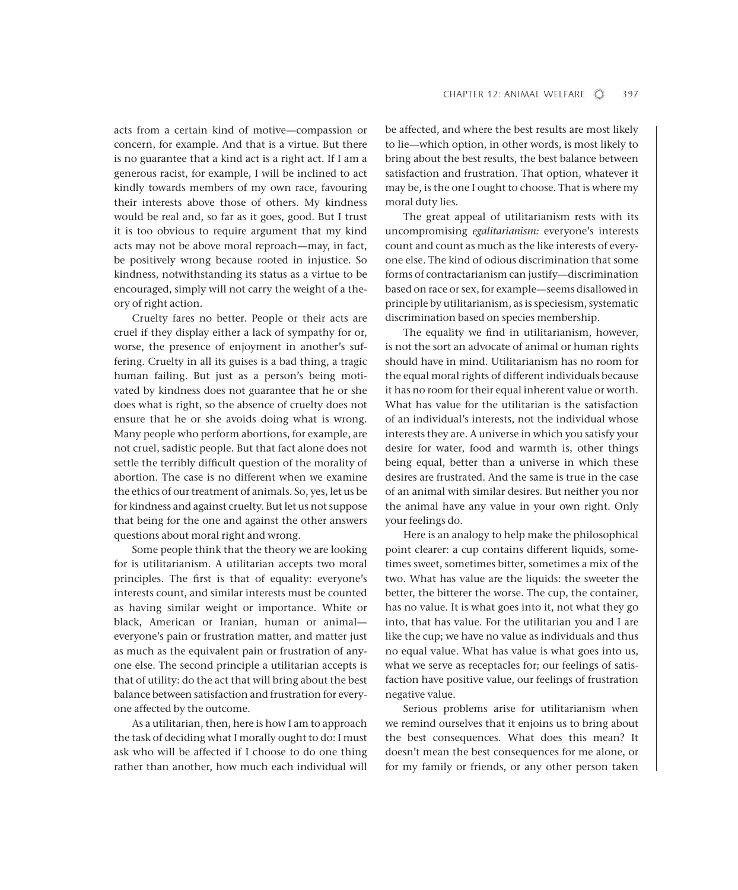acts from a certain kind of motive—compassion or concern, for example. And that is a virtue. But there is no guarantee that a kind act is a right act. If I am a generous racist, for example, I will be inclined to act kindly towards members of my own race, favouring their interests above those of others. My kindness would be real and, so far as it goes, good. But I trust it is too obvious to require argument that my kind acts may not be above moral reproach—may, in fact, be positively wrong because rooted in injustice. So kindness, notwithstanding its status as a virtue to be encouraged, simply will not carry the weight of a theory of right action.

Cruelty fares no better. People or their acts are cruel if they display either a lack of sympathy for or, worse, the presence of enjoyment in another's suffering. Cruelty in all its guises is a bad thing, a tragic human failing. But just as a person's being motivated by kindness does not guarantee that he or she does what is right, so the absence of cruelty does not ensure that he or she avoids doing what is wrong. Many people who perform abortions, for example, are not cruel, sadistic people. But that fact alone does not settle the terribly difficult question of the morality of abortion. The case is no different when we examine the ethics of our treatment of animals. So, yes, let us be for kindness and against cruelty. But let us not suppose that being for the one and against the other answers questions about moral right and wrong.

Some people think that the theory we are looking for is utilitarianism. A utilitarian accepts two moral principles. The first is that of equality: everyone's interests count, and similar interests must be counted as having similar weight or importance. White or black, American or Iranian, human or animal—everyone's pain or frustration matter, and matter just as much as the equivalent pain or frustration of anyone else. The second principle a utilitarian accepts is that of utility: do the act that will bring about the best balance between satisfaction and frustration for everyone affected by the outcome.

As a utilitarian, then, here is how I am to approach the task of deciding what I morally ought to do: I must ask who will be affected if I choose to do one thing rather than another, how much each individual will be affected, and where the best results are most likely to lie—which option, in other words, is most likely to bring about the best results, the best balance between satisfaction and frustration. That option, whatever it may be, is the one I ought to choose. That is where my moral duty lies.

The great appeal of utilitarianism rests with its uncompromising *egalitarianism:* everyone's interests count and count as much as the like interests of everyone else. The kind of odious discrimination that some forms of contractarianism can justify—discrimination based on race or sex, for example—seems disallowed in principle by utilitarianism, as is speciesism, systematic discrimination based on species membership.

The equality we find in utilitarianism, however, is not the sort an advocate of animal or human rights should have in mind. Utilitarianism has no room for the equal moral rights of different individuals because it has no room for their equal inherent value or worth. What has value for the utilitarian is the satisfaction of an individual's interests, not the individual whose interests they are. A universe in which you satisfy your desire for water, food and warmth is, other things being equal, better than a universe in which these desires are frustrated. And the same is true in the case of an animal with similar desires. But neither you nor the animal have any value in your own right. Only your feelings do.

Here is an analogy to help make the philosophical point clearer: a cup contains different liquids, sometimes sweet, sometimes bitter, sometimes a mix of the two. What has value are the liquids: the sweeter the better, the bitterer the worse. The cup, the container, has no value. It is what goes into it, not what they go into, that has value. For the utilitarian you and I are like the cup; we have no value as individuals and thus no equal value. What has value is what goes into us, what we serve as receptacles for; our feelings of satisfaction have positive value, our feelings of frustration negative value.

Serious problems arise for utilitarianism when we remind ourselves that it enjoins us to bring about the best consequences. What does this mean? It doesn't mean the best consequences for me alone, or for my family or friends, or any other person taken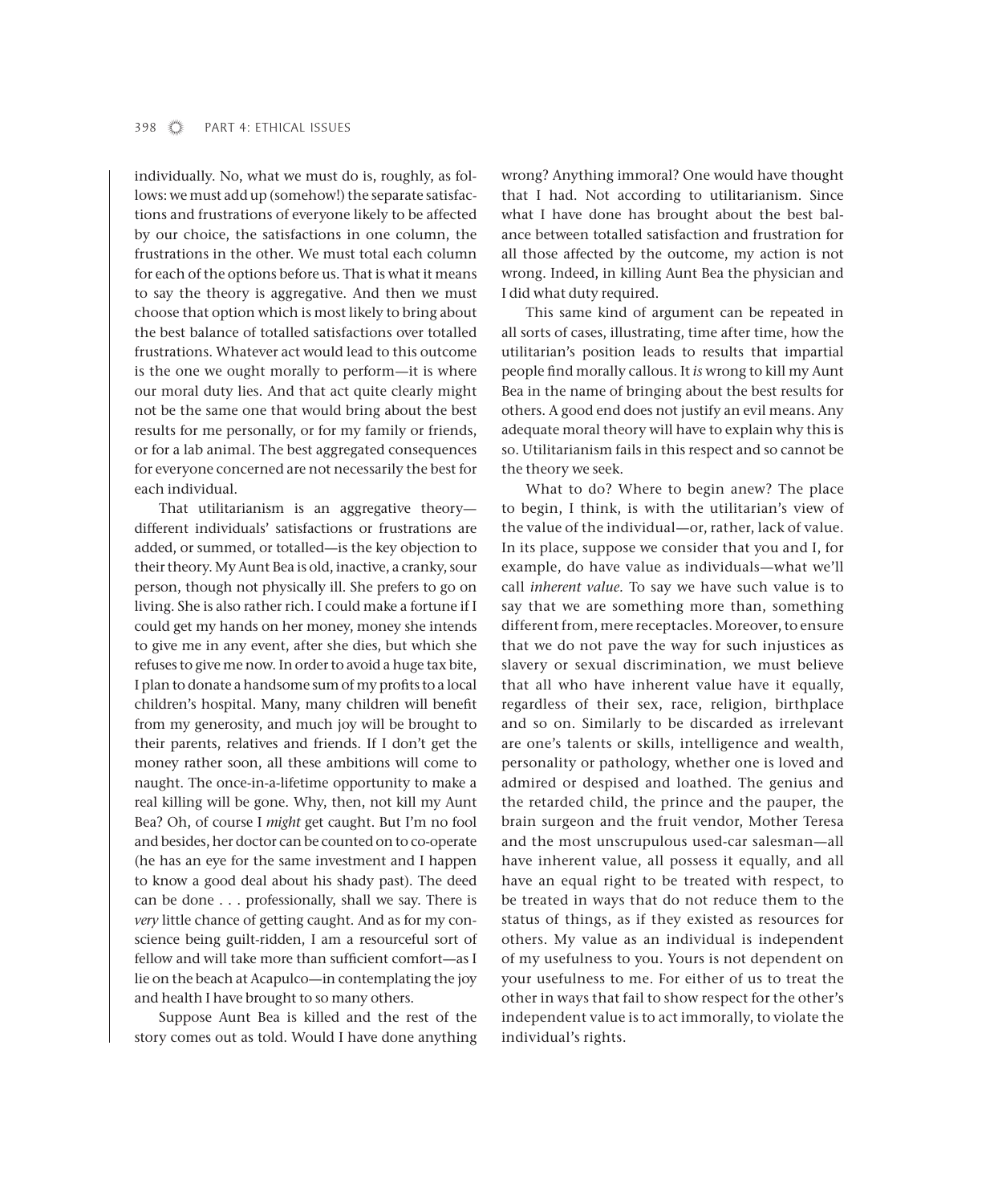individually. No, what we must do is, roughly, as follows: we must add up (somehow!) the separate satisfactions and frustrations of everyone likely to be affected by our choice, the satisfactions in one column, the frustrations in the other. We must total each column for each of the options before us. That is what it means to say the theory is aggregative. And then we must choose that option which is most likely to bring about the best balance of totalled satisfactions over totalled frustrations. Whatever act would lead to this outcome is the one we ought morally to perform—it is where our moral duty lies. And that act quite clearly might not be the same one that would bring about the best results for me personally, or for my family or friends, or for a lab animal. The best aggregated consequences for everyone concerned are not necessarily the best for each individual.

That utilitarianism is an aggregative theory—different individuals' satisfactions or frustrations are added, or summed, or totalled—is the key objection to their theory. My Aunt Bea is old, inactive, a cranky, sour person, though not physically ill. She prefers to go on living. She is also rather rich. I could make a fortune if I could get my hands on her money, money she intends to give me in any event, after she dies, but which she refuses to give me now. In order to avoid a huge tax bite, I plan to donate a handsome sum of my profits to a local children's hospital. Many, many children will benefit from my generosity, and much joy will be brought to their parents, relatives and friends. If I don't get the money rather soon, all these ambitions will come to naught. The once-in-a-lifetime opportunity to make a real killing will be gone. Why, then, not kill my Aunt Bea? Oh, of course I *might* get caught. But I'm no fool and besides, her doctor can be counted on to co-operate (he has an eye for the same investment and I happen to know a good deal about his shady past). The deed can be done . . . professionally, shall we say. There is *very* little chance of getting caught. And as for my conscience being guilt-ridden, I am a resourceful sort of fellow and will take more than sufficient comfort—as I lie on the beach at Acapulco—in contemplating the joy and health I have brought to so many others.

Suppose Aunt Bea is killed and the rest of the story comes out as told. Would I have done anything wrong? Anything immoral? One would have thought that I had. Not according to utilitarianism. Since what I have done has brought about the best balance between totalled satisfaction and frustration for all those affected by the outcome, my action is not wrong. Indeed, in killing Aunt Bea the physician and I did what duty required.

This same kind of argument can be repeated in all sorts of cases, illustrating, time after time, how the utilitarian's position leads to results that impartial people find morally callous. It *is* wrong to kill my Aunt Bea in the name of bringing about the best results for others. A good end does not justify an evil means. Any adequate moral theory will have to explain why this is so. Utilitarianism fails in this respect and so cannot be the theory we seek.

What to do? Where to begin anew? The place to begin, I think, is with the utilitarian's view of the value of the individual—or, rather, lack of value. In its place, suppose we consider that you and I, for example, do have value as individuals—what we'll call *inherent value*. To say we have such value is to say that we are something more than, something different from, mere receptacles. Moreover, to ensure that we do not pave the way for such injustices as slavery or sexual discrimination, we must believe that all who have inherent value have it equally, regardless of their sex, race, religion, birthplace and so on. Similarly to be discarded as irrelevant are one's talents or skills, intelligence and wealth, personality or pathology, whether one is loved and admired or despised and loathed. The genius and the retarded child, the prince and the pauper, the brain surgeon and the fruit vendor, Mother Teresa and the most unscrupulous used-car salesman—all have inherent value, all possess it equally, and all have an equal right to be treated with respect, to be treated in ways that do not reduce them to the status of things, as if they existed as resources for others. My value as an individual is independent of my usefulness to you. Yours is not dependent on your usefulness to me. For either of us to treat the other in ways that fail to show respect for the other's independent value is to act immorally, to violate the individual's rights.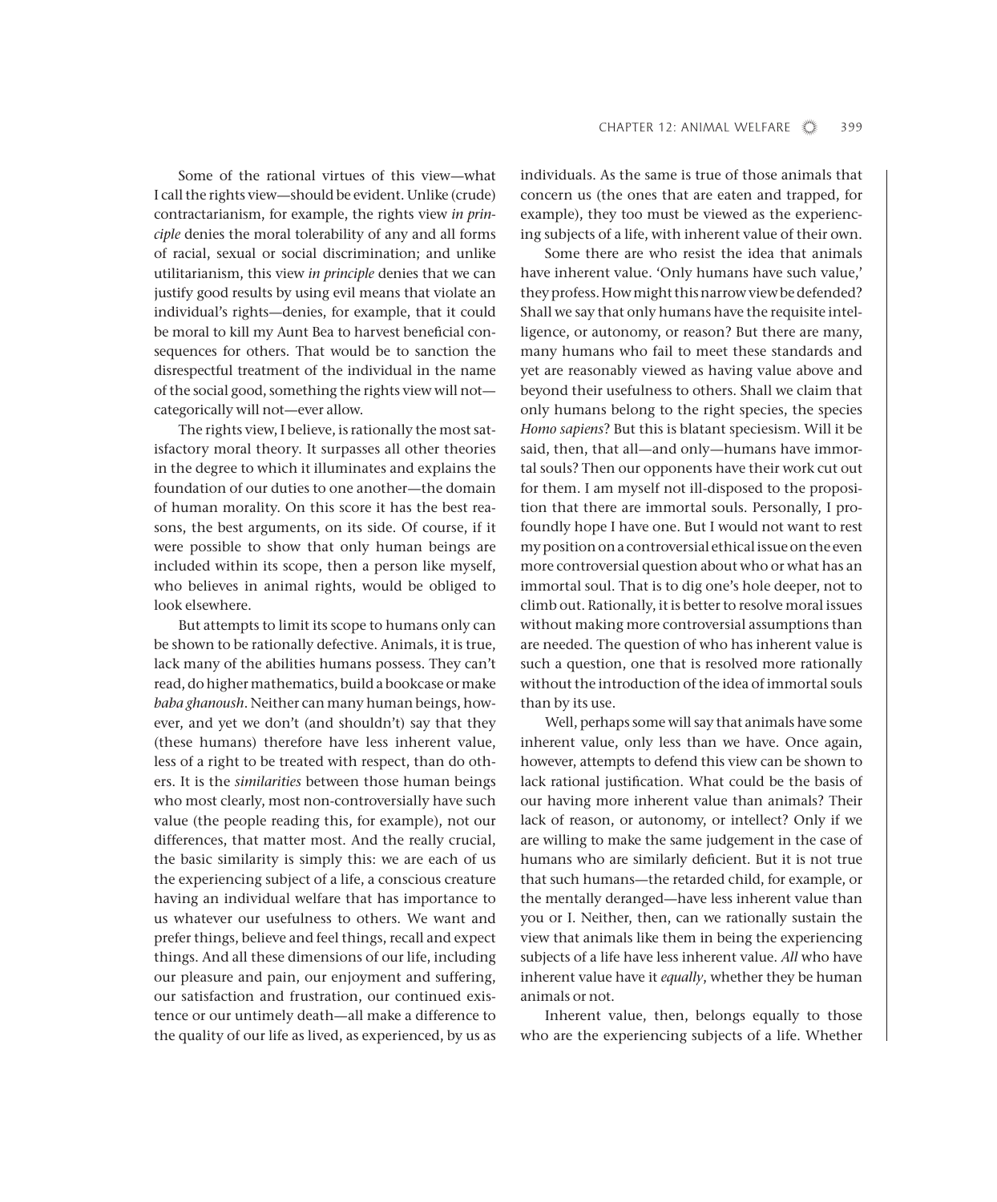Some of the rational virtues of this view—what I call the rights view—should be evident. Unlike (crude) contractarianism, for example, the rights view *in principle* denies the moral tolerability of any and all forms of racial, sexual or social discrimination; and unlike utilitarianism, this view *in principle* denies that we can justify good results by using evil means that violate an individual's rights—denies, for example, that it could be moral to kill my Aunt Bea to harvest beneficial consequences for others. That would be to sanction the disrespectful treatment of the individual in the name of the social good, something the rights view will not—categorically will not—ever allow.

The rights view, I believe, is rationally the most satisfactory moral theory. It surpasses all other theories in the degree to which it illuminates and explains the foundation of our duties to one another—the domain of human morality. On this score it has the best reasons, the best arguments, on its side. Of course, if it were possible to show that only human beings are included within its scope, then a person like myself, who believes in animal rights, would be obliged to look elsewhere.

But attempts to limit its scope to humans only can be shown to be rationally defective. Animals, it is true, lack many of the abilities humans possess. They can't read, do higher mathematics, build a bookcase or make *baba ghanoush*. Neither can many human beings, however, and yet we don't (and shouldn't) say that they (these humans) therefore have less inherent value, less of a right to be treated with respect, than do others. It is the *similarities* between those human beings who most clearly, most non-controversially have such value (the people reading this, for example), not our differences, that matter most. And the really crucial, the basic similarity is simply this: we are each of us the experiencing subject of a life, a conscious creature having an individual welfare that has importance to us whatever our usefulness to others. We want and prefer things, believe and feel things, recall and expect things. And all these dimensions of our life, including our pleasure and pain, our enjoyment and suffering, our satisfaction and frustration, our continued existence or our untimely death—all make a difference to the quality of our life as lived, as experienced, by us as individuals. As the same is true of those animals that concern us (the ones that are eaten and trapped, for example), they too must be viewed as the experiencing subjects of a life, with inherent value of their own.

Some there are who resist the idea that animals have inherent value. 'Only humans have such value,' they profess. How might this narrow view be defended? Shall we say that only humans have the requisite intelligence, or autonomy, or reason? But there are many, many humans who fail to meet these standards and yet are reasonably viewed as having value above and beyond their usefulness to others. Shall we claim that only humans belong to the right species, the species *Homo sapiens*? But this is blatant speciesism. Will it be said, then, that all—and only—humans have immortal souls? Then our opponents have their work cut out for them. I am myself not ill-disposed to the proposition that there are immortal souls. Personally, I profoundly hope I have one. But I would not want to rest my position on a controversial ethical issue on the even more controversial question about who or what has an immortal soul. That is to dig one's hole deeper, not to climb out. Rationally, it is better to resolve moral issues without making more controversial assumptions than are needed. The question of who has inherent value is such a question, one that is resolved more rationally without the introduction of the idea of immortal souls than by its use.

Well, perhaps some will say that animals have some inherent value, only less than we have. Once again, however, attempts to defend this view can be shown to lack rational justification. What could be the basis of our having more inherent value than animals? Their lack of reason, or autonomy, or intellect? Only if we are willing to make the same judgement in the case of humans who are similarly deficient. But it is not true that such humans—the retarded child, for example, or the mentally deranged—have less inherent value than you or I. Neither, then, can we rationally sustain the view that animals like them in being the experiencing subjects of a life have less inherent value. *All* who have inherent value have it *equally*, whether they be human animals or not.

Inherent value, then, belongs equally to those who are the experiencing subjects of a life. Whether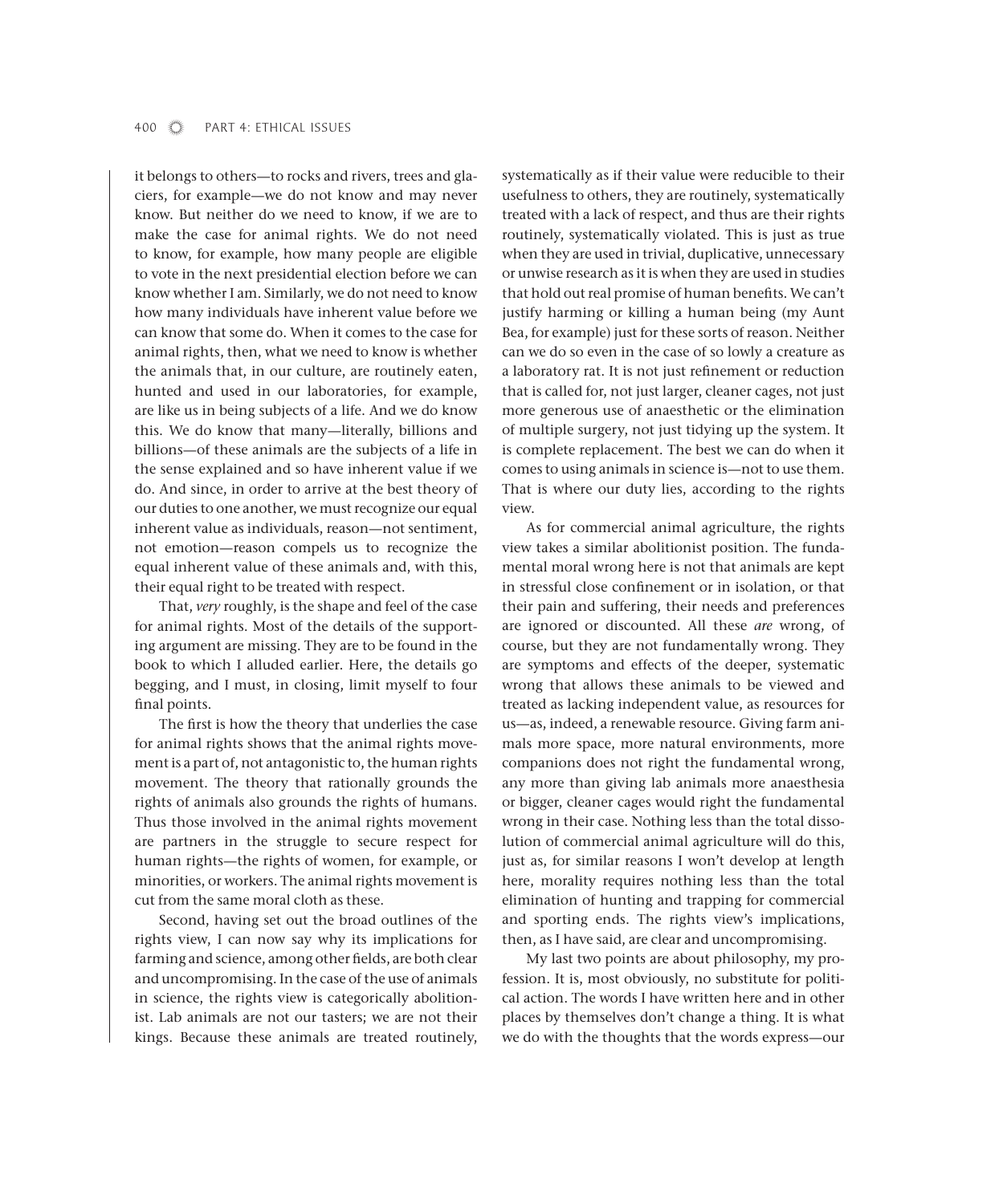it belongs to others—to rocks and rivers, trees and glaciers, for example—we do not know and may never know. But neither do we need to know, if we are to make the case for animal rights. We do not need to know, for example, how many people are eligible to vote in the next presidential election before we can know whether I am. Similarly, we do not need to know how many individuals have inherent value before we can know that some do. When it comes to the case for animal rights, then, what we need to know is whether the animals that, in our culture, are routinely eaten, hunted and used in our laboratories, for example, are like us in being subjects of a life. And we do know this. We do know that many—literally, billions and billions—of these animals are the subjects of a life in the sense explained and so have inherent value if we do. And since, in order to arrive at the best theory of our duties to one another, we must recognize our equal inherent value as individuals, reason—not sentiment, not emotion—reason compels us to recognize the equal inherent value of these animals and, with this, their equal right to be treated with respect.

That, *very* roughly, is the shape and feel of the case for animal rights. Most of the details of the supporting argument are missing. They are to be found in the book to which I alluded earlier. Here, the details go begging, and I must, in closing, limit myself to four final points.

The first is how the theory that underlies the case for animal rights shows that the animal rights movement is a part of, not antagonistic to, the human rights movement. The theory that rationally grounds the rights of animals also grounds the rights of humans. Thus those involved in the animal rights movement are partners in the struggle to secure respect for human rights—the rights of women, for example, or minorities, or workers. The animal rights movement is cut from the same moral cloth as these.

Second, having set out the broad outlines of the rights view, I can now say why its implications for farming and science, among other fields, are both clear and uncompromising. In the case of the use of animals in science, the rights view is categorically abolitionist. Lab animals are not our tasters; we are not their kings. Because these animals are treated routinely, systematically as if their value were reducible to their usefulness to others, they are routinely, systematically treated with a lack of respect, and thus are their rights routinely, systematically violated. This is just as true when they are used in trivial, duplicative, unnecessary or unwise research as it is when they are used in studies that hold out real promise of human benefits. We can't justify harming or killing a human being (my Aunt Bea, for example) just for these sorts of reason. Neither can we do so even in the case of so lowly a creature as a laboratory rat. It is not just refinement or reduction that is called for, not just larger, cleaner cages, not just more generous use of anaesthetic or the elimination of multiple surgery, not just tidying up the system. It is complete replacement. The best we can do when it comes to using animals in science is—not to use them. That is where our duty lies, according to the rights view.

As for commercial animal agriculture, the rights view takes a similar abolitionist position. The fundamental moral wrong here is not that animals are kept in stressful close confinement or in isolation, or that their pain and suffering, their needs and preferences are ignored or discounted. All these *are* wrong, of course, but they are not fundamentally wrong. They are symptoms and effects of the deeper, systematic wrong that allows these animals to be viewed and treated as lacking independent value, as resources for us—as, indeed, a renewable resource. Giving farm animals more space, more natural environments, more companions does not right the fundamental wrong, any more than giving lab animals more anaesthesia or bigger, cleaner cages would right the fundamental wrong in their case. Nothing less than the total dissolution of commercial animal agriculture will do this, just as, for similar reasons I won't develop at length here, morality requires nothing less than the total elimination of hunting and trapping for commercial and sporting ends. The rights view's implications, then, as I have said, are clear and uncompromising.

My last two points are about philosophy, my profession. It is, most obviously, no substitute for political action. The words I have written here and in other places by themselves don't change a thing. It is what we do with the thoughts that the words express—our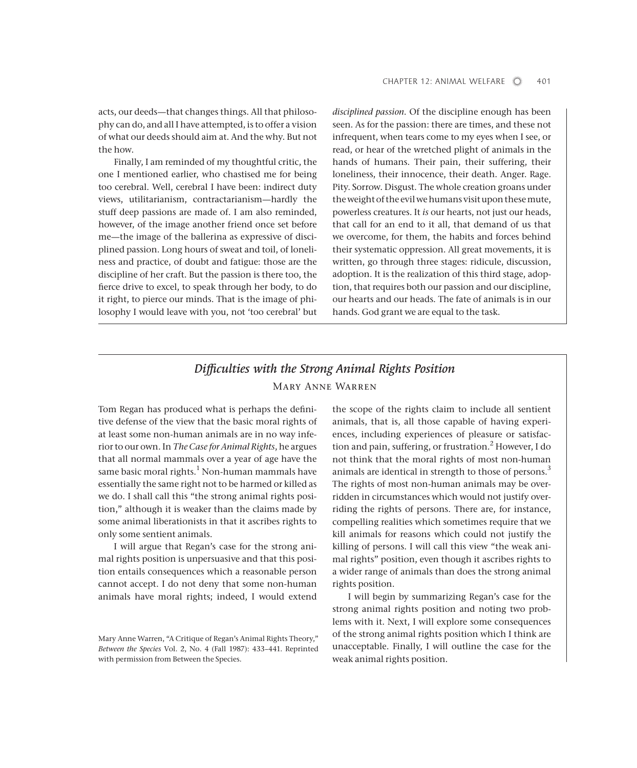acts, our deeds—that changes things. All that philosophy can do, and all I have attempted, is to offer a vision of what our deeds should aim at. And the why. But not the how.

Finally, I am reminded of my thoughtful critic, the one I mentioned earlier, who chastised me for being too cerebral. Well, cerebral I have been: indirect duty views, utilitarianism, contractarianism—hardly the stuff deep passions are made of. I am also reminded, however, of the image another friend once set before me—the image of the ballerina as expressive of disciplined passion. Long hours of sweat and toil, of loneliness and practice, of doubt and fatigue: those are the discipline of her craft. But the passion is there too, the fierce drive to excel, to speak through her body, to do it right, to pierce our minds. That is the image of philosophy I would leave with you, not 'too cerebral' but *disciplined passion*. Of the discipline enough has been seen. As for the passion: there are times, and these not infrequent, when tears come to my eyes when I see, or read, or hear of the wretched plight of animals in the hands of humans. Their pain, their suffering, their loneliness, their innocence, their death. Anger. Rage. Pity. Sorrow. Disgust. The whole creation groans under the weight of the evil we humans visit upon these mute, powerless creatures. It *is* our hearts, not just our heads, that call for an end to it all, that demand of us that we overcome, for them, the habits and forces behind their systematic oppression. All great movements, it is written, go through three stages: ridicule, discussion, adoption. It is the realization of this third stage, adoption, that requires both our passion and our discipline, our hearts and our heads. The fate of animals is in our hands. God grant we are equal to the task.

## *Difficulties with the Strong Animal Rights Position*

### Mary Anne Warren

Tom Regan has produced what is perhaps the definitive defense of the view that the basic moral rights of at least some non-human animals are in no way inferior to our own. In *The Case for Animal Rights*, he argues that all normal mammals over a year of age have the same basic moral rights.[1] Non-human mammals have essentially the same right not to be harmed or killed as we do. I shall call this "the strong animal rights position," although it is weaker than the claims made by some animal liberationists in that it ascribes rights to only some sentient animals.

I will argue that Regan's case for the strong animal rights position is unpersuasive and that this position entails consequences which a reasonable person cannot accept. I do not deny that some non-human animals have moral rights; indeed, I would extend the scope of the rights claim to include all sentient animals, that is, all those capable of having experiences, including experiences of pleasure or satisfaction and pain, suffering, or frustration.[2] However, I do not think that the moral rights of most non-human animals are identical in strength to those of persons.[3] The rights of most non-human animals may be overridden in circumstances which would not justify overriding the rights of persons. There are, for instance, compelling realities which sometimes require that we kill animals for reasons which could not justify the killing of persons. I will call this view "the weak animal rights" position, even though it ascribes rights to a wider range of animals than does the strong animal rights position.

I will begin by summarizing Regan's case for the strong animal rights position and noting two problems with it. Next, I will explore some consequences of the strong animal rights position which I think are unacceptable. Finally, I will outline the case for the weak animal rights position.

Mary Anne Warren, "A Critique of Regan's Animal Rights Theory," *Between the Species* Vol. 2, No. 4 (Fall 1987): 433–441. Reprinted with permission from Between the Species.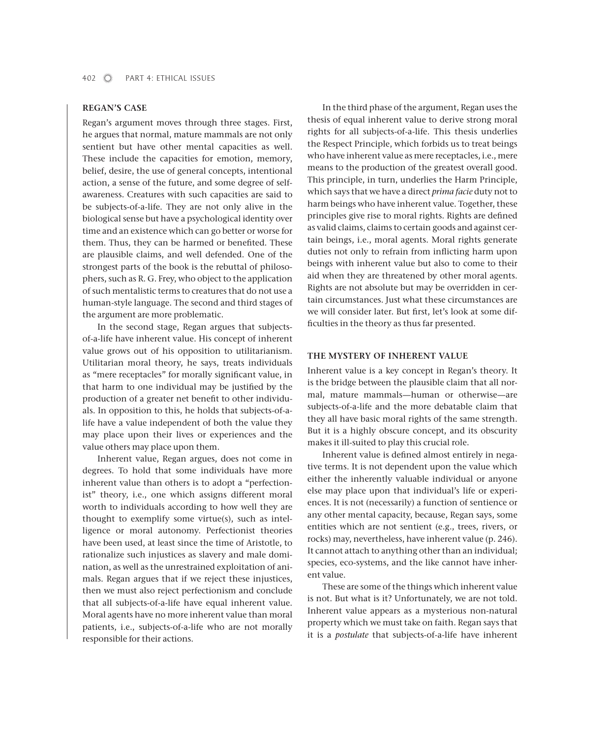### REGAN'S CASE

Regan's argument moves through three stages. First, he argues that normal, mature mammals are not only sentient but have other mental capacities as well. These include the capacities for emotion, memory, belief, desire, the use of general concepts, intentional action, a sense of the future, and some degree of self-awareness. Creatures with such capacities are said to be subjects-of-a-life. They are not only alive in the biological sense but have a psychological identity over time and an existence which can go better or worse for them. Thus, they can be harmed or benefited. These are plausible claims, and well defended. One of the strongest parts of the book is the rebuttal of philosophers, such as R. G. Frey, who object to the application of such mentalistic terms to creatures that do not use a human-style language. The second and third stages of the argument are more problematic.

In the second stage, Regan argues that subjects-of-a-life have inherent value. His concept of inherent value grows out of his opposition to utilitarianism. Utilitarian moral theory, he says, treats individuals as "mere receptacles" for morally significant value, in that harm to one individual may be justified by the production of a greater net benefit to other individuals. In opposition to this, he holds that subjects-of-a-life have a value independent of both the value they may place upon their lives or experiences and the value others may place upon them.

Inherent value, Regan argues, does not come in degrees. To hold that some individuals have more inherent value than others is to adopt a "perfectionist" theory, i.e., one which assigns different moral worth to individuals according to how well they are thought to exemplify some virtue(s), such as intelligence or moral autonomy. Perfectionist theories have been used, at least since the time of Aristotle, to rationalize such injustices as slavery and male domination, as well as the unrestrained exploitation of animals. Regan argues that if we reject these injustices, then we must also reject perfectionism and conclude that all subjects-of-a-life have equal inherent value. Moral agents have no more inherent value than moral patients, i.e., subjects-of-a-life who are not morally responsible for their actions.

In the third phase of the argument, Regan uses the thesis of equal inherent value to derive strong moral rights for all subjects-of-a-life. This thesis underlies the Respect Principle, which forbids us to treat beings who have inherent value as mere receptacles, i.e., mere means to the production of the greatest overall good. This principle, in turn, underlies the Harm Principle, which says that we have a direct *prima facie* duty not to harm beings who have inherent value. Together, these principles give rise to moral rights. Rights are defined as valid claims, claims to certain goods and against certain beings, i.e., moral agents. Moral rights generate duties not only to refrain from inflicting harm upon beings with inherent value but also to come to their aid when they are threatened by other moral agents. Rights are not absolute but may be overridden in certain circumstances. Just what these circumstances are we will consider later. But first, let's look at some difficulties in the theory as thus far presented.

### THE MYSTERY OF INHERENT VALUE

Inherent value is a key concept in Regan's theory. It is the bridge between the plausible claim that all normal, mature mammals—human or otherwise—are subjects-of-a-life and the more debatable claim that they all have basic moral rights of the same strength. But it is a highly obscure concept, and its obscurity makes it ill-suited to play this crucial role.

Inherent value is defined almost entirely in negative terms. It is not dependent upon the value which either the inherently valuable individual or anyone else may place upon that individual's life or experiences. It is not (necessarily) a function of sentience or any other mental capacity, because, Regan says, some entities which are not sentient (e.g., trees, rivers, or rocks) may, nevertheless, have inherent value (p. 246). It cannot attach to anything other than an individual; species, eco-systems, and the like cannot have inherent value.

These are some of the things which inherent value is not. But what is it? Unfortunately, we are not told. Inherent value appears as a mysterious non-natural property which we must take on faith. Regan says that it is a *postulate* that subjects-of-a-life have inherent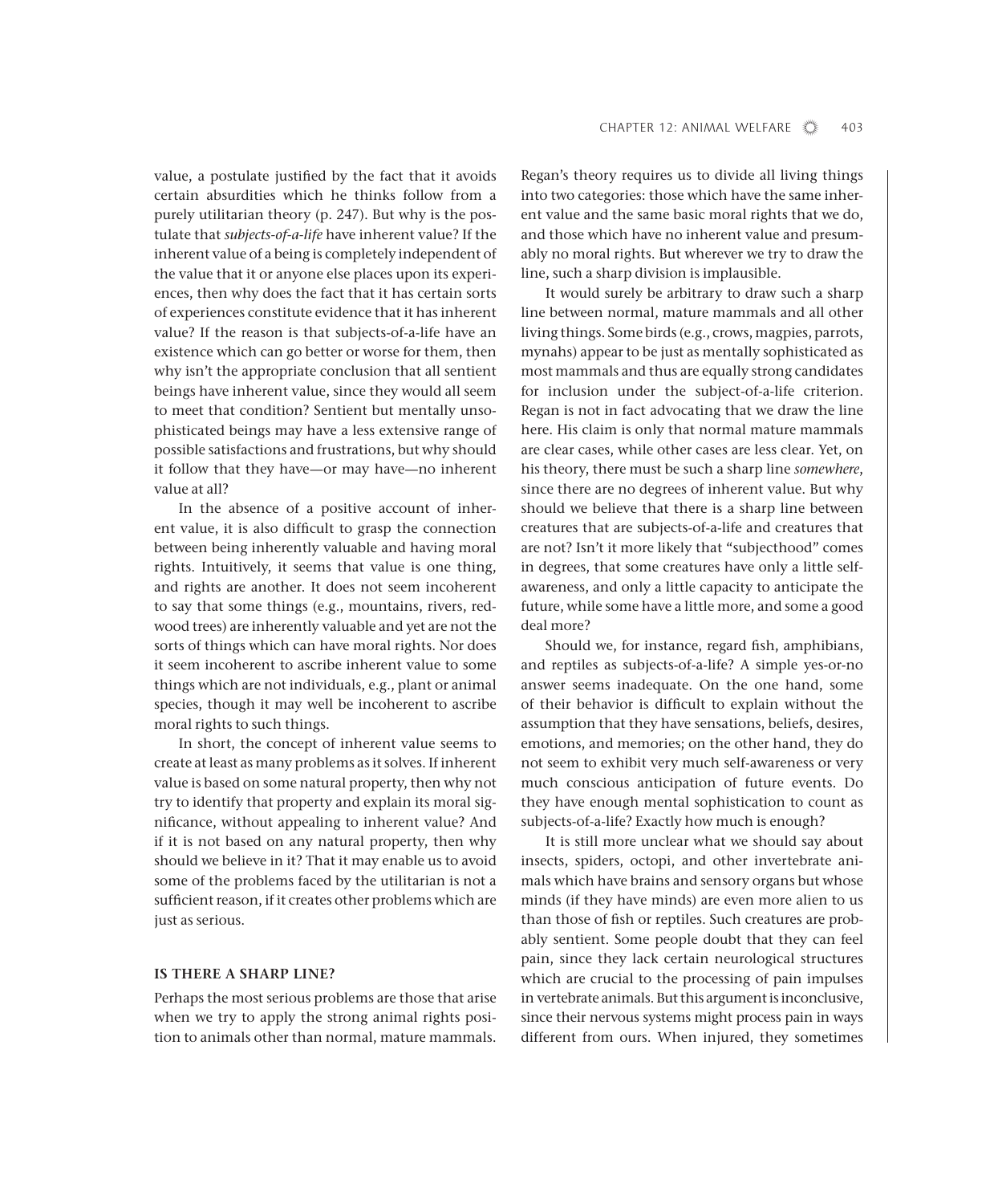value, a postulate justified by the fact that it avoids certain absurdities which he thinks follow from a purely utilitarian theory (p. 247). But why is the postulate that *subjects-of-a-life* have inherent value? If the inherent value of a being is completely independent of the value that it or anyone else places upon its experiences, then why does the fact that it has certain sorts of experiences constitute evidence that it has inherent value? If the reason is that subjects-of-a-life have an existence which can go better or worse for them, then why isn't the appropriate conclusion that all sentient beings have inherent value, since they would all seem to meet that condition? Sentient but mentally unsophisticated beings may have a less extensive range of possible satisfactions and frustrations, but why should it follow that they have—or may have—no inherent value at all?

In the absence of a positive account of inherent value, it is also difficult to grasp the connection between being inherently valuable and having moral rights. Intuitively, it seems that value is one thing, and rights are another. It does not seem incoherent to say that some things (e.g., mountains, rivers, redwood trees) are inherently valuable and yet are not the sorts of things which can have moral rights. Nor does it seem incoherent to ascribe inherent value to some things which are not individuals, e.g., plant or animal species, though it may well be incoherent to ascribe moral rights to such things.

In short, the concept of inherent value seems to create at least as many problems as it solves. If inherent value is based on some natural property, then why not try to identify that property and explain its moral significance, without appealing to inherent value? And if it is not based on any natural property, then why should we believe in it? That it may enable us to avoid some of the problems faced by the utilitarian is not a sufficient reason, if it creates other problems which are just as serious.

## IS THERE A SHARP LINE?

Perhaps the most serious problems are those that arise when we try to apply the strong animal rights position to animals other than normal, mature mammals. Regan's theory requires us to divide all living things into two categories: those which have the same inherent value and the same basic moral rights that we do, and those which have no inherent value and presumably no moral rights. But wherever we try to draw the line, such a sharp division is implausible.

It would surely be arbitrary to draw such a sharp line between normal, mature mammals and all other living things. Some birds (e.g., crows, magpies, parrots, mynahs) appear to be just as mentally sophisticated as most mammals and thus are equally strong candidates for inclusion under the subject-of-a-life criterion. Regan is not in fact advocating that we draw the line here. His claim is only that normal mature mammals are clear cases, while other cases are less clear. Yet, on his theory, there must be such a sharp line *somewhere*, since there are no degrees of inherent value. But why should we believe that there is a sharp line between creatures that are subjects-of-a-life and creatures that are not? Isn't it more likely that "subjecthood" comes in degrees, that some creatures have only a little self-awareness, and only a little capacity to anticipate the future, while some have a little more, and some a good deal more?

Should we, for instance, regard fish, amphibians, and reptiles as subjects-of-a-life? A simple yes-or-no answer seems inadequate. On the one hand, some of their behavior is difficult to explain without the assumption that they have sensations, beliefs, desires, emotions, and memories; on the other hand, they do not seem to exhibit very much self-awareness or very much conscious anticipation of future events. Do they have enough mental sophistication to count as subjects-of-a-life? Exactly how much is enough?

It is still more unclear what we should say about insects, spiders, octopi, and other invertebrate animals which have brains and sensory organs but whose minds (if they have minds) are even more alien to us than those of fish or reptiles. Such creatures are probably sentient. Some people doubt that they can feel pain, since they lack certain neurological structures which are crucial to the processing of pain impulses in vertebrate animals. But this argument is inconclusive, since their nervous systems might process pain in ways different from ours. When injured, they sometimes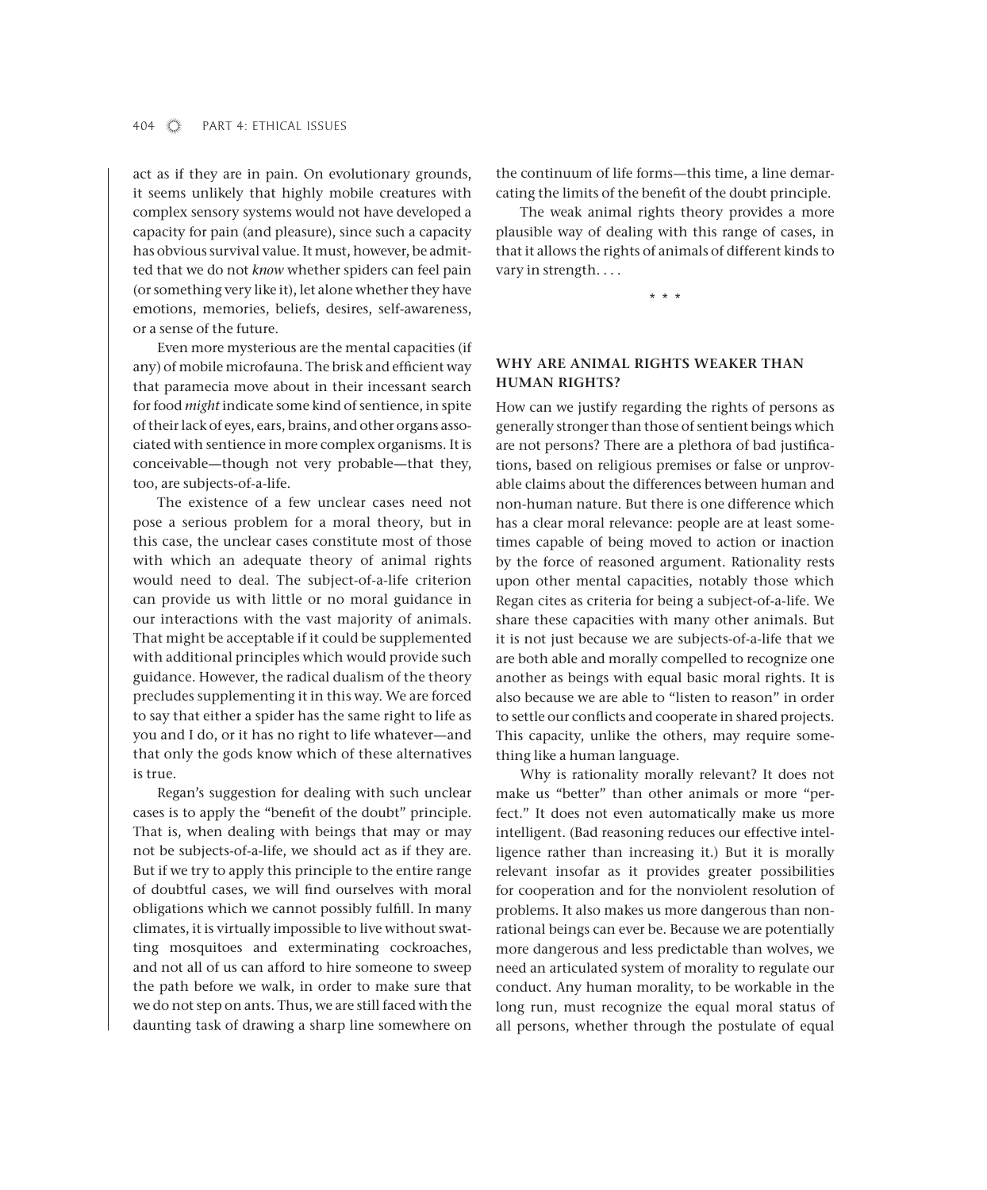act as if they are in pain. On evolutionary grounds, it seems unlikely that highly mobile creatures with complex sensory systems would not have developed a capacity for pain (and pleasure), since such a capacity has obvious survival value. It must, however, be admitted that we do not *know* whether spiders can feel pain (or something very like it), let alone whether they have emotions, memories, beliefs, desires, self-awareness, or a sense of the future.

Even more mysterious are the mental capacities (if any) of mobile microfauna. The brisk and efficient way that paramecia move about in their incessant search for food *might* indicate some kind of sentience, in spite of their lack of eyes, ears, brains, and other organs associated with sentience in more complex organisms. It is conceivable—though not very probable—that they, too, are subjects-of-a-life.

The existence of a few unclear cases need not pose a serious problem for a moral theory, but in this case, the unclear cases constitute most of those with which an adequate theory of animal rights would need to deal. The subject-of-a-life criterion can provide us with little or no moral guidance in our interactions with the vast majority of animals. That might be acceptable if it could be supplemented with additional principles which would provide such guidance. However, the radical dualism of the theory precludes supplementing it in this way. We are forced to say that either a spider has the same right to life as you and I do, or it has no right to life whatever—and that only the gods know which of these alternatives is true.

Regan's suggestion for dealing with such unclear cases is to apply the "benefit of the doubt" principle. That is, when dealing with beings that may or may not be subjects-of-a-life, we should act as if they are. But if we try to apply this principle to the entire range of doubtful cases, we will find ourselves with moral obligations which we cannot possibly fulfill. In many climates, it is virtually impossible to live without swatting mosquitoes and exterminating cockroaches, and not all of us can afford to hire someone to sweep the path before we walk, in order to make sure that we do not step on ants. Thus, we are still faced with the daunting task of drawing a sharp line somewhere on the continuum of life forms—this time, a line demarcating the limits of the benefit of the doubt principle.

The weak animal rights theory provides a more plausible way of dealing with this range of cases, in that it allows the rights of animals of different kinds to vary in strength. . . .

\* \* \*

## WHY ARE ANIMAL RIGHTS WEAKER THAN HUMAN RIGHTS?

How can we justify regarding the rights of persons as generally stronger than those of sentient beings which are not persons? There are a plethora of bad justifications, based on religious premises or false or unprovable claims about the differences between human and non-human nature. But there is one difference which has a clear moral relevance: people are at least sometimes capable of being moved to action or inaction by the force of reasoned argument. Rationality rests upon other mental capacities, notably those which Regan cites as criteria for being a subject-of-a-life. We share these capacities with many other animals. But it is not just because we are subjects-of-a-life that we are both able and morally compelled to recognize one another as beings with equal basic moral rights. It is also because we are able to "listen to reason" in order to settle our conflicts and cooperate in shared projects. This capacity, unlike the others, may require something like a human language.

Why is rationality morally relevant? It does not make us "better" than other animals or more "perfect." It does not even automatically make us more intelligent. (Bad reasoning reduces our effective intelligence rather than increasing it.) But it is morally relevant insofar as it provides greater possibilities for cooperation and for the nonviolent resolution of problems. It also makes us more dangerous than nonrational beings can ever be. Because we are potentially more dangerous and less predictable than wolves, we need an articulated system of morality to regulate our conduct. Any human morality, to be workable in the long run, must recognize the equal moral status of all persons, whether through the postulate of equal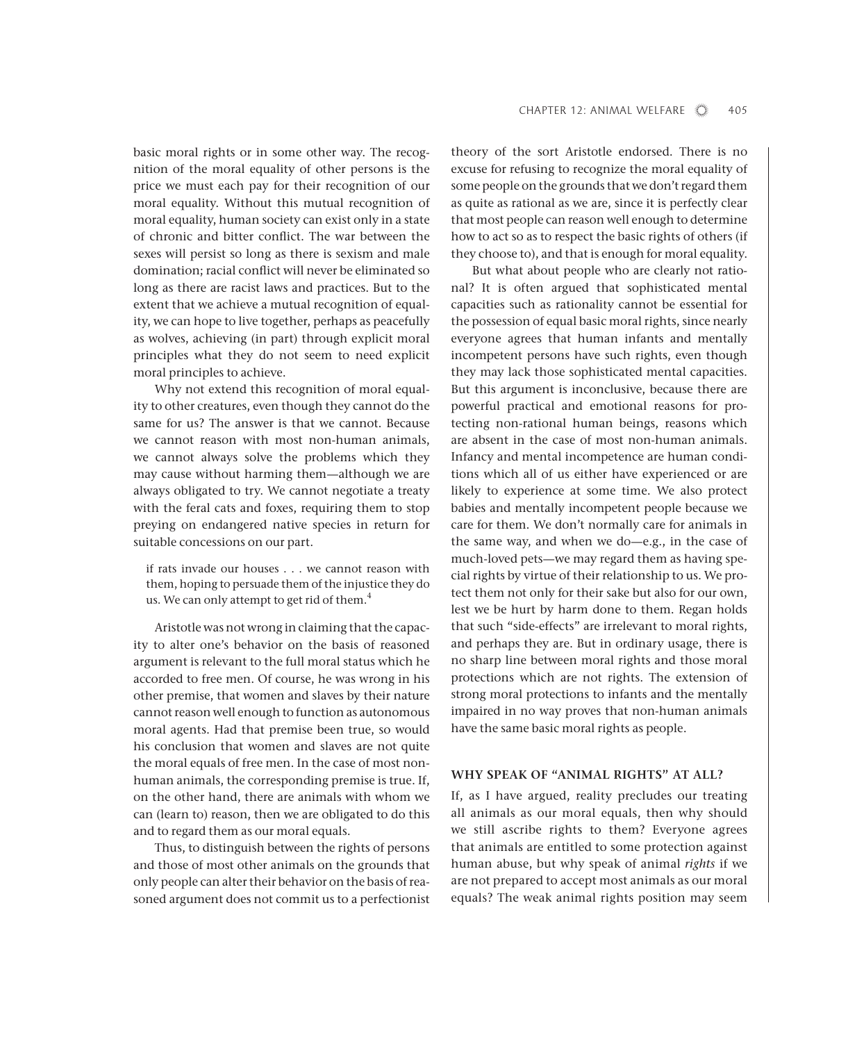basic moral rights or in some other way. The recognition of the moral equality of other persons is the price we must each pay for their recognition of our moral equality. Without this mutual recognition of moral equality, human society can exist only in a state of chronic and bitter conflict. The war between the sexes will persist so long as there is sexism and male domination; racial conflict will never be eliminated so long as there are racist laws and practices. But to the extent that we achieve a mutual recognition of equality, we can hope to live together, perhaps as peacefully as wolves, achieving (in part) through explicit moral principles what they do not seem to need explicit moral principles to achieve.

Why not extend this recognition of moral equality to other creatures, even though they cannot do the same for us? The answer is that we cannot. Because we cannot reason with most non-human animals, we cannot always solve the problems which they may cause without harming them—although we are always obligated to try. We cannot negotiate a treaty with the feral cats and foxes, requiring them to stop preying on endangered native species in return for suitable concessions on our part.

> if rats invade our houses . . . we cannot reason with them, hoping to persuade them of the injustice they do us. We can only attempt to get rid of them.[4]

Aristotle was not wrong in claiming that the capacity to alter one's behavior on the basis of reasoned argument is relevant to the full moral status which he accorded to free men. Of course, he was wrong in his other premise, that women and slaves by their nature cannot reason well enough to function as autonomous moral agents. Had that premise been true, so would his conclusion that women and slaves are not quite the moral equals of free men. In the case of most non-human animals, the corresponding premise is true. If, on the other hand, there are animals with whom we can (learn to) reason, then we are obligated to do this and to regard them as our moral equals.

Thus, to distinguish between the rights of persons and those of most other animals on the grounds that only people can alter their behavior on the basis of reasoned argument does not commit us to a perfectionist theory of the sort Aristotle endorsed. There is no excuse for refusing to recognize the moral equality of some people on the grounds that we don't regard them as quite as rational as we are, since it is perfectly clear that most people can reason well enough to determine how to act so as to respect the basic rights of others (if they choose to), and that is enough for moral equality.

But what about people who are clearly not rational? It is often argued that sophisticated mental capacities such as rationality cannot be essential for the possession of equal basic moral rights, since nearly everyone agrees that human infants and mentally incompetent persons have such rights, even though they may lack those sophisticated mental capacities. But this argument is inconclusive, because there are powerful practical and emotional reasons for protecting non-rational human beings, reasons which are absent in the case of most non-human animals. Infancy and mental incompetence are human conditions which all of us either have experienced or are likely to experience at some time. We also protect babies and mentally incompetent people because we care for them. We don't normally care for animals in the same way, and when we do—e.g., in the case of much-loved pets—we may regard them as having special rights by virtue of their relationship to us. We protect them not only for their sake but also for our own, lest we be hurt by harm done to them. Regan holds that such "side-effects" are irrelevant to moral rights, and perhaps they are. But in ordinary usage, there is no sharp line between moral rights and those moral protections which are not rights. The extension of strong moral protections to infants and the mentally impaired in no way proves that non-human animals have the same basic moral rights as people.

## WHY SPEAK OF "ANIMAL RIGHTS" AT ALL?

If, as I have argued, reality precludes our treating all animals as our moral equals, then why should we still ascribe rights to them? Everyone agrees that animals are entitled to some protection against human abuse, but why speak of animal *rights* if we are not prepared to accept most animals as our moral equals? The weak animal rights position may seem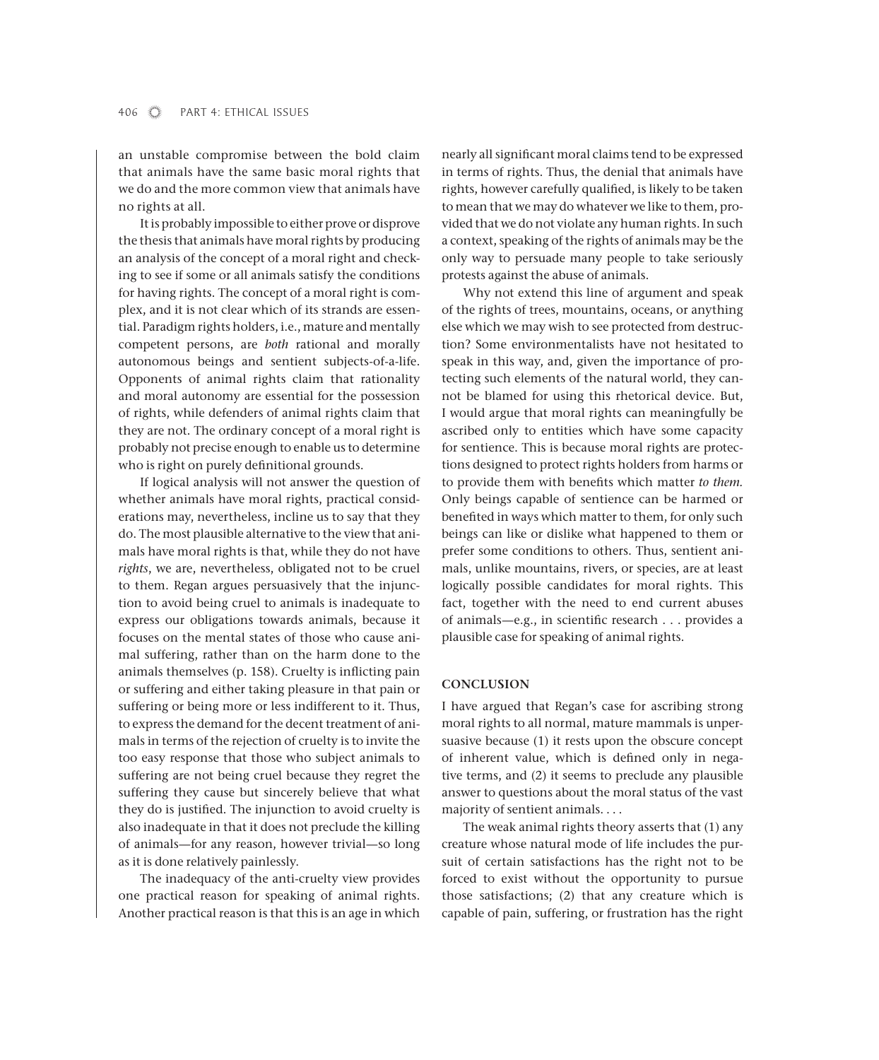an unstable compromise between the bold claim that animals have the same basic moral rights that we do and the more common view that animals have no rights at all.

It is probably impossible to either prove or disprove the thesis that animals have moral rights by producing an analysis of the concept of a moral right and checking to see if some or all animals satisfy the conditions for having rights. The concept of a moral right is complex, and it is not clear which of its strands are essential. Paradigm rights holders, i.e., mature and mentally competent persons, are *both* rational and morally autonomous beings and sentient subjects-of-a-life. Opponents of animal rights claim that rationality and moral autonomy are essential for the possession of rights, while defenders of animal rights claim that they are not. The ordinary concept of a moral right is probably not precise enough to enable us to determine who is right on purely definitional grounds.

If logical analysis will not answer the question of whether animals have moral rights, practical considerations may, nevertheless, incline us to say that they do. The most plausible alternative to the view that animals have moral rights is that, while they do not have *rights*, we are, nevertheless, obligated not to be cruel to them. Regan argues persuasively that the injunction to avoid being cruel to animals is inadequate to express our obligations towards animals, because it focuses on the mental states of those who cause animal suffering, rather than on the harm done to the animals themselves (p. 158). Cruelty is inflicting pain or suffering and either taking pleasure in that pain or suffering or being more or less indifferent to it. Thus, to express the demand for the decent treatment of animals in terms of the rejection of cruelty is to invite the too easy response that those who subject animals to suffering are not being cruel because they regret the suffering they cause but sincerely believe that what they do is justified. The injunction to avoid cruelty is also inadequate in that it does not preclude the killing of animals—for any reason, however trivial—so long as it is done relatively painlessly.

The inadequacy of the anti-cruelty view provides one practical reason for speaking of animal rights. Another practical reason is that this is an age in which nearly all significant moral claims tend to be expressed in terms of rights. Thus, the denial that animals have rights, however carefully qualified, is likely to be taken to mean that we may do whatever we like to them, provided that we do not violate any human rights. In such a context, speaking of the rights of animals may be the only way to persuade many people to take seriously protests against the abuse of animals.

Why not extend this line of argument and speak of the rights of trees, mountains, oceans, or anything else which we may wish to see protected from destruction? Some environmentalists have not hesitated to speak in this way, and, given the importance of protecting such elements of the natural world, they cannot be blamed for using this rhetorical device. But, I would argue that moral rights can meaningfully be ascribed only to entities which have some capacity for sentience. This is because moral rights are protections designed to protect rights holders from harms or to provide them with benefits which matter *to them.* Only beings capable of sentience can be harmed or benefited in ways which matter to them, for only such beings can like or dislike what happened to them or prefer some conditions to others. Thus, sentient animals, unlike mountains, rivers, or species, are at least logically possible candidates for moral rights. This fact, together with the need to end current abuses of animals—e.g., in scientific research . . . provides a plausible case for speaking of animal rights.

## CONCLUSION

I have argued that Regan's case for ascribing strong moral rights to all normal, mature mammals is unpersuasive because (1) it rests upon the obscure concept of inherent value, which is defined only in negative terms, and (2) it seems to preclude any plausible answer to questions about the moral status of the vast majority of sentient animals. . . .

The weak animal rights theory asserts that (1) any creature whose natural mode of life includes the pursuit of certain satisfactions has the right not to be forced to exist without the opportunity to pursue those satisfactions; (2) that any creature which is capable of pain, suffering, or frustration has the right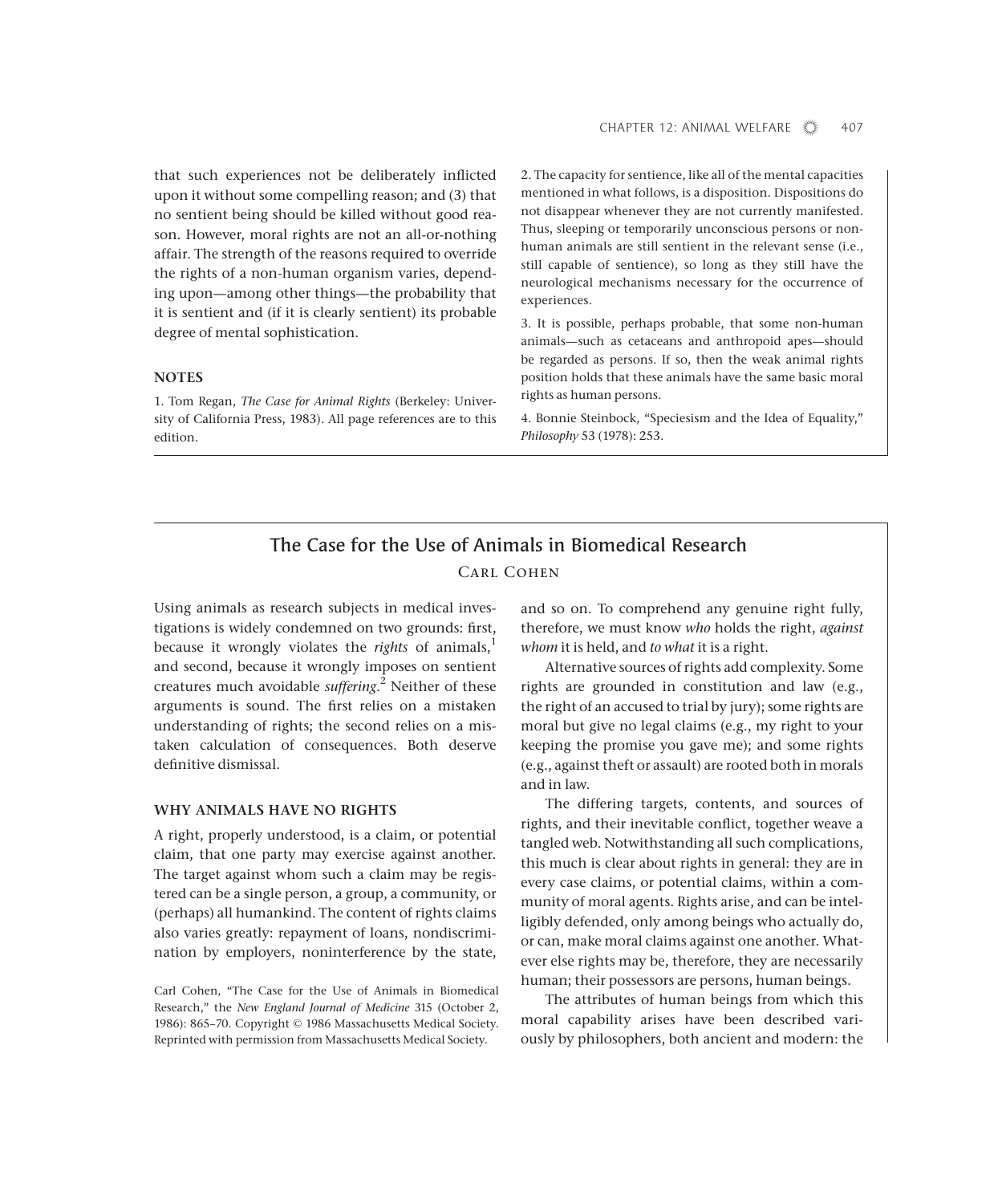that such experiences not be deliberately inflicted upon it without some compelling reason; and (3) that no sentient being should be killed without good reason. However, moral rights are not an all-or-nothing affair. The strength of the reasons required to override the rights of a non-human organism varies, depending upon—among other things—the probability that it is sentient and (if it is clearly sentient) its probable degree of mental sophistication.

### NOTES

1. Tom Regan, *The Case for Animal Rights* (Berkeley: University of California Press, 1983). All page references are to this edition.

2. The capacity for sentience, like all of the mental capacities mentioned in what follows, is a disposition. Dispositions do not disappear whenever they are not currently manifested. Thus, sleeping or temporarily unconscious persons or non-human animals are still sentient in the relevant sense (i.e., still capable of sentience), so long as they still have the neurological mechanisms necessary for the occurrence of experiences.

3. It is possible, perhaps probable, that some non-human animals—such as cetaceans and anthropoid apes—should be regarded as persons. If so, then the weak animal rights position holds that these animals have the same basic moral rights as human persons.

4. Bonnie Steinbock, "Speciesism and the Idea of Equality," *Philosophy* 53 (1978): 253.

## The Case for the Use of Animals in Biomedical Research

CARL COHEN

Using animals as research subjects in medical investigations is widely condemned on two grounds: first, because it wrongly violates the *rights* of animals,[1] and second, because it wrongly imposes on sentient creatures much avoidable *suffering*.[2] Neither of these arguments is sound. The first relies on a mistaken understanding of rights; the second relies on a mistaken calculation of consequences. Both deserve definitive dismissal.

### WHY ANIMALS HAVE NO RIGHTS

A right, properly understood, is a claim, or potential claim, that one party may exercise against another. The target against whom such a claim may be registered can be a single person, a group, a community, or (perhaps) all humankind. The content of rights claims also varies greatly: repayment of loans, nondiscrimination by employers, noninterference by the state, and so on. To comprehend any genuine right fully, therefore, we must know *who* holds the right, *against whom* it is held, and *to what* it is a right.

Alternative sources of rights add complexity. Some rights are grounded in constitution and law (e.g., the right of an accused to trial by jury); some rights are moral but give no legal claims (e.g., my right to your keeping the promise you gave me); and some rights (e.g., against theft or assault) are rooted both in morals and in law.

The differing targets, contents, and sources of rights, and their inevitable conflict, together weave a tangled web. Notwithstanding all such complications, this much is clear about rights in general: they are in every case claims, or potential claims, within a community of moral agents. Rights arise, and can be intelligibly defended, only among beings who actually do, or can, make moral claims against one another. Whatever else rights may be, therefore, they are necessarily human; their possessors are persons, human beings.

The attributes of human beings from which this moral capability arises have been described variously by philosophers, both ancient and modern: the

Carl Cohen, "The Case for the Use of Animals in Biomedical Research," the *New England Journal of Medicine* 315 (October 2, 1986): 865–70. Copyright © 1986 Massachusetts Medical Society. Reprinted with permission from Massachusetts Medical Society.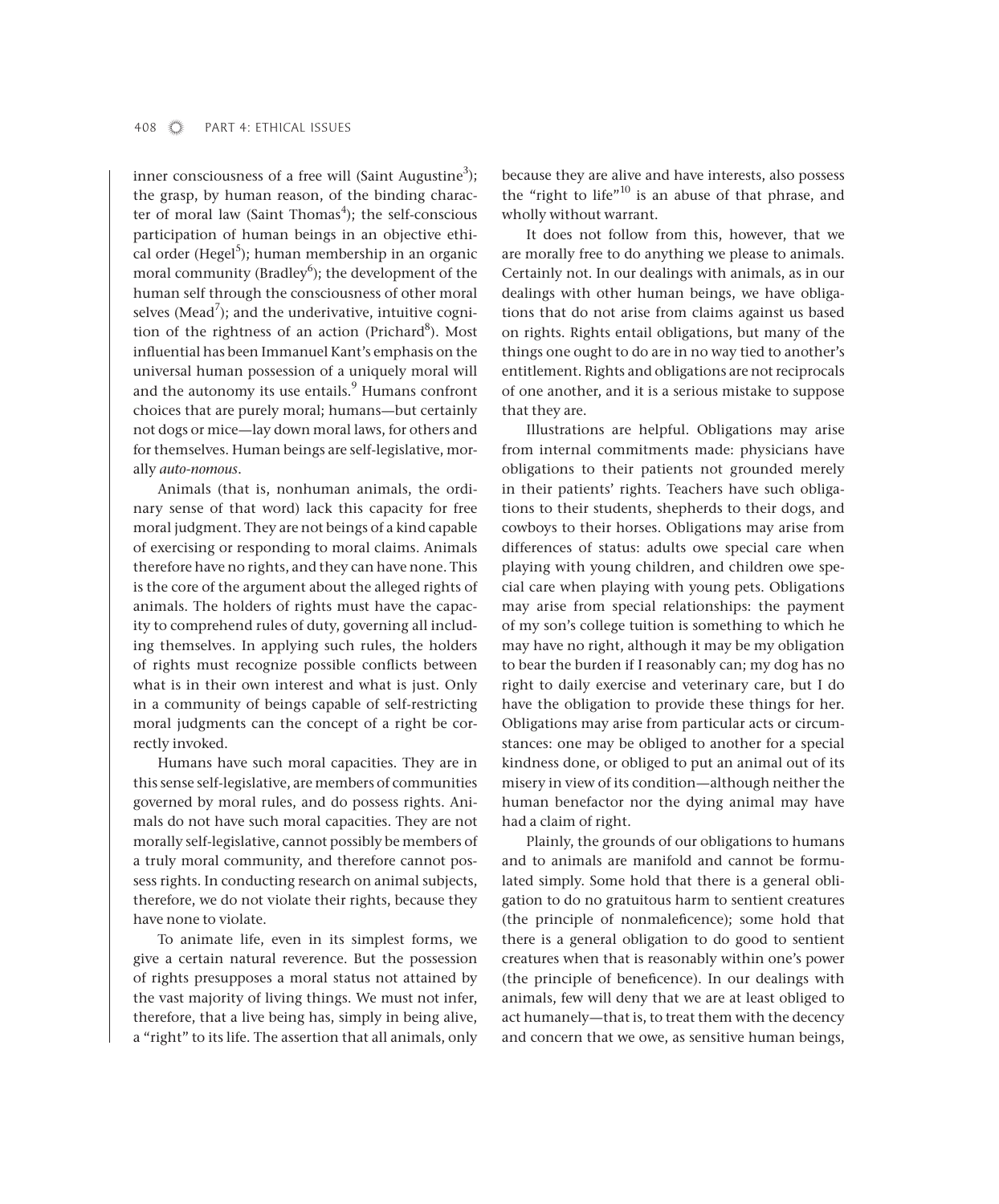inner consciousness of a free will (Saint Augustine[3]); the grasp, by human reason, of the binding character of moral law (Saint Thomas[4]); the self-conscious participation of human beings in an objective ethical order (Hegel[5]); human membership in an organic moral community (Bradley[6]); the development of the human self through the consciousness of other moral selves (Mead[7]); and the underivative, intuitive cognition of the rightness of an action (Prichard[8]). Most influential has been Immanuel Kant's emphasis on the universal human possession of a uniquely moral will and the autonomy its use entails.[9] Humans confront choices that are purely moral; humans—but certainly not dogs or mice—lay down moral laws, for others and for themselves. Human beings are self-legislative, morally *auto-nomous*.

Animals (that is, nonhuman animals, the ordinary sense of that word) lack this capacity for free moral judgment. They are not beings of a kind capable of exercising or responding to moral claims. Animals therefore have no rights, and they can have none. This is the core of the argument about the alleged rights of animals. The holders of rights must have the capacity to comprehend rules of duty, governing all including themselves. In applying such rules, the holders of rights must recognize possible conflicts between what is in their own interest and what is just. Only in a community of beings capable of self-restricting moral judgments can the concept of a right be correctly invoked.

Humans have such moral capacities. They are in this sense self-legislative, are members of communities governed by moral rules, and do possess rights. Animals do not have such moral capacities. They are not morally self-legislative, cannot possibly be members of a truly moral community, and therefore cannot possess rights. In conducting research on animal subjects, therefore, we do not violate their rights, because they have none to violate.

To animate life, even in its simplest forms, we give a certain natural reverence. But the possession of rights presupposes a moral status not attained by the vast majority of living things. We must not infer, therefore, that a live being has, simply in being alive, a "right" to its life. The assertion that all animals, only because they are alive and have interests, also possess the "right to life"[10] is an abuse of that phrase, and wholly without warrant.

It does not follow from this, however, that we are morally free to do anything we please to animals. Certainly not. In our dealings with animals, as in our dealings with other human beings, we have obligations that do not arise from claims against us based on rights. Rights entail obligations, but many of the things one ought to do are in no way tied to another's entitlement. Rights and obligations are not reciprocals of one another, and it is a serious mistake to suppose that they are.

Illustrations are helpful. Obligations may arise from internal commitments made: physicians have obligations to their patients not grounded merely in their patients' rights. Teachers have such obligations to their students, shepherds to their dogs, and cowboys to their horses. Obligations may arise from differences of status: adults owe special care when playing with young children, and children owe special care when playing with young pets. Obligations may arise from special relationships: the payment of my son's college tuition is something to which he may have no right, although it may be my obligation to bear the burden if I reasonably can; my dog has no right to daily exercise and veterinary care, but I do have the obligation to provide these things for her. Obligations may arise from particular acts or circumstances: one may be obliged to another for a special kindness done, or obliged to put an animal out of its misery in view of its condition—although neither the human benefactor nor the dying animal may have had a claim of right.

Plainly, the grounds of our obligations to humans and to animals are manifold and cannot be formulated simply. Some hold that there is a general obligation to do no gratuitous harm to sentient creatures (the principle of nonmaleficence); some hold that there is a general obligation to do good to sentient creatures when that is reasonably within one's power (the principle of beneficence). In our dealings with animals, few will deny that we are at least obliged to act humanely—that is, to treat them with the decency and concern that we owe, as sensitive human beings,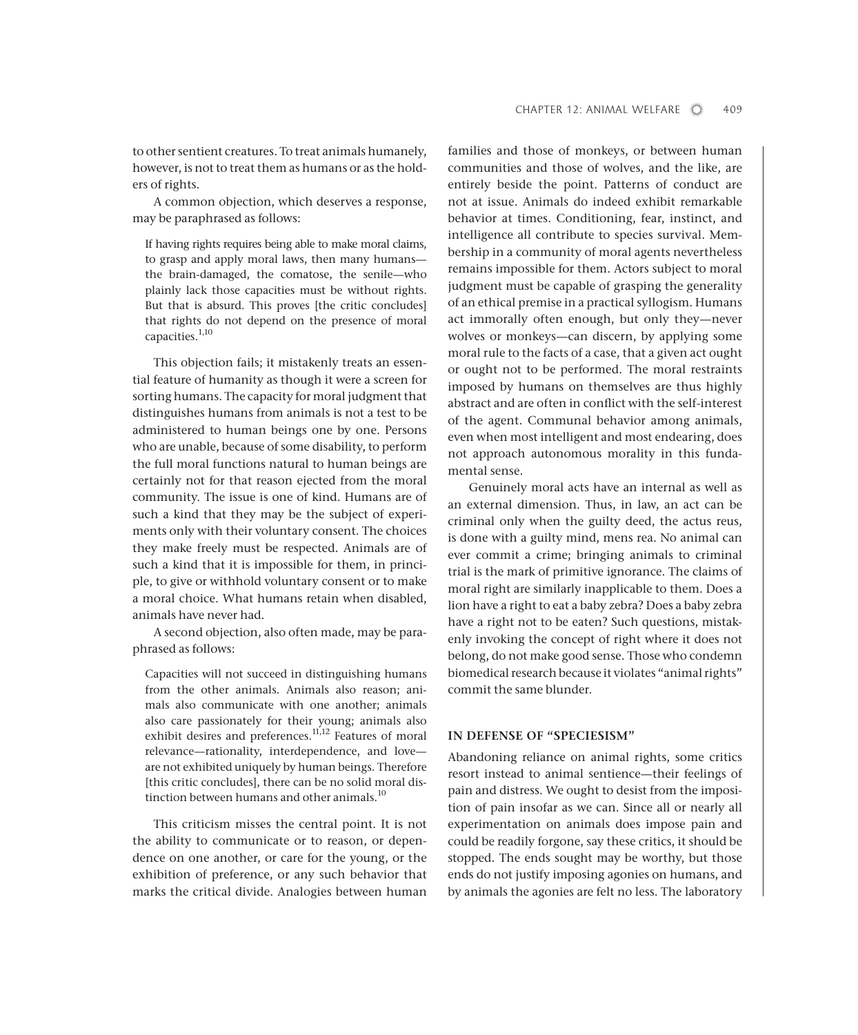to other sentient creatures. To treat animals humanely, however, is not to treat them as humans or as the holders of rights.

A common objection, which deserves a response, may be paraphrased as follows:

> If having rights requires being able to make moral claims, to grasp and apply moral laws, then many humans—the brain-damaged, the comatose, the senile—who plainly lack those capacities must be without rights. But that is absurd. This proves [the critic concludes] that rights do not depend on the presence of moral capacities.[1,10]

This objection fails; it mistakenly treats an essential feature of humanity as though it were a screen for sorting humans. The capacity for moral judgment that distinguishes humans from animals is not a test to be administered to human beings one by one. Persons who are unable, because of some disability, to perform the full moral functions natural to human beings are certainly not for that reason ejected from the moral community. The issue is one of kind. Humans are of such a kind that they may be the subject of experiments only with their voluntary consent. The choices they make freely must be respected. Animals are of such a kind that it is impossible for them, in principle, to give or withhold voluntary consent or to make a moral choice. What humans retain when disabled, animals have never had.

A second objection, also often made, may be paraphrased as follows:

> Capacities will not succeed in distinguishing humans from the other animals. Animals also reason; animals also communicate with one another; animals also care passionately for their young; animals also exhibit desires and preferences.[11,12] Features of moral relevance—rationality, interdependence, and love—are not exhibited uniquely by human beings. Therefore [this critic concludes], there can be no solid moral distinction between humans and other animals.[10]

This criticism misses the central point. It is not the ability to communicate or to reason, or dependence on one another, or care for the young, or the exhibition of preference, or any such behavior that marks the critical divide. Analogies between human families and those of monkeys, or between human communities and those of wolves, and the like, are entirely beside the point. Patterns of conduct are not at issue. Animals do indeed exhibit remarkable behavior at times. Conditioning, fear, instinct, and intelligence all contribute to species survival. Membership in a community of moral agents nevertheless remains impossible for them. Actors subject to moral judgment must be capable of grasping the generality of an ethical premise in a practical syllogism. Humans act immorally often enough, but only they—never wolves or monkeys—can discern, by applying some moral rule to the facts of a case, that a given act ought or ought not to be performed. The moral restraints imposed by humans on themselves are thus highly abstract and are often in conflict with the self-interest of the agent. Communal behavior among animals, even when most intelligent and most endearing, does not approach autonomous morality in this fundamental sense.

Genuinely moral acts have an internal as well as an external dimension. Thus, in law, an act can be criminal only when the guilty deed, the actus reus, is done with a guilty mind, mens rea. No animal can ever commit a crime; bringing animals to criminal trial is the mark of primitive ignorance. The claims of moral right are similarly inapplicable to them. Does a lion have a right to eat a baby zebra? Does a baby zebra have a right not to be eaten? Such questions, mistakenly invoking the concept of right where it does not belong, do not make good sense. Those who condemn biomedical research because it violates "animal rights" commit the same blunder.

## IN DEFENSE OF "SPECIESISM"

Abandoning reliance on animal rights, some critics resort instead to animal sentience—their feelings of pain and distress. We ought to desist from the imposition of pain insofar as we can. Since all or nearly all experimentation on animals does impose pain and could be readily forgone, say these critics, it should be stopped. The ends sought may be worthy, but those ends do not justify imposing agonies on humans, and by animals the agonies are felt no less. The laboratory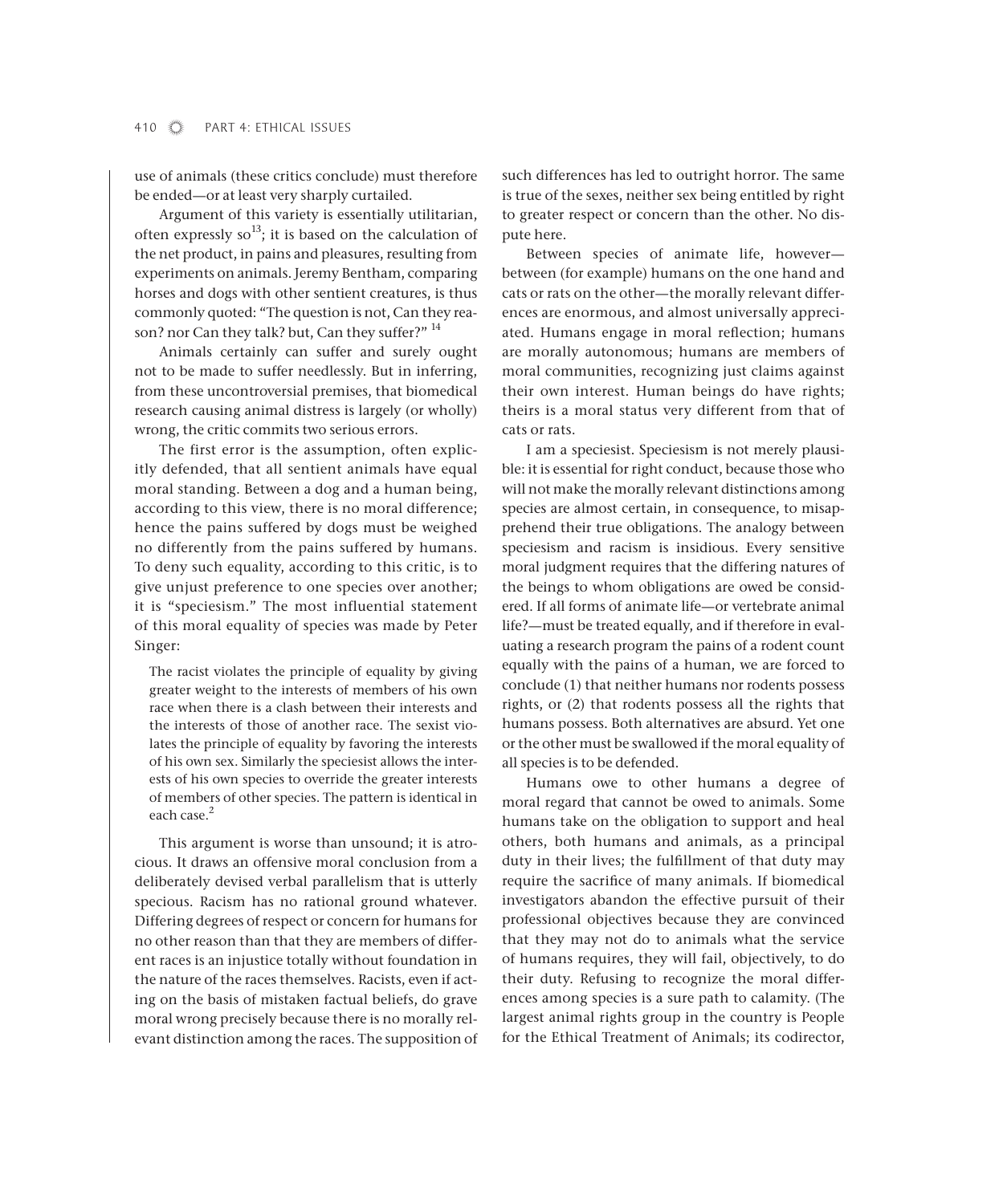use of animals (these critics conclude) must therefore be ended—or at least very sharply curtailed.

Argument of this variety is essentially utilitarian, often expressly so[13]; it is based on the calculation of the net product, in pains and pleasures, resulting from experiments on animals. Jeremy Bentham, comparing horses and dogs with other sentient creatures, is thus commonly quoted: "The question is not, Can they reason? nor Can they talk? but, Can they suffer?" [14]

Animals certainly can suffer and surely ought not to be made to suffer needlessly. But in inferring, from these uncontroversial premises, that biomedical research causing animal distress is largely (or wholly) wrong, the critic commits two serious errors.

The first error is the assumption, often explicitly defended, that all sentient animals have equal moral standing. Between a dog and a human being, according to this view, there is no moral difference; hence the pains suffered by dogs must be weighed no differently from the pains suffered by humans. To deny such equality, according to this critic, is to give unjust preference to one species over another; it is "speciesism." The most influential statement of this moral equality of species was made by Peter Singer:

> The racist violates the principle of equality by giving greater weight to the interests of members of his own race when there is a clash between their interests and the interests of those of another race. The sexist violates the principle of equality by favoring the interests of his own sex. Similarly the speciesist allows the interests of his own species to override the greater interests of members of other species. The pattern is identical in each case.[2]

This argument is worse than unsound; it is atrocious. It draws an offensive moral conclusion from a deliberately devised verbal parallelism that is utterly specious. Racism has no rational ground whatever. Differing degrees of respect or concern for humans for no other reason than that they are members of different races is an injustice totally without foundation in the nature of the races themselves. Racists, even if acting on the basis of mistaken factual beliefs, do grave moral wrong precisely because there is no morally relevant distinction among the races. The supposition of such differences has led to outright horror. The same is true of the sexes, neither sex being entitled by right to greater respect or concern than the other. No dispute here.

Between species of animate life, however—between (for example) humans on the one hand and cats or rats on the other—the morally relevant differences are enormous, and almost universally appreciated. Humans engage in moral reflection; humans are morally autonomous; humans are members of moral communities, recognizing just claims against their own interest. Human beings do have rights; theirs is a moral status very different from that of cats or rats.

I am a speciesist. Speciesism is not merely plausible: it is essential for right conduct, because those who will not make the morally relevant distinctions among species are almost certain, in consequence, to misapprehend their true obligations. The analogy between speciesism and racism is insidious. Every sensitive moral judgment requires that the differing natures of the beings to whom obligations are owed be considered. If all forms of animate life—or vertebrate animal life?—must be treated equally, and if therefore in evaluating a research program the pains of a rodent count equally with the pains of a human, we are forced to conclude (1) that neither humans nor rodents possess rights, or (2) that rodents possess all the rights that humans possess. Both alternatives are absurd. Yet one or the other must be swallowed if the moral equality of all species is to be defended.

Humans owe to other humans a degree of moral regard that cannot be owed to animals. Some humans take on the obligation to support and heal others, both humans and animals, as a principal duty in their lives; the fulfillment of that duty may require the sacrifice of many animals. If biomedical investigators abandon the effective pursuit of their professional objectives because they are convinced that they may not do to animals what the service of humans requires, they will fail, objectively, to do their duty. Refusing to recognize the moral differences among species is a sure path to calamity. (The largest animal rights group in the country is People for the Ethical Treatment of Animals; its codirector,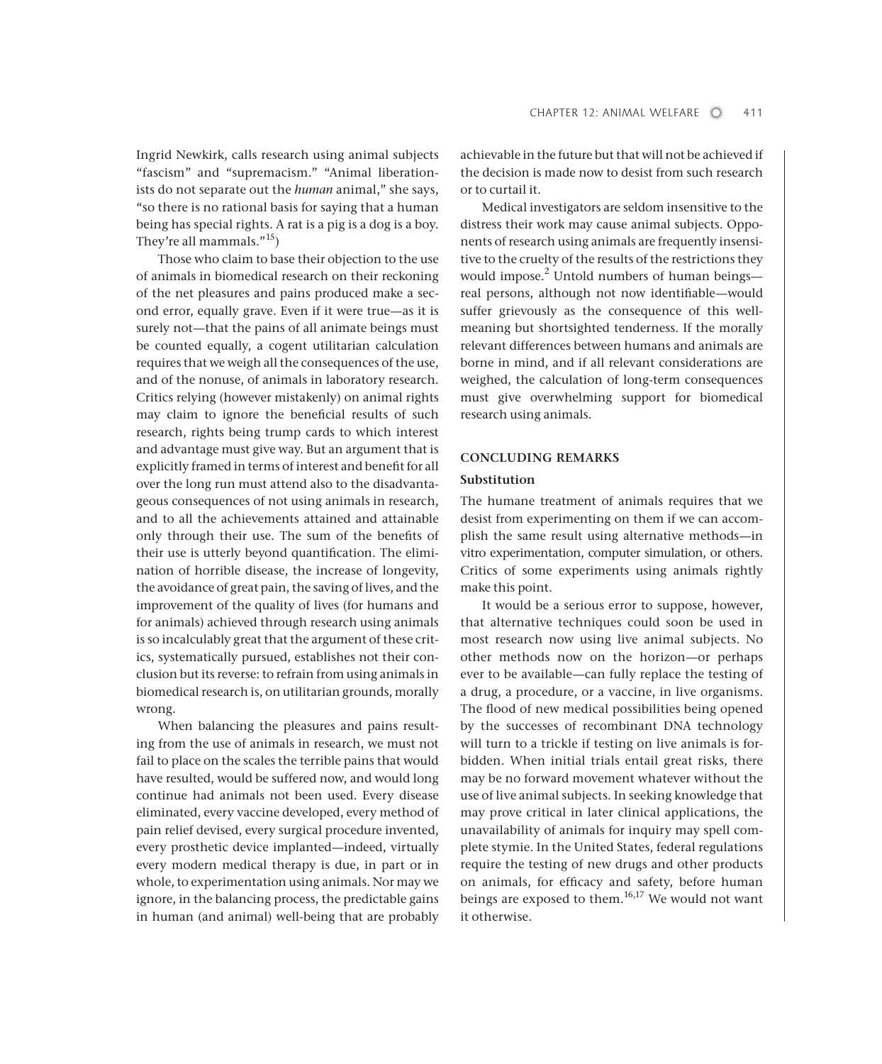Ingrid Newkirk, calls research using animal subjects "fascism" and "supremacism." "Animal liberationists do not separate out the *human* animal," she says, "so there is no rational basis for saying that a human being has special rights. A rat is a pig is a dog is a boy. They're all mammals."[15])

Those who claim to base their objection to the use of animals in biomedical research on their reckoning of the net pleasures and pains produced make a second error, equally grave. Even if it were true—as it is surely not—that the pains of all animate beings must be counted equally, a cogent utilitarian calculation requires that we weigh all the consequences of the use, and of the nonuse, of animals in laboratory research. Critics relying (however mistakenly) on animal rights may claim to ignore the beneficial results of such research, rights being trump cards to which interest and advantage must give way. But an argument that is explicitly framed in terms of interest and benefit for all over the long run must attend also to the disadvantageous consequences of not using animals in research, and to all the achievements attained and attainable only through their use. The sum of the benefits of their use is utterly beyond quantification. The elimination of horrible disease, the increase of longevity, the avoidance of great pain, the saving of lives, and the improvement of the quality of lives (for humans and for animals) achieved through research using animals is so incalculably great that the argument of these critics, systematically pursued, establishes not their conclusion but its reverse: to refrain from using animals in biomedical research is, on utilitarian grounds, morally wrong.

When balancing the pleasures and pains resulting from the use of animals in research, we must not fail to place on the scales the terrible pains that would have resulted, would be suffered now, and would long continue had animals not been used. Every disease eliminated, every vaccine developed, every method of pain relief devised, every surgical procedure invented, every prosthetic device implanted—indeed, virtually every modern medical therapy is due, in part or in whole, to experimentation using animals. Nor may we ignore, in the balancing process, the predictable gains in human (and animal) well-being that are probably achievable in the future but that will not be achieved if the decision is made now to desist from such research or to curtail it.

Medical investigators are seldom insensitive to the distress their work may cause animal subjects. Opponents of research using animals are frequently insensitive to the cruelty of the results of the restrictions they would impose.[2] Untold numbers of human beings—real persons, although not now identifiable—would suffer grievously as the consequence of this well-meaning but shortsighted tenderness. If the morally relevant differences between humans and animals are borne in mind, and if all relevant considerations are weighed, the calculation of long-term consequences must give overwhelming support for biomedical research using animals.

## CONCLUDING REMARKS

### Substitution

The humane treatment of animals requires that we desist from experimenting on them if we can accomplish the same result using alternative methods—in vitro experimentation, computer simulation, or others. Critics of some experiments using animals rightly make this point.

It would be a serious error to suppose, however, that alternative techniques could soon be used in most research now using live animal subjects. No other methods now on the horizon—or perhaps ever to be available—can fully replace the testing of a drug, a procedure, or a vaccine, in live organisms. The flood of new medical possibilities being opened by the successes of recombinant DNA technology will turn to a trickle if testing on live animals is forbidden. When initial trials entail great risks, there may be no forward movement whatever without the use of live animal subjects. In seeking knowledge that may prove critical in later clinical applications, the unavailability of animals for inquiry may spell complete stymie. In the United States, federal regulations require the testing of new drugs and other products on animals, for efficacy and safety, before human beings are exposed to them.[16,17] We would not want it otherwise.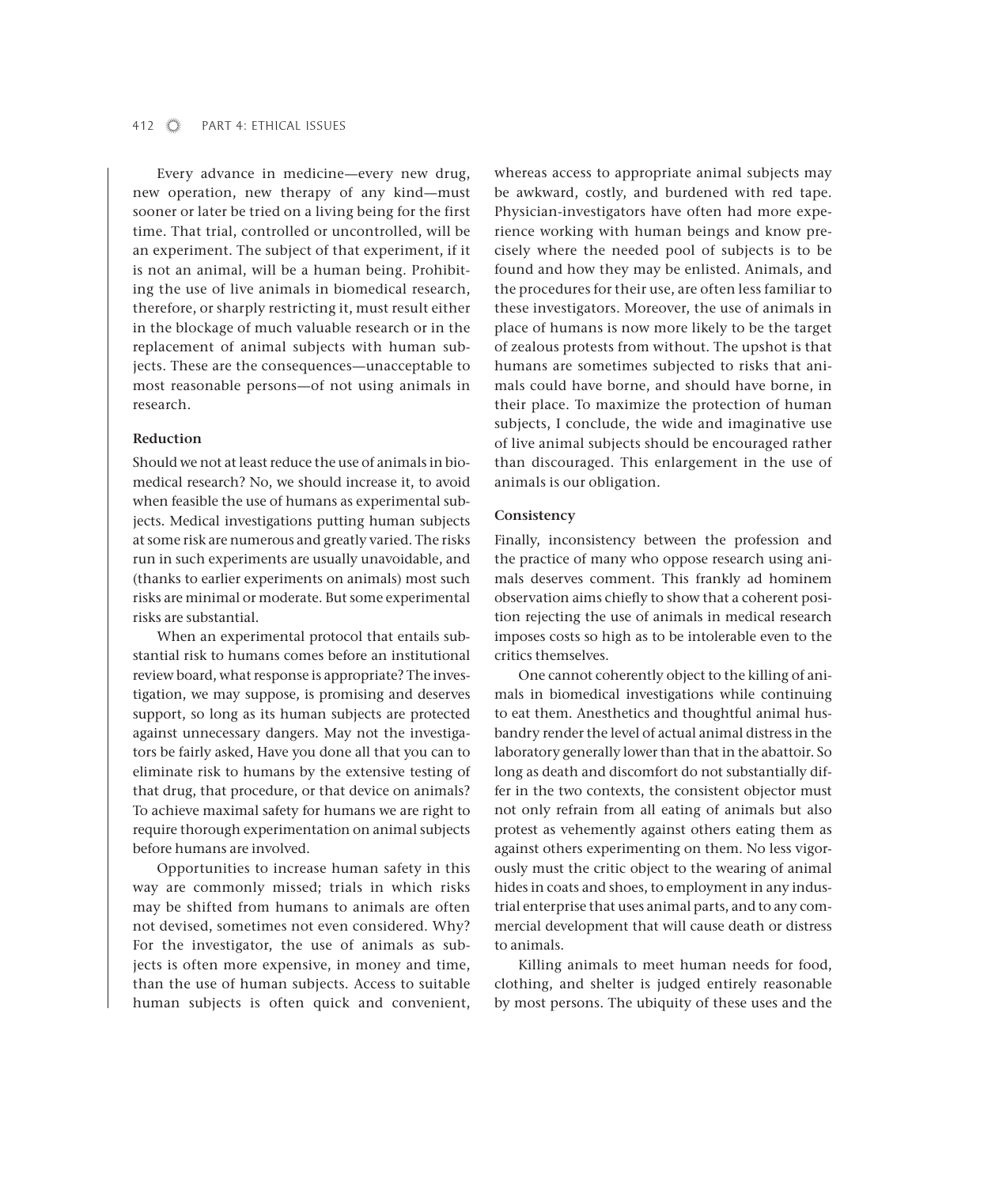Every advance in medicine—every new drug, new operation, new therapy of any kind—must sooner or later be tried on a living being for the first time. That trial, controlled or uncontrolled, will be an experiment. The subject of that experiment, if it is not an animal, will be a human being. Prohibiting the use of live animals in biomedical research, therefore, or sharply restricting it, must result either in the blockage of much valuable research or in the replacement of animal subjects with human subjects. These are the consequences—unacceptable to most reasonable persons—of not using animals in research.

### Reduction

Should we not at least reduce the use of animals in biomedical research? No, we should increase it, to avoid when feasible the use of humans as experimental subjects. Medical investigations putting human subjects at some risk are numerous and greatly varied. The risks run in such experiments are usually unavoidable, and (thanks to earlier experiments on animals) most such risks are minimal or moderate. But some experimental risks are substantial.

When an experimental protocol that entails substantial risk to humans comes before an institutional review board, what response is appropriate? The investigation, we may suppose, is promising and deserves support, so long as its human subjects are protected against unnecessary dangers. May not the investigators be fairly asked, Have you done all that you can to eliminate risk to humans by the extensive testing of that drug, that procedure, or that device on animals? To achieve maximal safety for humans we are right to require thorough experimentation on animal subjects before humans are involved.

Opportunities to increase human safety in this way are commonly missed; trials in which risks may be shifted from humans to animals are often not devised, sometimes not even considered. Why? For the investigator, the use of animals as subjects is often more expensive, in money and time, than the use of human subjects. Access to suitable human subjects is often quick and convenient, whereas access to appropriate animal subjects may be awkward, costly, and burdened with red tape. Physician-investigators have often had more experience working with human beings and know precisely where the needed pool of subjects is to be found and how they may be enlisted. Animals, and the procedures for their use, are often less familiar to these investigators. Moreover, the use of animals in place of humans is now more likely to be the target of zealous protests from without. The upshot is that humans are sometimes subjected to risks that animals could have borne, and should have borne, in their place. To maximize the protection of human subjects, I conclude, the wide and imaginative use of live animal subjects should be encouraged rather than discouraged. This enlargement in the use of animals is our obligation.

### Consistency

Finally, inconsistency between the profession and the practice of many who oppose research using animals deserves comment. This frankly ad hominem observation aims chiefly to show that a coherent position rejecting the use of animals in medical research imposes costs so high as to be intolerable even to the critics themselves.

One cannot coherently object to the killing of animals in biomedical investigations while continuing to eat them. Anesthetics and thoughtful animal husbandry render the level of actual animal distress in the laboratory generally lower than that in the abattoir. So long as death and discomfort do not substantially differ in the two contexts, the consistent objector must not only refrain from all eating of animals but also protest as vehemently against others eating them as against others experimenting on them. No less vigorously must the critic object to the wearing of animal hides in coats and shoes, to employment in any industrial enterprise that uses animal parts, and to any commercial development that will cause death or distress to animals.

Killing animals to meet human needs for food, clothing, and shelter is judged entirely reasonable by most persons. The ubiquity of these uses and the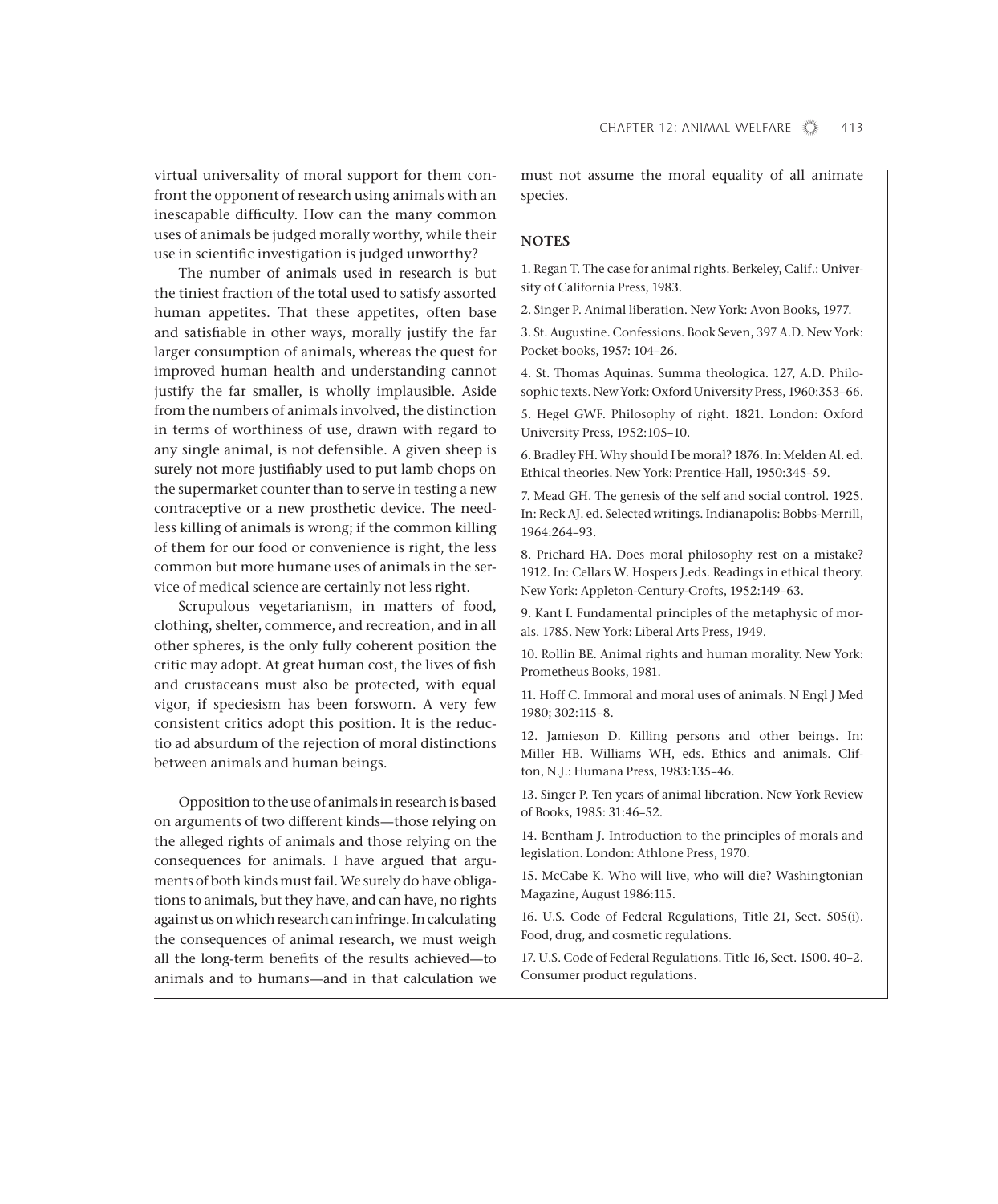virtual universality of moral support for them confront the opponent of research using animals with an inescapable difficulty. How can the many common uses of animals be judged morally worthy, while their use in scientific investigation is judged unworthy?

The number of animals used in research is but the tiniest fraction of the total used to satisfy assorted human appetites. That these appetites, often base and satisfiable in other ways, morally justify the far larger consumption of animals, whereas the quest for improved human health and understanding cannot justify the far smaller, is wholly implausible. Aside from the numbers of animals involved, the distinction in terms of worthiness of use, drawn with regard to any single animal, is not defensible. A given sheep is surely not more justifiably used to put lamb chops on the supermarket counter than to serve in testing a new contraceptive or a new prosthetic device. The needless killing of animals is wrong; if the common killing of them for our food or convenience is right, the less common but more humane uses of animals in the service of medical science are certainly not less right.

Scrupulous vegetarianism, in matters of food, clothing, shelter, commerce, and recreation, and in all other spheres, is the only fully coherent position the critic may adopt. At great human cost, the lives of fish and crustaceans must also be protected, with equal vigor, if speciesism has been forsworn. A very few consistent critics adopt this position. It is the reductio ad absurdum of the rejection of moral distinctions between animals and human beings.

Opposition to the use of animals in research is based on arguments of two different kinds—those relying on the alleged rights of animals and those relying on the consequences for animals. I have argued that arguments of both kinds must fail. We surely do have obligations to animals, but they have, and can have, no rights against us on which research can infringe. In calculating the consequences of animal research, we must weigh all the long-term benefits of the results achieved—to animals and to humans—and in that calculation we must not assume the moral equality of all animate species.

## NOTES

1. Regan T. The case for animal rights. Berkeley, Calif.: University of California Press, 1983.

2. Singer P. Animal liberation. New York: Avon Books, 1977.

3. St. Augustine. Confessions. Book Seven, 397 A.D. New York: Pocket-books, 1957: 104–26.

4. St. Thomas Aquinas. Summa theologica. 127, A.D. Philosophic texts. New York: Oxford University Press, 1960:353–66.

5. Hegel GWF. Philosophy of right. 1821. London: Oxford University Press, 1952:105–10.

6. Bradley FH. Why should I be moral? 1876. In: Melden Al. ed. Ethical theories. New York: Prentice-Hall, 1950:345–59.

7. Mead GH. The genesis of the self and social control. 1925. In: Reck AJ. ed. Selected writings. Indianapolis: Bobbs-Merrill, 1964:264–93.

8. Prichard HA. Does moral philosophy rest on a mistake? 1912. In: Cellars W. Hospers J.eds. Readings in ethical theory. New York: Appleton-Century-Crofts, 1952:149–63.

9. Kant I. Fundamental principles of the metaphysic of morals. 1785. New York: Liberal Arts Press, 1949.

10. Rollin BE. Animal rights and human morality. New York: Prometheus Books, 1981.

11. Hoff C. Immoral and moral uses of animals. N Engl J Med 1980; 302:115–8.

12. Jamieson D. Killing persons and other beings. In: Miller HB. Williams WH, eds. Ethics and animals. Clifton, N.J.: Humana Press, 1983:135–46.

13. Singer P. Ten years of animal liberation. New York Review of Books, 1985: 31:46–52.

14. Bentham J. Introduction to the principles of morals and legislation. London: Athlone Press, 1970.

15. McCabe K. Who will live, who will die? Washingtonian Magazine, August 1986:115.

16. U.S. Code of Federal Regulations, Title 21, Sect. 505(i). Food, drug, and cosmetic regulations.

17. U.S. Code of Federal Regulations. Title 16, Sect. 1500. 40–2. Consumer product regulations.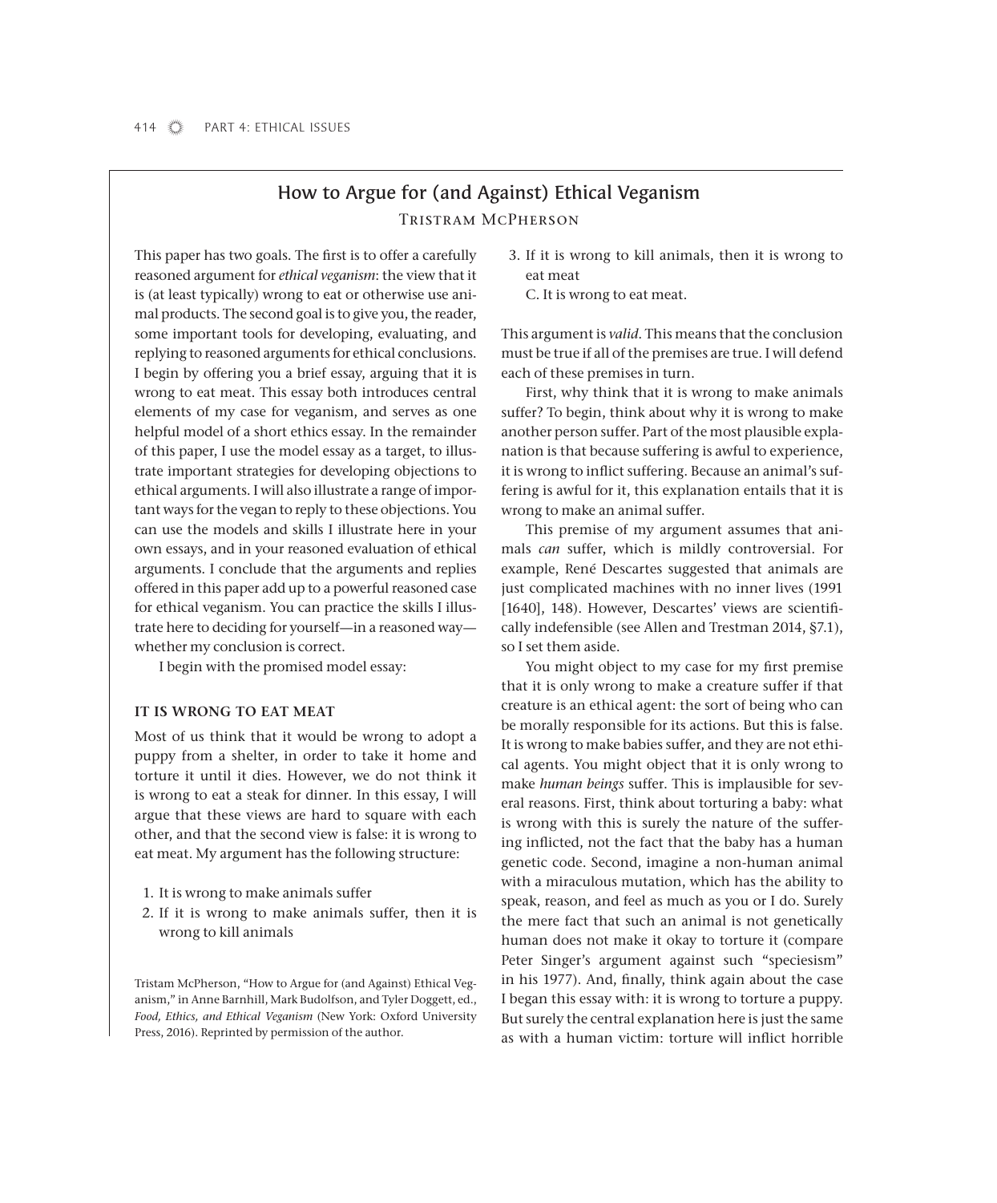## How to Argue for (and Against) Ethical Veganism

TRISTRAM MCPHERSON

This paper has two goals. The first is to offer a carefully reasoned argument for *ethical veganism*: the view that it is (at least typically) wrong to eat or otherwise use animal products. The second goal is to give you, the reader, some important tools for developing, evaluating, and replying to reasoned arguments for ethical conclusions. I begin by offering you a brief essay, arguing that it is wrong to eat meat. This essay both introduces central elements of my case for veganism, and serves as one helpful model of a short ethics essay. In the remainder of this paper, I use the model essay as a target, to illustrate important strategies for developing objections to ethical arguments. I will also illustrate a range of important ways for the vegan to reply to these objections. You can use the models and skills I illustrate here in your own essays, and in your reasoned evaluation of ethical arguments. I conclude that the arguments and replies offered in this paper add up to a powerful reasoned case for ethical veganism. You can practice the skills I illustrate here to deciding for yourself—in a reasoned way—whether my conclusion is correct.

I begin with the promised model essay:

### IT IS WRONG TO EAT MEAT

Most of us think that it would be wrong to adopt a puppy from a shelter, in order to take it home and torture it until it dies. However, we do not think it is wrong to eat a steak for dinner. In this essay, I will argue that these views are hard to square with each other, and that the second view is false: it is wrong to eat meat. My argument has the following structure:

1. It is wrong to make animals suffer
2. If it is wrong to make animals suffer, then it is wrong to kill animals
3. If it is wrong to kill animals, then it is wrong to eat meat

   C. It is wrong to eat meat.

This argument is *valid*. This means that the conclusion must be true if all of the premises are true. I will defend each of these premises in turn.

First, why think that it is wrong to make animals suffer? To begin, think about why it is wrong to make another person suffer. Part of the most plausible explanation is that because suffering is awful to experience, it is wrong to inflict suffering. Because an animal's suffering is awful for it, this explanation entails that it is wrong to make an animal suffer.

This premise of my argument assumes that animals *can* suffer, which is mildly controversial. For example, René Descartes suggested that animals are just complicated machines with no inner lives (1991 [1640], 148). However, Descartes' views are scientifically indefensible (see Allen and Trestman 2014, §7.1), so I set them aside.

You might object to my case for my first premise that it is only wrong to make a creature suffer if that creature is an ethical agent: the sort of being who can be morally responsible for its actions. But this is false. It is wrong to make babies suffer, and they are not ethical agents. You might object that it is only wrong to make *human beings* suffer. This is implausible for several reasons. First, think about torturing a baby: what is wrong with this is surely the nature of the suffering inflicted, not the fact that the baby has a human genetic code. Second, imagine a non-human animal with a miraculous mutation, which has the ability to speak, reason, and feel as much as you or I do. Surely the mere fact that such an animal is not genetically human does not make it okay to torture it (compare Peter Singer's argument against such "speciesism" in his 1977). And, finally, think again about the case I began this essay with: it is wrong to torture a puppy. But surely the central explanation here is just the same as with a human victim: torture will inflict horrible

Tristam McPherson, "How to Argue for (and Against) Ethical Veganism," in Anne Barnhill, Mark Budolfson, and Tyler Doggett, ed., *Food, Ethics, and Ethical Veganism* (New York: Oxford University Press, 2016). Reprinted by permission of the author.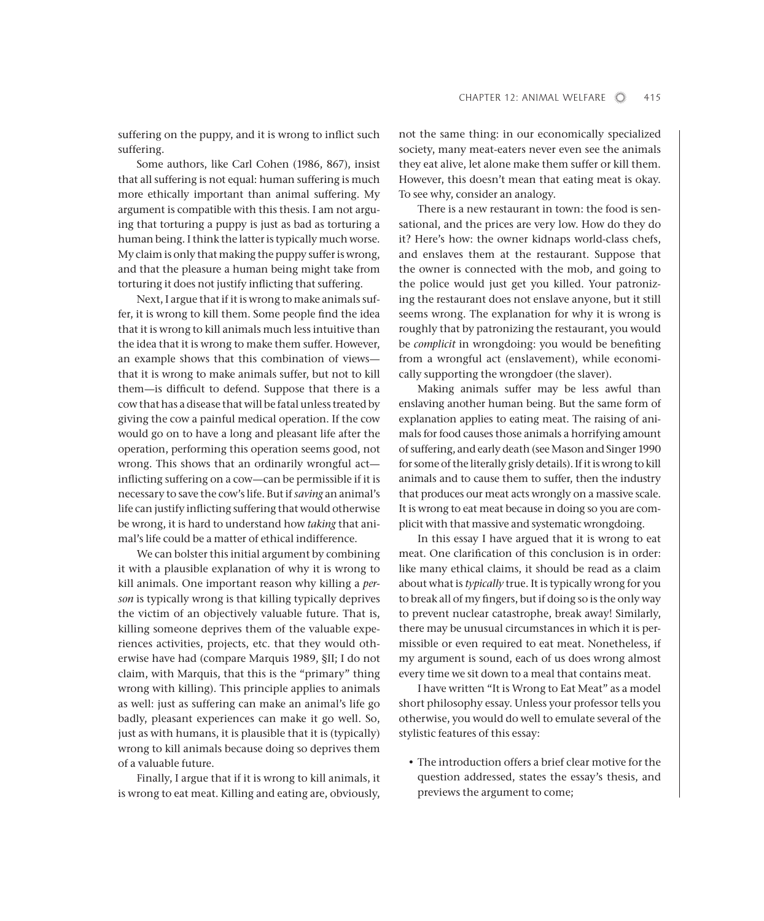suffering on the puppy, and it is wrong to inflict such suffering.

Some authors, like Carl Cohen (1986, 867), insist that all suffering is not equal: human suffering is much more ethically important than animal suffering. My argument is compatible with this thesis. I am not arguing that torturing a puppy is just as bad as torturing a human being. I think the latter is typically much worse. My claim is only that making the puppy suffer is wrong, and that the pleasure a human being might take from torturing it does not justify inflicting that suffering.

Next, I argue that if it is wrong to make animals suffer, it is wrong to kill them. Some people find the idea that it is wrong to kill animals much less intuitive than the idea that it is wrong to make them suffer. However, an example shows that this combination of views—that it is wrong to make animals suffer, but not to kill them—is difficult to defend. Suppose that there is a cow that has a disease that will be fatal unless treated by giving the cow a painful medical operation. If the cow would go on to have a long and pleasant life after the operation, performing this operation seems good, not wrong. This shows that an ordinarily wrongful act—inflicting suffering on a cow—can be permissible if it is necessary to save the cow's life. But if *saving* an animal's life can justify inflicting suffering that would otherwise be wrong, it is hard to understand how *taking* that animal's life could be a matter of ethical indifference.

We can bolster this initial argument by combining it with a plausible explanation of why it is wrong to kill animals. One important reason why killing a *person* is typically wrong is that killing typically deprives the victim of an objectively valuable future. That is, killing someone deprives them of the valuable experiences activities, projects, etc. that they would otherwise have had (compare Marquis 1989, §II; I do not claim, with Marquis, that this is the "primary" thing wrong with killing). This principle applies to animals as well: just as suffering can make an animal's life go badly, pleasant experiences can make it go well. So, just as with humans, it is plausible that it is (typically) wrong to kill animals because doing so deprives them of a valuable future.

Finally, I argue that if it is wrong to kill animals, it is wrong to eat meat. Killing and eating are, obviously, not the same thing: in our economically specialized society, many meat-eaters never even see the animals they eat alive, let alone make them suffer or kill them. However, this doesn't mean that eating meat is okay. To see why, consider an analogy.

There is a new restaurant in town: the food is sensational, and the prices are very low. How do they do it? Here's how: the owner kidnaps world-class chefs, and enslaves them at the restaurant. Suppose that the owner is connected with the mob, and going to the police would just get you killed. Your patronizing the restaurant does not enslave anyone, but it still seems wrong. The explanation for why it is wrong is roughly that by patronizing the restaurant, you would be *complicit* in wrongdoing: you would be benefiting from a wrongful act (enslavement), while economically supporting the wrongdoer (the slaver).

Making animals suffer may be less awful than enslaving another human being. But the same form of explanation applies to eating meat. The raising of animals for food causes those animals a horrifying amount of suffering, and early death (see Mason and Singer 1990 for some of the literally grisly details). If it is wrong to kill animals and to cause them to suffer, then the industry that produces our meat acts wrongly on a massive scale. It is wrong to eat meat because in doing so you are complicit with that massive and systematic wrongdoing.

In this essay I have argued that it is wrong to eat meat. One clarification of this conclusion is in order: like many ethical claims, it should be read as a claim about what is *typically* true. It is typically wrong for you to break all of my fingers, but if doing so is the only way to prevent nuclear catastrophe, break away! Similarly, there may be unusual circumstances in which it is permissible or even required to eat meat. Nonetheless, if my argument is sound, each of us does wrong almost every time we sit down to a meal that contains meat.

I have written "It is Wrong to Eat Meat" as a model short philosophy essay. Unless your professor tells you otherwise, you would do well to emulate several of the stylistic features of this essay:

- The introduction offers a brief clear motive for the question addressed, states the essay's thesis, and previews the argument to come;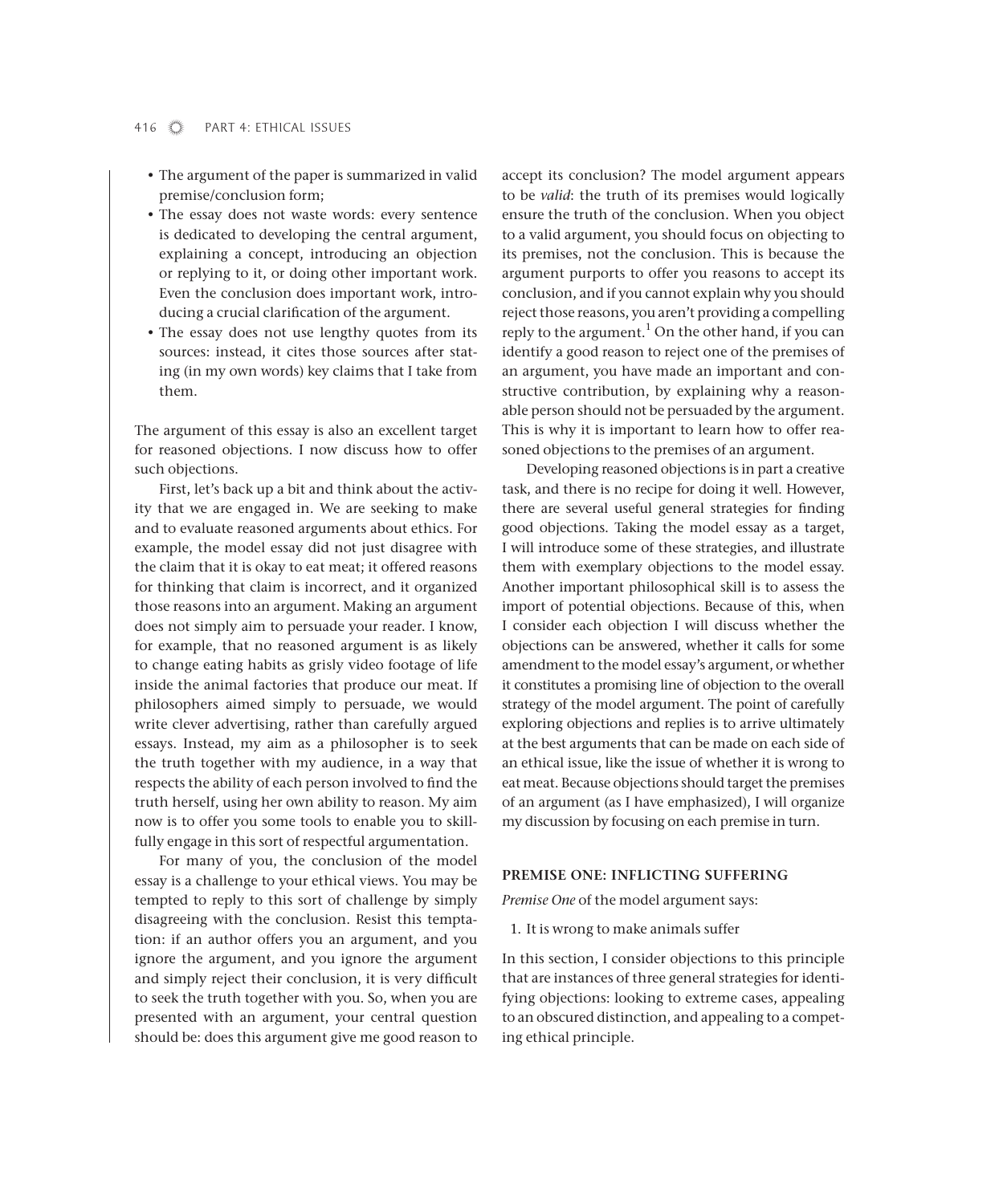- The argument of the paper is summarized in valid premise/conclusion form;
- The essay does not waste words: every sentence is dedicated to developing the central argument, explaining a concept, introducing an objection or replying to it, or doing other important work. Even the conclusion does important work, introducing a crucial clarification of the argument.
- The essay does not use lengthy quotes from its sources: instead, it cites those sources after stating (in my own words) key claims that I take from them.

The argument of this essay is also an excellent target for reasoned objections. I now discuss how to offer such objections.

First, let's back up a bit and think about the activity that we are engaged in. We are seeking to make and to evaluate reasoned arguments about ethics. For example, the model essay did not just disagree with the claim that it is okay to eat meat; it offered reasons for thinking that claim is incorrect, and it organized those reasons into an argument. Making an argument does not simply aim to persuade your reader. I know, for example, that no reasoned argument is as likely to change eating habits as grisly video footage of life inside the animal factories that produce our meat. If philosophers aimed simply to persuade, we would write clever advertising, rather than carefully argued essays. Instead, my aim as a philosopher is to seek the truth together with my audience, in a way that respects the ability of each person involved to find the truth herself, using her own ability to reason. My aim now is to offer you some tools to enable you to skillfully engage in this sort of respectful argumentation.

For many of you, the conclusion of the model essay is a challenge to your ethical views. You may be tempted to reply to this sort of challenge by simply disagreeing with the conclusion. Resist this temptation: if an author offers you an argument, and you ignore the argument, and you ignore the argument and simply reject their conclusion, it is very difficult to seek the truth together with you. So, when you are presented with an argument, your central question should be: does this argument give me good reason to accept its conclusion? The model argument appears to be *valid*: the truth of its premises would logically ensure the truth of the conclusion. When you object to a valid argument, you should focus on objecting to its premises, not the conclusion. This is because the argument purports to offer you reasons to accept its conclusion, and if you cannot explain why you should reject those reasons, you aren't providing a compelling reply to the argument.[1] On the other hand, if you can identify a good reason to reject one of the premises of an argument, you have made an important and constructive contribution, by explaining why a reasonable person should not be persuaded by the argument. This is why it is important to learn how to offer reasoned objections to the premises of an argument.

Developing reasoned objections is in part a creative task, and there is no recipe for doing it well. However, there are several useful general strategies for finding good objections. Taking the model essay as a target, I will introduce some of these strategies, and illustrate them with exemplary objections to the model essay. Another important philosophical skill is to assess the import of potential objections. Because of this, when I consider each objection I will discuss whether the objections can be answered, whether it calls for some amendment to the model essay's argument, or whether it constitutes a promising line of objection to the overall strategy of the model argument. The point of carefully exploring objections and replies is to arrive ultimately at the best arguments that can be made on each side of an ethical issue, like the issue of whether it is wrong to eat meat. Because objections should target the premises of an argument (as I have emphasized), I will organize my discussion by focusing on each premise in turn.

## PREMISE ONE: INFLICTING SUFFERING

*Premise One* of the model argument says:

1. It is wrong to make animals suffer

In this section, I consider objections to this principle that are instances of three general strategies for identifying objections: looking to extreme cases, appealing to an obscured distinction, and appealing to a competing ethical principle.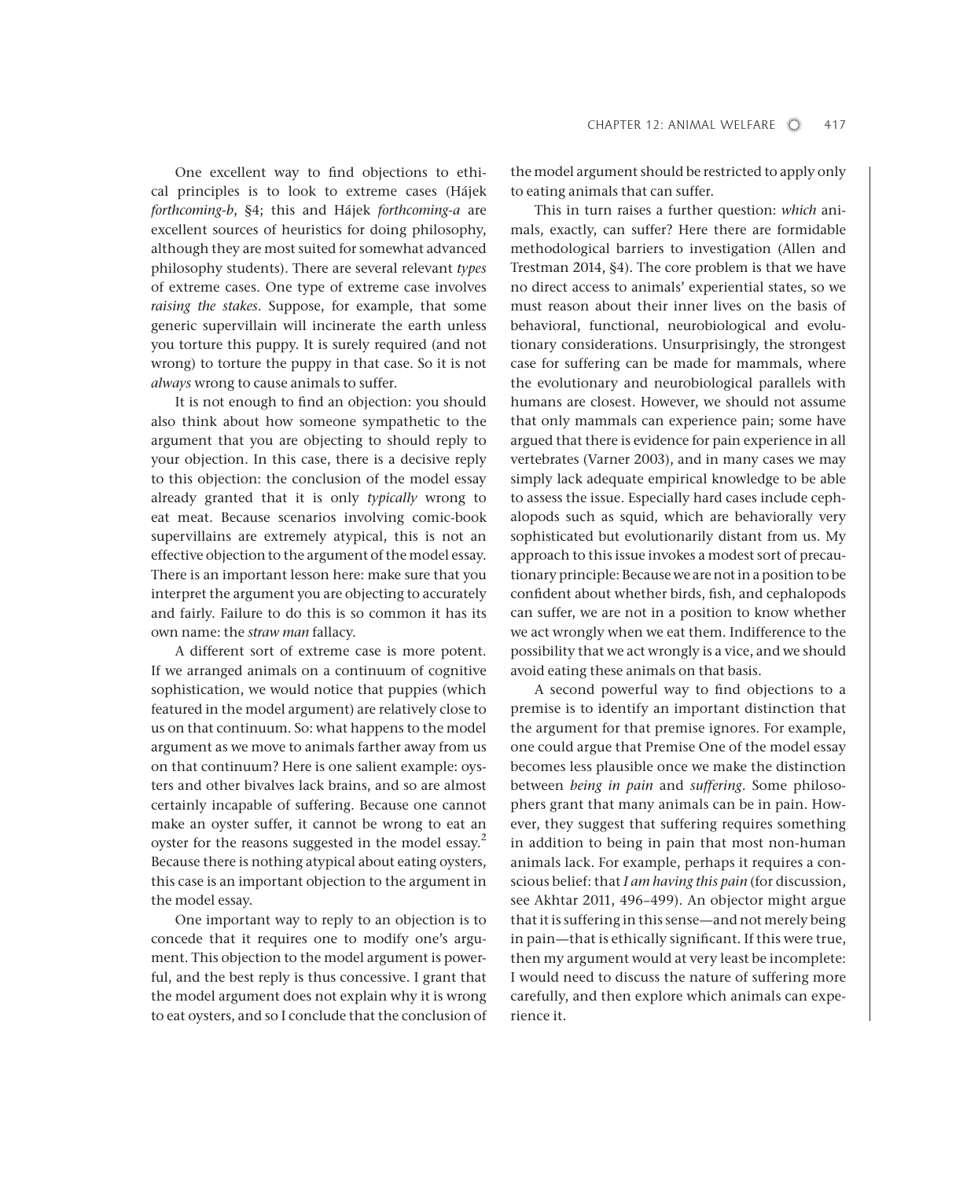One excellent way to find objections to ethical principles is to look to extreme cases (Hájek *forthcoming-b*, §4; this and Hájek *forthcoming-a* are excellent sources of heuristics for doing philosophy, although they are most suited for somewhat advanced philosophy students). There are several relevant *types* of extreme cases. One type of extreme case involves *raising the stakes*. Suppose, for example, that some generic supervillain will incinerate the earth unless you torture this puppy. It is surely required (and not wrong) to torture the puppy in that case. So it is not *always* wrong to cause animals to suffer.

It is not enough to find an objection: you should also think about how someone sympathetic to the argument that you are objecting to should reply to your objection. In this case, there is a decisive reply to this objection: the conclusion of the model essay already granted that it is only *typically* wrong to eat meat. Because scenarios involving comic-book supervillains are extremely atypical, this is not an effective objection to the argument of the model essay. There is an important lesson here: make sure that you interpret the argument you are objecting to accurately and fairly. Failure to do this is so common it has its own name: the *straw man* fallacy.

A different sort of extreme case is more potent. If we arranged animals on a continuum of cognitive sophistication, we would notice that puppies (which featured in the model argument) are relatively close to us on that continuum. So: what happens to the model argument as we move to animals farther away from us on that continuum? Here is one salient example: oysters and other bivalves lack brains, and so are almost certainly incapable of suffering. Because one cannot make an oyster suffer, it cannot be wrong to eat an oyster for the reasons suggested in the model essay.[2] Because there is nothing atypical about eating oysters, this case is an important objection to the argument in the model essay.

One important way to reply to an objection is to concede that it requires one to modify one's argument. This objection to the model argument is powerful, and the best reply is thus concessive. I grant that the model argument does not explain why it is wrong to eat oysters, and so I conclude that the conclusion of the model argument should be restricted to apply only to eating animals that can suffer.

This in turn raises a further question: *which* animals, exactly, can suffer? Here there are formidable methodological barriers to investigation (Allen and Trestman 2014, §4). The core problem is that we have no direct access to animals' experiential states, so we must reason about their inner lives on the basis of behavioral, functional, neurobiological and evolutionary considerations. Unsurprisingly, the strongest case for suffering can be made for mammals, where the evolutionary and neurobiological parallels with humans are closest. However, we should not assume that only mammals can experience pain; some have argued that there is evidence for pain experience in all vertebrates (Varner 2003), and in many cases we may simply lack adequate empirical knowledge to be able to assess the issue. Especially hard cases include cephalopods such as squid, which are behaviorally very sophisticated but evolutionarily distant from us. My approach to this issue invokes a modest sort of precautionary principle: Because we are not in a position to be confident about whether birds, fish, and cephalopods can suffer, we are not in a position to know whether we act wrongly when we eat them. Indifference to the possibility that we act wrongly is a vice, and we should avoid eating these animals on that basis.

A second powerful way to find objections to a premise is to identify an important distinction that the argument for that premise ignores. For example, one could argue that Premise One of the model essay becomes less plausible once we make the distinction between *being in pain* and *suffering*. Some philosophers grant that many animals can be in pain. However, they suggest that suffering requires something in addition to being in pain that most non-human animals lack. For example, perhaps it requires a conscious belief: that *I am having this pain* (for discussion, see Akhtar 2011, 496–499). An objector might argue that it is suffering in this sense—and not merely being in pain—that is ethically significant. If this were true, then my argument would at very least be incomplete: I would need to discuss the nature of suffering more carefully, and then explore which animals can experience it.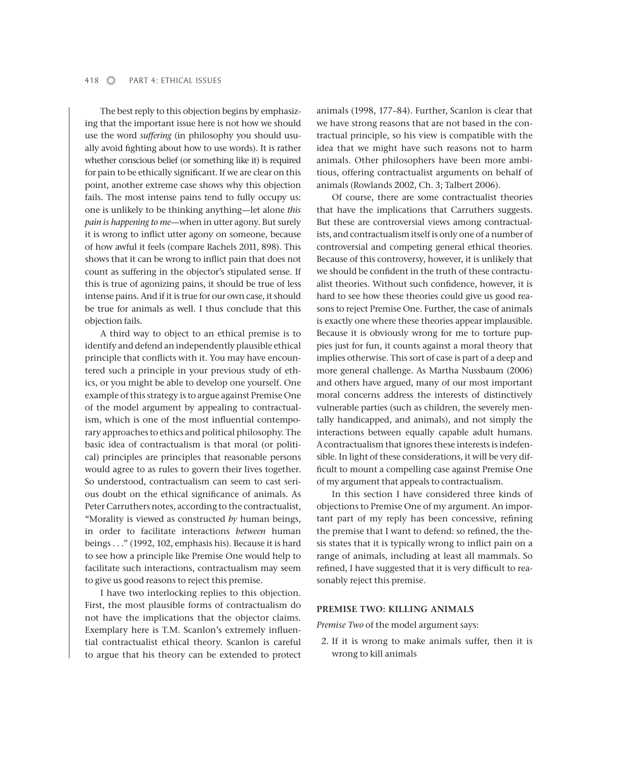The best reply to this objection begins by emphasizing that the important issue here is not how we should use the word *suffering* (in philosophy you should usually avoid fighting about how to use words). It is rather whether conscious belief (or something like it) is required for pain to be ethically significant. If we are clear on this point, another extreme case shows why this objection fails. The most intense pains tend to fully occupy us: one is unlikely to be thinking anything—let alone *this pain is happening to me*—when in utter agony. But surely it is wrong to inflict utter agony on someone, because of how awful it feels (compare Rachels 2011, 898). This shows that it can be wrong to inflict pain that does not count as suffering in the objector's stipulated sense. If this is true of agonizing pains, it should be true of less intense pains. And if it is true for our own case, it should be true for animals as well. I thus conclude that this objection fails.

A third way to object to an ethical premise is to identify and defend an independently plausible ethical principle that conflicts with it. You may have encountered such a principle in your previous study of ethics, or you might be able to develop one yourself. One example of this strategy is to argue against Premise One of the model argument by appealing to contractualism, which is one of the most influential contemporary approaches to ethics and political philosophy. The basic idea of contractualism is that moral (or political) principles are principles that reasonable persons would agree to as rules to govern their lives together. So understood, contractualism can seem to cast serious doubt on the ethical significance of animals. As Peter Carruthers notes, according to the contractualist, "Morality is viewed as constructed *by* human beings, in order to facilitate interactions *between* human beings . . ." (1992, 102, emphasis his). Because it is hard to see how a principle like Premise One would help to facilitate such interactions, contractualism may seem to give us good reasons to reject this premise.

I have two interlocking replies to this objection. First, the most plausible forms of contractualism do not have the implications that the objector claims. Exemplary here is T.M. Scanlon's extremely influential contractualist ethical theory. Scanlon is careful to argue that his theory can be extended to protect animals (1998, 177–84). Further, Scanlon is clear that we have strong reasons that are not based in the contractual principle, so his view is compatible with the idea that we might have such reasons not to harm animals. Other philosophers have been more ambitious, offering contractualist arguments on behalf of animals (Rowlands 2002, Ch. 3; Talbert 2006).

Of course, there are some contractualist theories that have the implications that Carruthers suggests. But these are controversial views among contractualists, and contractualism itself is only one of a number of controversial and competing general ethical theories. Because of this controversy, however, it is unlikely that we should be confident in the truth of these contractualist theories. Without such confidence, however, it is hard to see how these theories could give us good reasons to reject Premise One. Further, the case of animals is exactly one where these theories appear implausible. Because it is obviously wrong for me to torture puppies just for fun, it counts against a moral theory that implies otherwise. This sort of case is part of a deep and more general challenge. As Martha Nussbaum (2006) and others have argued, many of our most important moral concerns address the interests of distinctively vulnerable parties (such as children, the severely mentally handicapped, and animals), and not simply the interactions between equally capable adult humans. A contractualism that ignores these interests is indefensible. In light of these considerations, it will be very difficult to mount a compelling case against Premise One of my argument that appeals to contractualism.

In this section I have considered three kinds of objections to Premise One of my argument. An important part of my reply has been concessive, refining the premise that I want to defend: so refined, the thesis states that it is typically wrong to inflict pain on a range of animals, including at least all mammals. So refined, I have suggested that it is very difficult to reasonably reject this premise.

## PREMISE TWO: KILLING ANIMALS

*Premise Two* of the model argument says:

2. If it is wrong to make animals suffer, then it is wrong to kill animals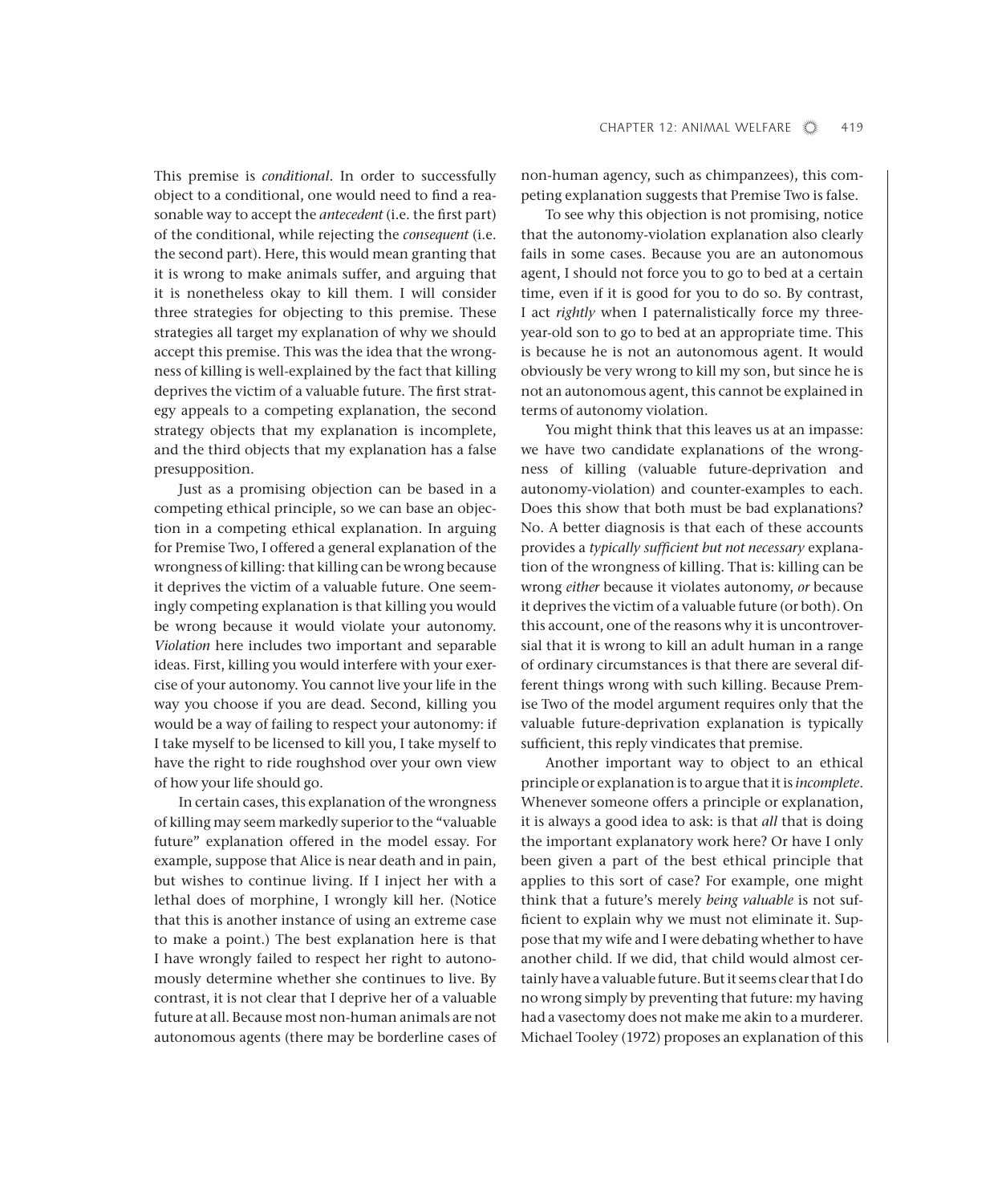This premise is *conditional*. In order to successfully object to a conditional, one would need to find a reasonable way to accept the *antecedent* (i.e. the first part) of the conditional, while rejecting the *consequent* (i.e. the second part). Here, this would mean granting that it is wrong to make animals suffer, and arguing that it is nonetheless okay to kill them. I will consider three strategies for objecting to this premise. These strategies all target my explanation of why we should accept this premise. This was the idea that the wrongness of killing is well-explained by the fact that killing deprives the victim of a valuable future. The first strategy appeals to a competing explanation, the second strategy objects that my explanation is incomplete, and the third objects that my explanation has a false presupposition.

Just as a promising objection can be based in a competing ethical principle, so we can base an objection in a competing ethical explanation. In arguing for Premise Two, I offered a general explanation of the wrongness of killing: that killing can be wrong because it deprives the victim of a valuable future. One seemingly competing explanation is that killing you would be wrong because it would violate your autonomy. *Violation* here includes two important and separable ideas. First, killing you would interfere with your exercise of your autonomy. You cannot live your life in the way you choose if you are dead. Second, killing you would be a way of failing to respect your autonomy: if I take myself to be licensed to kill you, I take myself to have the right to ride roughshod over your own view of how your life should go.

In certain cases, this explanation of the wrongness of killing may seem markedly superior to the "valuable future" explanation offered in the model essay. For example, suppose that Alice is near death and in pain, but wishes to continue living. If I inject her with a lethal does of morphine, I wrongly kill her. (Notice that this is another instance of using an extreme case to make a point.) The best explanation here is that I have wrongly failed to respect her right to autonomously determine whether she continues to live. By contrast, it is not clear that I deprive her of a valuable future at all. Because most non-human animals are not autonomous agents (there may be borderline cases of non-human agency, such as chimpanzees), this competing explanation suggests that Premise Two is false.

To see why this objection is not promising, notice that the autonomy-violation explanation also clearly fails in some cases. Because you are an autonomous agent, I should not force you to go to bed at a certain time, even if it is good for you to do so. By contrast, I act *rightly* when I paternalistically force my three-year-old son to go to bed at an appropriate time. This is because he is not an autonomous agent. It would obviously be very wrong to kill my son, but since he is not an autonomous agent, this cannot be explained in terms of autonomy violation.

You might think that this leaves us at an impasse: we have two candidate explanations of the wrongness of killing (valuable future-deprivation and autonomy-violation) and counter-examples to each. Does this show that both must be bad explanations? No. A better diagnosis is that each of these accounts provides a *typically sufficient but not necessary* explanation of the wrongness of killing. That is: killing can be wrong *either* because it violates autonomy, *or* because it deprives the victim of a valuable future (or both). On this account, one of the reasons why it is uncontroversial that it is wrong to kill an adult human in a range of ordinary circumstances is that there are several different things wrong with such killing. Because Premise Two of the model argument requires only that the valuable future-deprivation explanation is typically sufficient, this reply vindicates that premise.

Another important way to object to an ethical principle or explanation is to argue that it is *incomplete*. Whenever someone offers a principle or explanation, it is always a good idea to ask: is that *all* that is doing the important explanatory work here? Or have I only been given a part of the best ethical principle that applies to this sort of case? For example, one might think that a future's merely *being valuable* is not sufficient to explain why we must not eliminate it. Suppose that my wife and I were debating whether to have another child. If we did, that child would almost certainly have a valuable future. But it seems clear that I do no wrong simply by preventing that future: my having had a vasectomy does not make me akin to a murderer. Michael Tooley (1972) proposes an explanation of this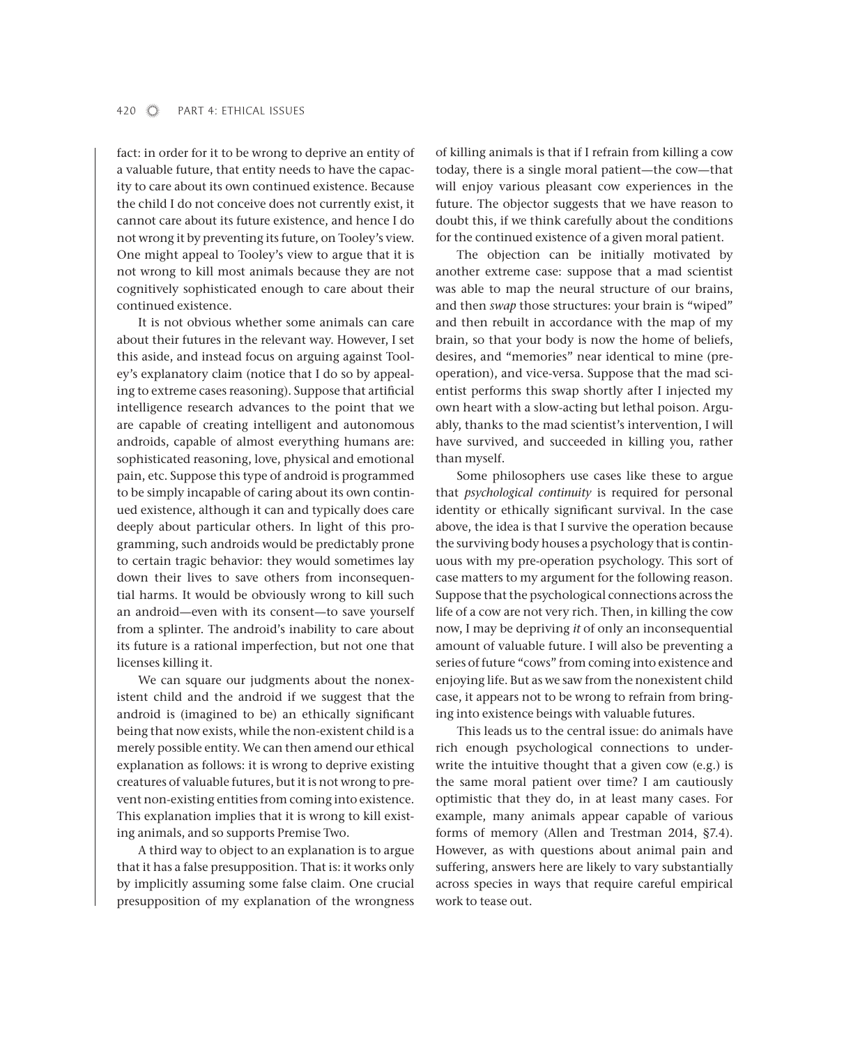fact: in order for it to be wrong to deprive an entity of a valuable future, that entity needs to have the capacity to care about its own continued existence. Because the child I do not conceive does not currently exist, it cannot care about its future existence, and hence I do not wrong it by preventing its future, on Tooley's view. One might appeal to Tooley's view to argue that it is not wrong to kill most animals because they are not cognitively sophisticated enough to care about their continued existence.

It is not obvious whether some animals can care about their futures in the relevant way. However, I set this aside, and instead focus on arguing against Tooley's explanatory claim (notice that I do so by appealing to extreme cases reasoning). Suppose that artificial intelligence research advances to the point that we are capable of creating intelligent and autonomous androids, capable of almost everything humans are: sophisticated reasoning, love, physical and emotional pain, etc. Suppose this type of android is programmed to be simply incapable of caring about its own continued existence, although it can and typically does care deeply about particular others. In light of this programming, such androids would be predictably prone to certain tragic behavior: they would sometimes lay down their lives to save others from inconsequential harms. It would be obviously wrong to kill such an android—even with its consent—to save yourself from a splinter. The android's inability to care about its future is a rational imperfection, but not one that licenses killing it.

We can square our judgments about the nonexistent child and the android if we suggest that the android is (imagined to be) an ethically significant being that now exists, while the non-existent child is a merely possible entity. We can then amend our ethical explanation as follows: it is wrong to deprive existing creatures of valuable futures, but it is not wrong to prevent non-existing entities from coming into existence. This explanation implies that it is wrong to kill existing animals, and so supports Premise Two.

A third way to object to an explanation is to argue that it has a false presupposition. That is: it works only by implicitly assuming some false claim. One crucial presupposition of my explanation of the wrongness of killing animals is that if I refrain from killing a cow today, there is a single moral patient—the cow—that will enjoy various pleasant cow experiences in the future. The objector suggests that we have reason to doubt this, if we think carefully about the conditions for the continued existence of a given moral patient.

The objection can be initially motivated by another extreme case: suppose that a mad scientist was able to map the neural structure of our brains, and then *swap* those structures: your brain is "wiped" and then rebuilt in accordance with the map of my brain, so that your body is now the home of beliefs, desires, and "memories" near identical to mine (pre-operation), and vice-versa. Suppose that the mad scientist performs this swap shortly after I injected my own heart with a slow-acting but lethal poison. Arguably, thanks to the mad scientist's intervention, I will have survived, and succeeded in killing you, rather than myself.

Some philosophers use cases like these to argue that *psychological continuity* is required for personal identity or ethically significant survival. In the case above, the idea is that I survive the operation because the surviving body houses a psychology that is continuous with my pre-operation psychology. This sort of case matters to my argument for the following reason. Suppose that the psychological connections across the life of a cow are not very rich. Then, in killing the cow now, I may be depriving *it* of only an inconsequential amount of valuable future. I will also be preventing a series of future "cows" from coming into existence and enjoying life. But as we saw from the nonexistent child case, it appears not to be wrong to refrain from bringing into existence beings with valuable futures.

This leads us to the central issue: do animals have rich enough psychological connections to underwrite the intuitive thought that a given cow (e.g.) is the same moral patient over time? I am cautiously optimistic that they do, in at least many cases. For example, many animals appear capable of various forms of memory (Allen and Trestman 2014, §7.4). However, as with questions about animal pain and suffering, answers here are likely to vary substantially across species in ways that require careful empirical work to tease out.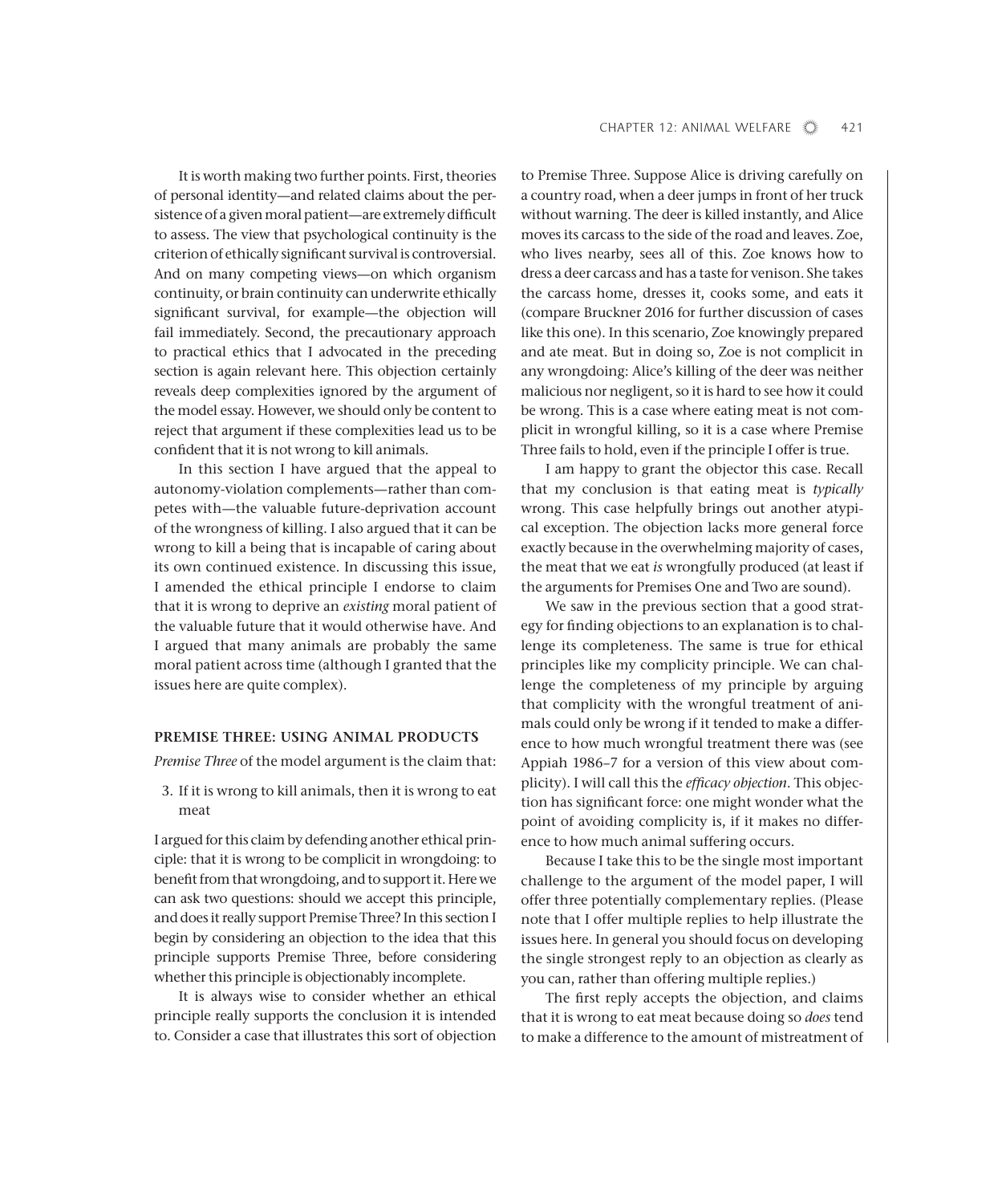It is worth making two further points. First, theories of personal identity—and related claims about the persistence of a given moral patient—are extremely difficult to assess. The view that psychological continuity is the criterion of ethically significant survival is controversial. And on many competing views—on which organism continuity, or brain continuity can underwrite ethically significant survival, for example—the objection will fail immediately. Second, the precautionary approach to practical ethics that I advocated in the preceding section is again relevant here. This objection certainly reveals deep complexities ignored by the argument of the model essay. However, we should only be content to reject that argument if these complexities lead us to be confident that it is not wrong to kill animals.

In this section I have argued that the appeal to autonomy-violation complements—rather than competes with—the valuable future-deprivation account of the wrongness of killing. I also argued that it can be wrong to kill a being that is incapable of caring about its own continued existence. In discussing this issue, I amended the ethical principle I endorse to claim that it is wrong to deprive an *existing* moral patient of the valuable future that it would otherwise have. And I argued that many animals are probably the same moral patient across time (although I granted that the issues here are quite complex).

### PREMISE THREE: USING ANIMAL PRODUCTS

*Premise Three* of the model argument is the claim that:

3. If it is wrong to kill animals, then it is wrong to eat meat

I argued for this claim by defending another ethical principle: that it is wrong to be complicit in wrongdoing: to benefit from that wrongdoing, and to support it. Here we can ask two questions: should we accept this principle, and does it really support Premise Three? In this section I begin by considering an objection to the idea that this principle supports Premise Three, before considering whether this principle is objectionably incomplete.

It is always wise to consider whether an ethical principle really supports the conclusion it is intended to. Consider a case that illustrates this sort of objection to Premise Three. Suppose Alice is driving carefully on a country road, when a deer jumps in front of her truck without warning. The deer is killed instantly, and Alice moves its carcass to the side of the road and leaves. Zoe, who lives nearby, sees all of this. Zoe knows how to dress a deer carcass and has a taste for venison. She takes the carcass home, dresses it, cooks some, and eats it (compare Bruckner 2016 for further discussion of cases like this one). In this scenario, Zoe knowingly prepared and ate meat. But in doing so, Zoe is not complicit in any wrongdoing: Alice's killing of the deer was neither malicious nor negligent, so it is hard to see how it could be wrong. This is a case where eating meat is not complicit in wrongful killing, so it is a case where Premise Three fails to hold, even if the principle I offer is true.

I am happy to grant the objector this case. Recall that my conclusion is that eating meat is *typically* wrong. This case helpfully brings out another atypical exception. The objection lacks more general force exactly because in the overwhelming majority of cases, the meat that we eat *is* wrongfully produced (at least if the arguments for Premises One and Two are sound).

We saw in the previous section that a good strategy for finding objections to an explanation is to challenge its completeness. The same is true for ethical principles like my complicity principle. We can challenge the completeness of my principle by arguing that complicity with the wrongful treatment of animals could only be wrong if it tended to make a difference to how much wrongful treatment there was (see Appiah 1986–7 for a version of this view about complicity). I will call this the *efficacy objection*. This objection has significant force: one might wonder what the point of avoiding complicity is, if it makes no difference to how much animal suffering occurs.

Because I take this to be the single most important challenge to the argument of the model paper, I will offer three potentially complementary replies. (Please note that I offer multiple replies to help illustrate the issues here. In general you should focus on developing the single strongest reply to an objection as clearly as you can, rather than offering multiple replies.)

The first reply accepts the objection, and claims that it is wrong to eat meat because doing so *does* tend to make a difference to the amount of mistreatment of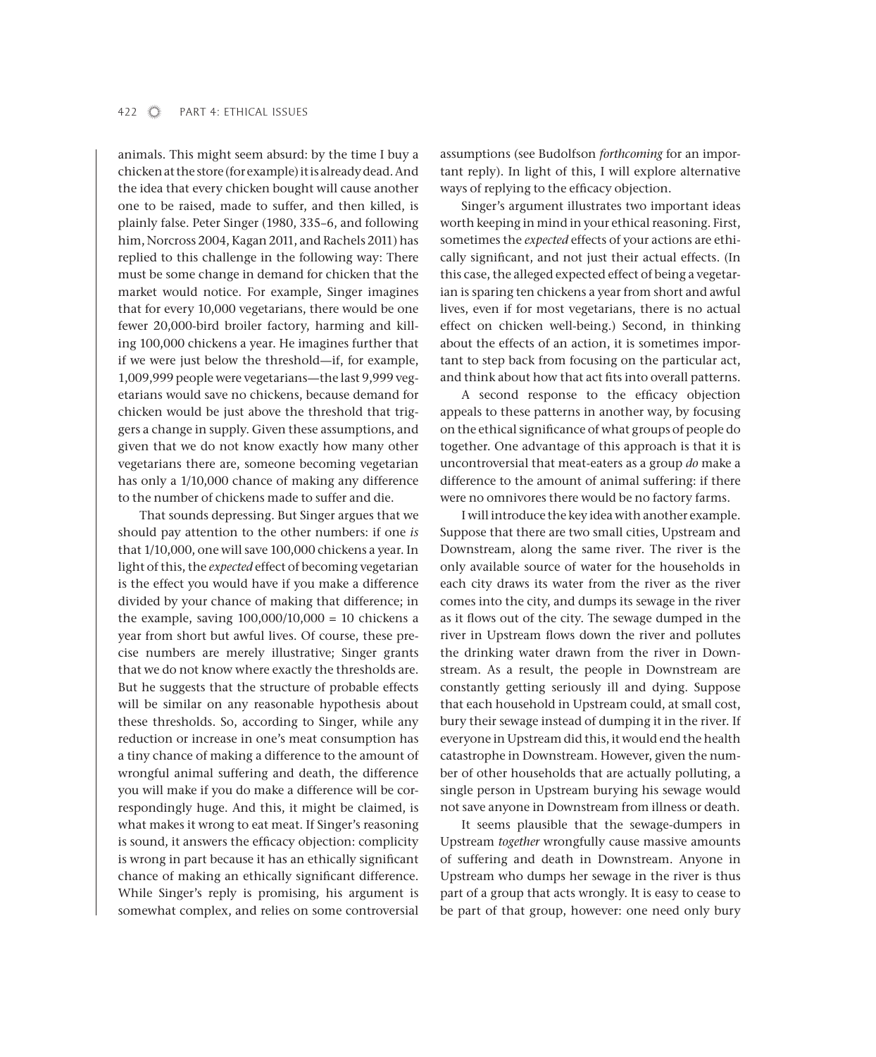animals. This might seem absurd: by the time I buy a chicken at the store (for example) it is already dead. And the idea that every chicken bought will cause another one to be raised, made to suffer, and then killed, is plainly false. Peter Singer (1980, 335–6, and following him, Norcross 2004, Kagan 2011, and Rachels 2011) has replied to this challenge in the following way: There must be some change in demand for chicken that the market would notice. For example, Singer imagines that for every 10,000 vegetarians, there would be one fewer 20,000-bird broiler factory, harming and killing 100,000 chickens a year. He imagines further that if we were just below the threshold—if, for example, 1,009,999 people were vegetarians—the last 9,999 vegetarians would save no chickens, because demand for chicken would be just above the threshold that triggers a change in supply. Given these assumptions, and given that we do not know exactly how many other vegetarians there are, someone becoming vegetarian has only a 1/10,000 chance of making any difference to the number of chickens made to suffer and die.

That sounds depressing. But Singer argues that we should pay attention to the other numbers: if one *is* that 1/10,000, one will save 100,000 chickens a year. In light of this, the *expected* effect of becoming vegetarian is the effect you would have if you make a difference divided by your chance of making that difference; in the example, saving 100,000/10,000 = 10 chickens a year from short but awful lives. Of course, these precise numbers are merely illustrative; Singer grants that we do not know where exactly the thresholds are. But he suggests that the structure of probable effects will be similar on any reasonable hypothesis about these thresholds. So, according to Singer, while any reduction or increase in one's meat consumption has a tiny chance of making a difference to the amount of wrongful animal suffering and death, the difference you will make if you do make a difference will be correspondingly huge. And this, it might be claimed, is what makes it wrong to eat meat. If Singer's reasoning is sound, it answers the efficacy objection: complicity is wrong in part because it has an ethically significant chance of making an ethically significant difference. While Singer's reply is promising, his argument is somewhat complex, and relies on some controversial assumptions (see Budolfson *forthcoming* for an important reply). In light of this, I will explore alternative ways of replying to the efficacy objection.

Singer's argument illustrates two important ideas worth keeping in mind in your ethical reasoning. First, sometimes the *expected* effects of your actions are ethically significant, and not just their actual effects. (In this case, the alleged expected effect of being a vegetarian is sparing ten chickens a year from short and awful lives, even if for most vegetarians, there is no actual effect on chicken well-being.) Second, in thinking about the effects of an action, it is sometimes important to step back from focusing on the particular act, and think about how that act fits into overall patterns.

A second response to the efficacy objection appeals to these patterns in another way, by focusing on the ethical significance of what groups of people do together. One advantage of this approach is that it is uncontroversial that meat-eaters as a group *do* make a difference to the amount of animal suffering: if there were no omnivores there would be no factory farms.

I will introduce the key idea with another example. Suppose that there are two small cities, Upstream and Downstream, along the same river. The river is the only available source of water for the households in each city draws its water from the river as the river comes into the city, and dumps its sewage in the river as it flows out of the city. The sewage dumped in the river in Upstream flows down the river and pollutes the drinking water drawn from the river in Downstream. As a result, the people in Downstream are constantly getting seriously ill and dying. Suppose that each household in Upstream could, at small cost, bury their sewage instead of dumping it in the river. If everyone in Upstream did this, it would end the health catastrophe in Downstream. However, given the number of other households that are actually polluting, a single person in Upstream burying his sewage would not save anyone in Downstream from illness or death.

It seems plausible that the sewage-dumpers in Upstream *together* wrongfully cause massive amounts of suffering and death in Downstream. Anyone in Upstream who dumps her sewage in the river is thus part of a group that acts wrongly. It is easy to cease to be part of that group, however: one need only bury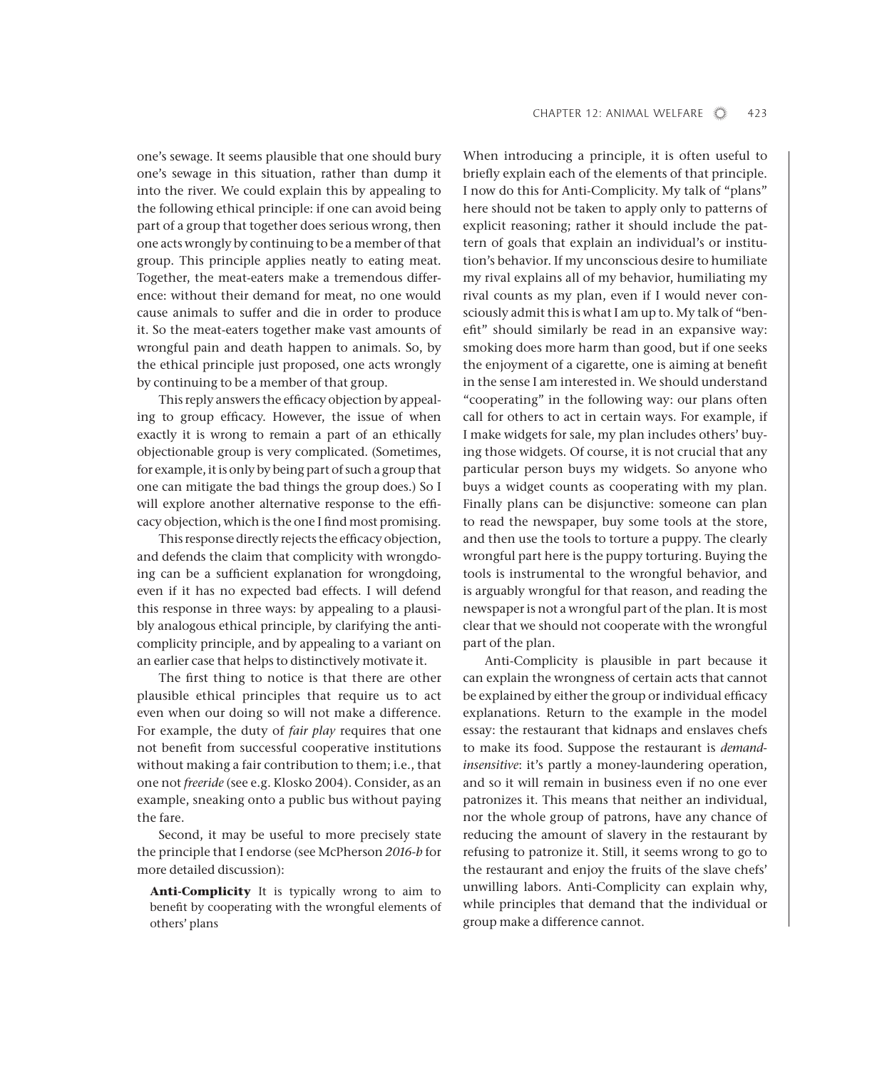one's sewage. It seems plausible that one should bury one's sewage in this situation, rather than dump it into the river. We could explain this by appealing to the following ethical principle: if one can avoid being part of a group that together does serious wrong, then one acts wrongly by continuing to be a member of that group. This principle applies neatly to eating meat. Together, the meat-eaters make a tremendous difference: without their demand for meat, no one would cause animals to suffer and die in order to produce it. So the meat-eaters together make vast amounts of wrongful pain and death happen to animals. So, by the ethical principle just proposed, one acts wrongly by continuing to be a member of that group.

This reply answers the efficacy objection by appealing to group efficacy. However, the issue of when exactly it is wrong to remain a part of an ethically objectionable group is very complicated. (Sometimes, for example, it is only by being part of such a group that one can mitigate the bad things the group does.) So I will explore another alternative response to the efficacy objection, which is the one I find most promising.

This response directly rejects the efficacy objection, and defends the claim that complicity with wrongdoing can be a sufficient explanation for wrongdoing, even if it has no expected bad effects. I will defend this response in three ways: by appealing to a plausibly analogous ethical principle, by clarifying the anti-complicity principle, and by appealing to a variant on an earlier case that helps to distinctively motivate it.

The first thing to notice is that there are other plausible ethical principles that require us to act even when our doing so will not make a difference. For example, the duty of *fair play* requires that one not benefit from successful cooperative institutions without making a fair contribution to them; i.e., that one not *freeride* (see e.g. Klosko 2004). Consider, as an example, sneaking onto a public bus without paying the fare.

Second, it may be useful to more precisely state the principle that I endorse (see McPherson *2016-b* for more detailed discussion):

> **Anti-Complicity** It is typically wrong to aim to benefit by cooperating with the wrongful elements of others' plans

When introducing a principle, it is often useful to briefly explain each of the elements of that principle. I now do this for Anti-Complicity. My talk of "plans" here should not be taken to apply only to patterns of explicit reasoning; rather it should include the pattern of goals that explain an individual's or institution's behavior. If my unconscious desire to humiliate my rival explains all of my behavior, humiliating my rival counts as my plan, even if I would never consciously admit this is what I am up to. My talk of "benefit" should similarly be read in an expansive way: smoking does more harm than good, but if one seeks the enjoyment of a cigarette, one is aiming at benefit in the sense I am interested in. We should understand "cooperating" in the following way: our plans often call for others to act in certain ways. For example, if I make widgets for sale, my plan includes others' buying those widgets. Of course, it is not crucial that any particular person buys my widgets. So anyone who buys a widget counts as cooperating with my plan. Finally plans can be disjunctive: someone can plan to read the newspaper, buy some tools at the store, and then use the tools to torture a puppy. The clearly wrongful part here is the puppy torturing. Buying the tools is instrumental to the wrongful behavior, and is arguably wrongful for that reason, and reading the newspaper is not a wrongful part of the plan. It is most clear that we should not cooperate with the wrongful part of the plan.

Anti-Complicity is plausible in part because it can explain the wrongness of certain acts that cannot be explained by either the group or individual efficacy explanations. Return to the example in the model essay: the restaurant that kidnaps and enslaves chefs to make its food. Suppose the restaurant is *demand-insensitive*: it's partly a money-laundering operation, and so it will remain in business even if no one ever patronizes it. This means that neither an individual, nor the whole group of patrons, have any chance of reducing the amount of slavery in the restaurant by refusing to patronize it. Still, it seems wrong to go to the restaurant and enjoy the fruits of the slave chefs' unwilling labors. Anti-Complicity can explain why, while principles that demand that the individual or group make a difference cannot.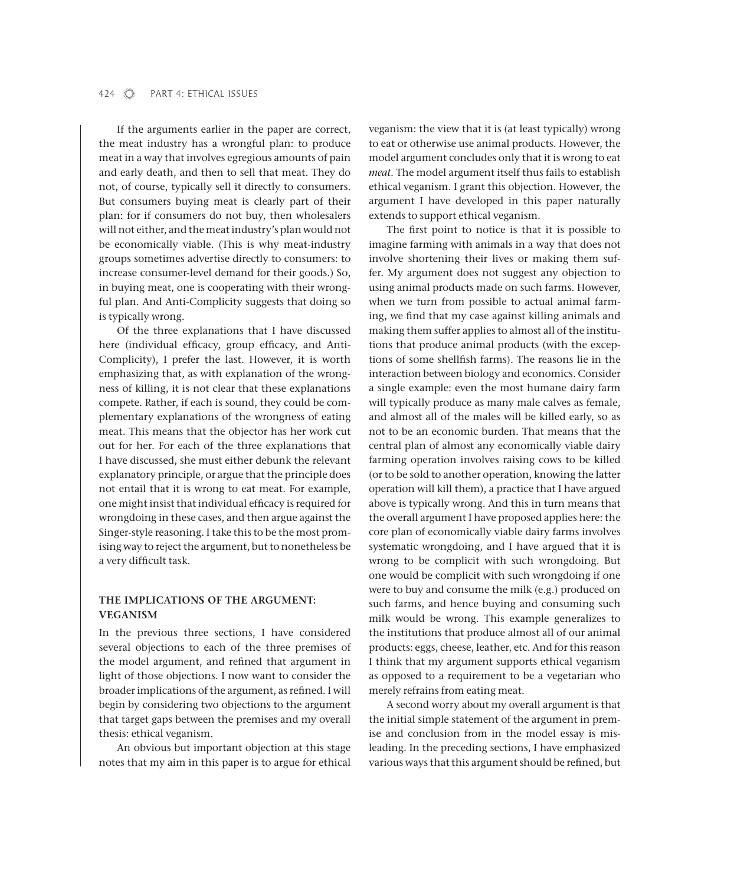If the arguments earlier in the paper are correct, the meat industry has a wrongful plan: to produce meat in a way that involves egregious amounts of pain and early death, and then to sell that meat. They do not, of course, typically sell it directly to consumers. But consumers buying meat is clearly part of their plan: for if consumers do not buy, then wholesalers will not either, and the meat industry's plan would not be economically viable. (This is why meat-industry groups sometimes advertise directly to consumers: to increase consumer-level demand for their goods.) So, in buying meat, one is cooperating with their wrongful plan. And Anti-Complicity suggests that doing so is typically wrong.

Of the three explanations that I have discussed here (individual efficacy, group efficacy, and Anti-Complicity), I prefer the last. However, it is worth emphasizing that, as with explanation of the wrongness of killing, it is not clear that these explanations compete. Rather, if each is sound, they could be complementary explanations of the wrongness of eating meat. This means that the objector has her work cut out for her. For each of the three explanations that I have discussed, she must either debunk the relevant explanatory principle, or argue that the principle does not entail that it is wrong to eat meat. For example, one might insist that individual efficacy is required for wrongdoing in these cases, and then argue against the Singer-style reasoning. I take this to be the most promising way to reject the argument, but to nonetheless be a very difficult task.

## THE IMPLICATIONS OF THE ARGUMENT: VEGANISM

In the previous three sections, I have considered several objections to each of the three premises of the model argument, and refined that argument in light of those objections. I now want to consider the broader implications of the argument, as refined. I will begin by considering two objections to the argument that target gaps between the premises and my overall thesis: ethical veganism.

An obvious but important objection at this stage notes that my aim in this paper is to argue for ethical veganism: the view that it is (at least typically) wrong to eat or otherwise use animal products. However, the model argument concludes only that it is wrong to eat *meat*. The model argument itself thus fails to establish ethical veganism. I grant this objection. However, the argument I have developed in this paper naturally extends to support ethical veganism.

The first point to notice is that it is possible to imagine farming with animals in a way that does not involve shortening their lives or making them suffer. My argument does not suggest any objection to using animal products made on such farms. However, when we turn from possible to actual animal farming, we find that my case against killing animals and making them suffer applies to almost all of the institutions that produce animal products (with the exceptions of some shellfish farms). The reasons lie in the interaction between biology and economics. Consider a single example: even the most humane dairy farm will typically produce as many male calves as female, and almost all of the males will be killed early, so as not to be an economic burden. That means that the central plan of almost any economically viable dairy farming operation involves raising cows to be killed (or to be sold to another operation, knowing the latter operation will kill them), a practice that I have argued above is typically wrong. And this in turn means that the overall argument I have proposed applies here: the core plan of economically viable dairy farms involves systematic wrongdoing, and I have argued that it is wrong to be complicit with such wrongdoing. But one would be complicit with such wrongdoing if one were to buy and consume the milk (e.g.) produced on such farms, and hence buying and consuming such milk would be wrong. This example generalizes to the institutions that produce almost all of our animal products: eggs, cheese, leather, etc. And for this reason I think that my argument supports ethical veganism as opposed to a requirement to be a vegetarian who merely refrains from eating meat.

A second worry about my overall argument is that the initial simple statement of the argument in premise and conclusion from in the model essay is misleading. In the preceding sections, I have emphasized various ways that this argument should be refined, but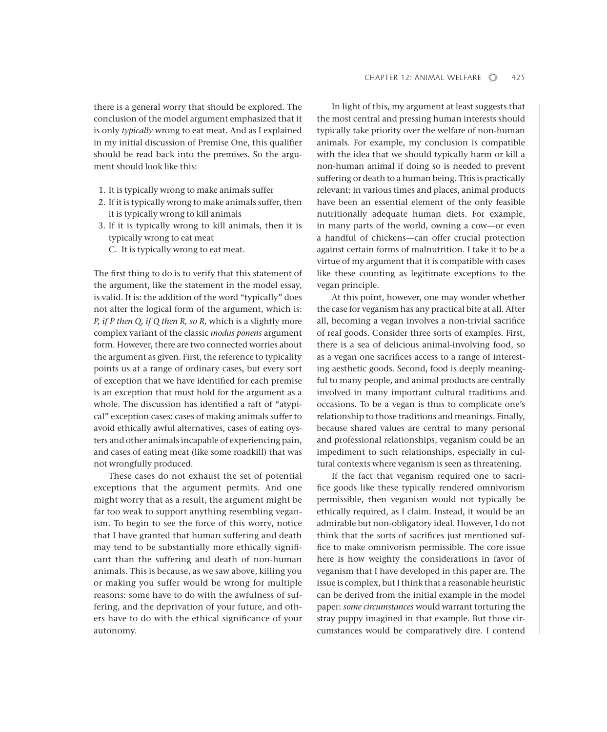there is a general worry that should be explored. The conclusion of the model argument emphasized that it is only *typically* wrong to eat meat. And as I explained in my initial discussion of Premise One, this qualifier should be read back into the premises. So the argument should look like this:

1. It is typically wrong to make animals suffer
2. If it is typically wrong to make animals suffer, then it is typically wrong to kill animals
3. If it is typically wrong to kill animals, then it is typically wrong to eat meat

   C. It is typically wrong to eat meat.

The first thing to do is to verify that this statement of the argument, like the statement in the model essay, is valid. It is: the addition of the word "typically" does not alter the logical form of the argument, which is: *P, if P then Q, if Q then R, so R,* which is a slightly more complex variant of the classic *modus ponens* argument form. However, there are two connected worries about the argument as given. First, the reference to typicality points us at a range of ordinary cases, but every sort of exception that we have identified for each premise is an exception that must hold for the argument as a whole. The discussion has identified a raft of "atypical" exception cases: cases of making animals suffer to avoid ethically awful alternatives, cases of eating oysters and other animals incapable of experiencing pain, and cases of eating meat (like some roadkill) that was not wrongfully produced.

These cases do not exhaust the set of potential exceptions that the argument permits. And one might worry that as a result, the argument might be far too weak to support anything resembling veganism. To begin to see the force of this worry, notice that I have granted that human suffering and death may tend to be substantially more ethically significant than the suffering and death of non-human animals. This is because, as we saw above, killing you or making you suffer would be wrong for multiple reasons: some have to do with the awfulness of suffering, and the deprivation of your future, and others have to do with the ethical significance of your autonomy.

In light of this, my argument at least suggests that the most central and pressing human interests should typically take priority over the welfare of non-human animals. For example, my conclusion is compatible with the idea that we should typically harm or kill a non-human animal if doing so is needed to prevent suffering or death to a human being. This is practically relevant: in various times and places, animal products have been an essential element of the only feasible nutritionally adequate human diets. For example, in many parts of the world, owning a cow—or even a handful of chickens—can offer crucial protection against certain forms of malnutrition. I take it to be a virtue of my argument that it is compatible with cases like these counting as legitimate exceptions to the vegan principle.

At this point, however, one may wonder whether the case for veganism has any practical bite at all. After all, becoming a vegan involves a non-trivial sacrifice of real goods. Consider three sorts of examples. First, there is a sea of delicious animal-involving food, so as a vegan one sacrifices access to a range of interesting aesthetic goods. Second, food is deeply meaningful to many people, and animal products are centrally involved in many important cultural traditions and occasions. To be a vegan is thus to complicate one's relationship to those traditions and meanings. Finally, because shared values are central to many personal and professional relationships, veganism could be an impediment to such relationships, especially in cultural contexts where veganism is seen as threatening.

If the fact that veganism required one to sacrifice goods like these typically rendered omnivorism permissible, then veganism would not typically be ethically required, as I claim. Instead, it would be an admirable but non-obligatory ideal. However, I do not think that the sorts of sacrifices just mentioned suffice to make omnivorism permissible. The core issue here is how weighty the considerations in favor of veganism that I have developed in this paper are. The issue is complex, but I think that a reasonable heuristic can be derived from the initial example in the model paper: *some circumstances* would warrant torturing the stray puppy imagined in that example. But those circumstances would be comparatively dire. I contend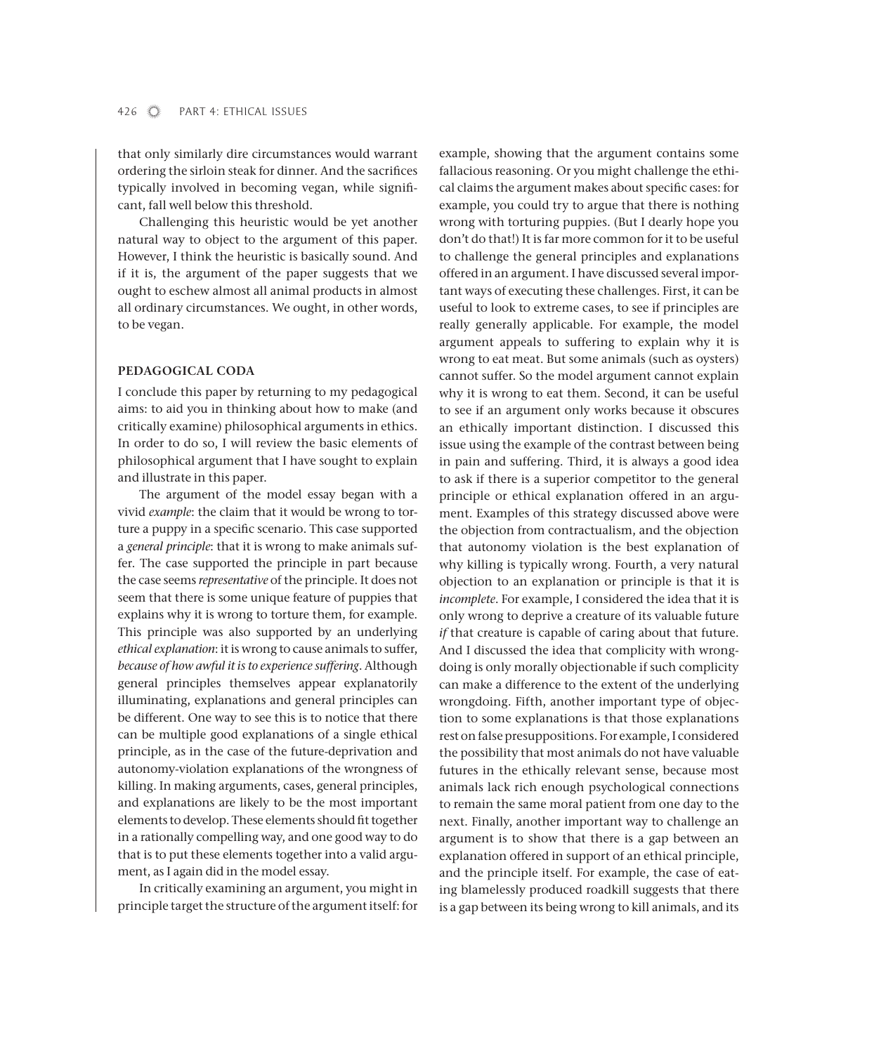that only similarly dire circumstances would warrant ordering the sirloin steak for dinner. And the sacrifices typically involved in becoming vegan, while significant, fall well below this threshold.

Challenging this heuristic would be yet another natural way to object to the argument of this paper. However, I think the heuristic is basically sound. And if it is, the argument of the paper suggests that we ought to eschew almost all animal products in almost all ordinary circumstances. We ought, in other words, to be vegan.

## PEDAGOGICAL CODA

I conclude this paper by returning to my pedagogical aims: to aid you in thinking about how to make (and critically examine) philosophical arguments in ethics. In order to do so, I will review the basic elements of philosophical argument that I have sought to explain and illustrate in this paper.

The argument of the model essay began with a vivid *example*: the claim that it would be wrong to torture a puppy in a specific scenario. This case supported a *general principle*: that it is wrong to make animals suffer. The case supported the principle in part because the case seems *representative* of the principle. It does not seem that there is some unique feature of puppies that explains why it is wrong to torture them, for example. This principle was also supported by an underlying *ethical explanation*: it is wrong to cause animals to suffer, *because of how awful it is to experience suffering*. Although general principles themselves appear explanatorily illuminating, explanations and general principles can be different. One way to see this is to notice that there can be multiple good explanations of a single ethical principle, as in the case of the future-deprivation and autonomy-violation explanations of the wrongness of killing. In making arguments, cases, general principles, and explanations are likely to be the most important elements to develop. These elements should fit together in a rationally compelling way, and one good way to do that is to put these elements together into a valid argument, as I again did in the model essay.

In critically examining an argument, you might in principle target the structure of the argument itself: for example, showing that the argument contains some fallacious reasoning. Or you might challenge the ethical claims the argument makes about specific cases: for example, you could try to argue that there is nothing wrong with torturing puppies. (But I dearly hope you don't do that!) It is far more common for it to be useful to challenge the general principles and explanations offered in an argument. I have discussed several important ways of executing these challenges. First, it can be useful to look to extreme cases, to see if principles are really generally applicable. For example, the model argument appeals to suffering to explain why it is wrong to eat meat. But some animals (such as oysters) cannot suffer. So the model argument cannot explain why it is wrong to eat them. Second, it can be useful to see if an argument only works because it obscures an ethically important distinction. I discussed this issue using the example of the contrast between being in pain and suffering. Third, it is always a good idea to ask if there is a superior competitor to the general principle or ethical explanation offered in an argument. Examples of this strategy discussed above were the objection from contractualism, and the objection that autonomy violation is the best explanation of why killing is typically wrong. Fourth, a very natural objection to an explanation or principle is that it is *incomplete*. For example, I considered the idea that it is only wrong to deprive a creature of its valuable future *if* that creature is capable of caring about that future. And I discussed the idea that complicity with wrongdoing is only morally objectionable if such complicity can make a difference to the extent of the underlying wrongdoing. Fifth, another important type of objection to some explanations is that those explanations rest on false presuppositions. For example, I considered the possibility that most animals do not have valuable futures in the ethically relevant sense, because most animals lack rich enough psychological connections to remain the same moral patient from one day to the next. Finally, another important way to challenge an argument is to show that there is a gap between an explanation offered in support of an ethical principle, and the principle itself. For example, the case of eating blamelessly produced roadkill suggests that there is a gap between its being wrong to kill animals, and its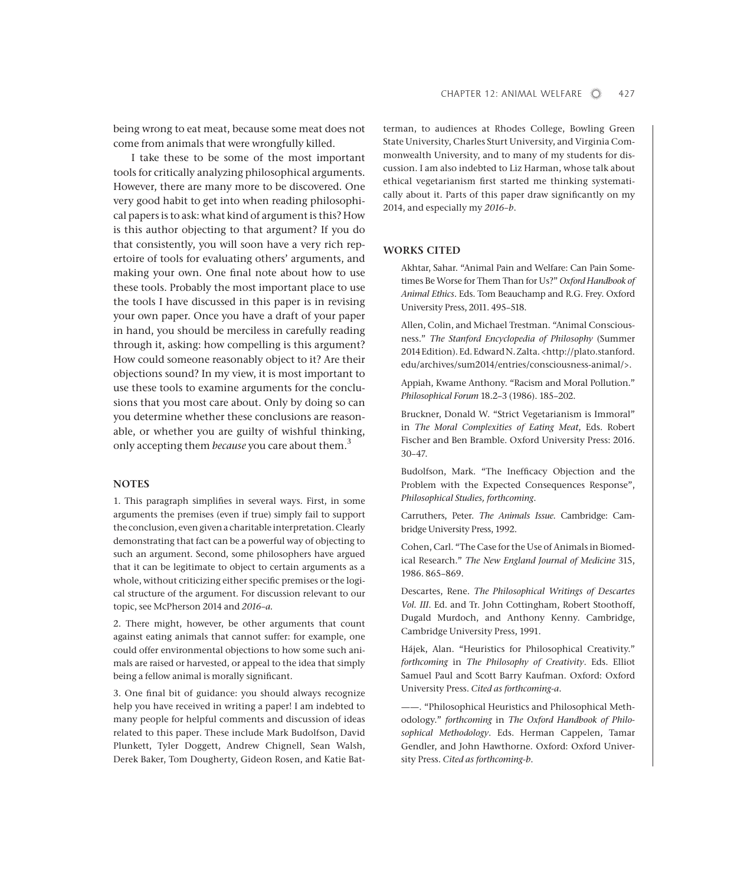being wrong to eat meat, because some meat does not come from animals that were wrongfully killed.

I take these to be some of the most important tools for critically analyzing philosophical arguments. However, there are many more to be discovered. One very good habit to get into when reading philosophical papers is to ask: what kind of argument is this? How is this author objecting to that argument? If you do that consistently, you will soon have a very rich repertoire of tools for evaluating others' arguments, and making your own. One final note about how to use these tools. Probably the most important place to use the tools I have discussed in this paper is in revising your own paper. Once you have a draft of your paper in hand, you should be merciless in carefully reading through it, asking: how compelling is this argument? How could someone reasonably object to it? Are their objections sound? In my view, it is most important to use these tools to examine arguments for the conclusions that you most care about. Only by doing so can you determine whether these conclusions are reasonable, or whether you are guilty of wishful thinking, only accepting them *because* you care about them.[3]

## NOTES

1. This paragraph simplifies in several ways. First, in some arguments the premises (even if true) simply fail to support the conclusion, even given a charitable interpretation. Clearly demonstrating that fact can be a powerful way of objecting to such an argument. Second, some philosophers have argued that it can be legitimate to object to certain arguments as a whole, without criticizing either specific premises or the logical structure of the argument. For discussion relevant to our topic, see McPherson 2014 and *2016–a.*

2. There might, however, be other arguments that count against eating animals that cannot suffer: for example, one could offer environmental objections to how some such animals are raised or harvested, or appeal to the idea that simply being a fellow animal is morally significant.

3. One final bit of guidance: you should always recognize help you have received in writing a paper! I am indebted to many people for helpful comments and discussion of ideas related to this paper. These include Mark Budolfson, David Plunkett, Tyler Doggett, Andrew Chignell, Sean Walsh, Derek Baker, Tom Dougherty, Gideon Rosen, and Katie Batterman, to audiences at Rhodes College, Bowling Green State University, Charles Sturt University, and Virginia Commonwealth University, and to many of my students for discussion. I am also indebted to Liz Harman, whose talk about ethical vegetarianism first started me thinking systematically about it. Parts of this paper draw significantly on my 2014, and especially my *2016–b*.

## WORKS CITED

Akhtar, Sahar. "Animal Pain and Welfare: Can Pain Sometimes Be Worse for Them Than for Us?" *Oxford Handbook of Animal Ethics*. Eds. Tom Beauchamp and R.G. Frey. Oxford University Press, 2011. 495–518.

Allen, Colin, and Michael Trestman. "Animal Consciousness." *The Stanford Encyclopedia of Philosophy* (Summer 2014 Edition). Ed. Edward N. Zalta. <http://plato.stanford.edu/archives/sum2014/entries/consciousness-animal/>.

Appiah, Kwame Anthony. "Racism and Moral Pollution." *Philosophical Forum* 18.2–3 (1986). 185–202.

Bruckner, Donald W. "Strict Vegetarianism is Immoral" in *The Moral Complexities of Eating Meat*, Eds. Robert Fischer and Ben Bramble. Oxford University Press: 2016. 30–47.

Budolfson, Mark. "The Inefficacy Objection and the Problem with the Expected Consequences Response", *Philosophical Studies, forthcoming*.

Carruthers, Peter. *The Animals Issue.* Cambridge: Cambridge University Press, 1992.

Cohen, Carl. "The Case for the Use of Animals in Biomedical Research." *The New England Journal of Medicine* 315, 1986. 865–869.

Descartes, Rene. *The Philosophical Writings of Descartes Vol. III*. Ed. and Tr. John Cottingham, Robert Stoothoff, Dugald Murdoch, and Anthony Kenny. Cambridge, Cambridge University Press, 1991.

Hájek, Alan. "Heuristics for Philosophical Creativity." *forthcoming* in *The Philosophy of Creativity*. Eds. Elliot Samuel Paul and Scott Barry Kaufman. Oxford: Oxford University Press. *Cited as forthcoming-a*.

——. "Philosophical Heuristics and Philosophical Methodology." *forthcoming* in *The Oxford Handbook of Philosophical Methodology*. Eds. Herman Cappelen, Tamar Gendler, and John Hawthorne. Oxford: Oxford University Press. *Cited as forthcoming-b*.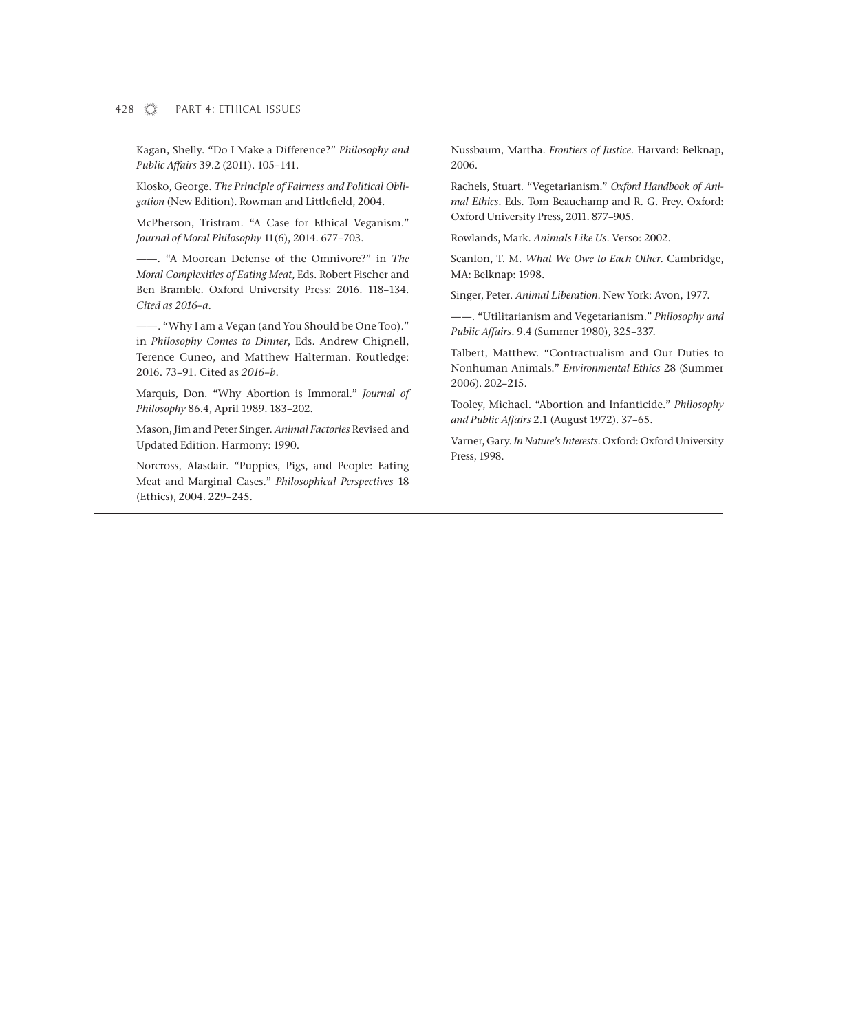Kagan, Shelly. “Do I Make a Difference?” *Philosophy and Public Affairs* 39.2 (2011). 105–141.

Klosko, George. *The Principle of Fairness and Political Obligation* (New Edition). Rowman and Littlefield, 2004.

McPherson, Tristram. “A Case for Ethical Veganism.” *Journal of Moral Philosophy* 11(6), 2014. 677–703.

——. “A Moorean Defense of the Omnivore?” in *The Moral Complexities of Eating Meat*, Eds. Robert Fischer and Ben Bramble. Oxford University Press: 2016. 118–134. *Cited as 2016–a*.

——. “Why I am a Vegan (and You Should be One Too).” in *Philosophy Comes to Dinner*, Eds. Andrew Chignell, Terence Cuneo, and Matthew Halterman. Routledge: 2016. 73–91. Cited as *2016–b*.

Marquis, Don. “Why Abortion is Immoral.” *Journal of Philosophy* 86.4, April 1989. 183–202.

Mason, Jim and Peter Singer. *Animal Factories* Revised and Updated Edition. Harmony: 1990.

Norcross, Alasdair. “Puppies, Pigs, and People: Eating Meat and Marginal Cases.” *Philosophical Perspectives* 18 (Ethics), 2004. 229–245.

Nussbaum, Martha. *Frontiers of Justice*. Harvard: Belknap, 2006.

Rachels, Stuart. “Vegetarianism.” *Oxford Handbook of Animal Ethics*. Eds. Tom Beauchamp and R. G. Frey. Oxford: Oxford University Press, 2011. 877–905.

Rowlands, Mark. *Animals Like Us*. Verso: 2002.

Scanlon, T. M. *What We Owe to Each Other*. Cambridge, MA: Belknap: 1998.

Singer, Peter. *Animal Liberation*. New York: Avon, 1977.

——. “Utilitarianism and Vegetarianism.” *Philosophy and Public Affairs*. 9.4 (Summer 1980), 325–337.

Talbert, Matthew. “Contractualism and Our Duties to Nonhuman Animals.” *Environmental Ethics* 28 (Summer 2006). 202–215.

Tooley, Michael. “Abortion and Infanticide.” *Philosophy and Public Affairs* 2.1 (August 1972). 37–65.

Varner, Gary. *In Nature’s Interests*. Oxford: Oxford University Press, 1998.